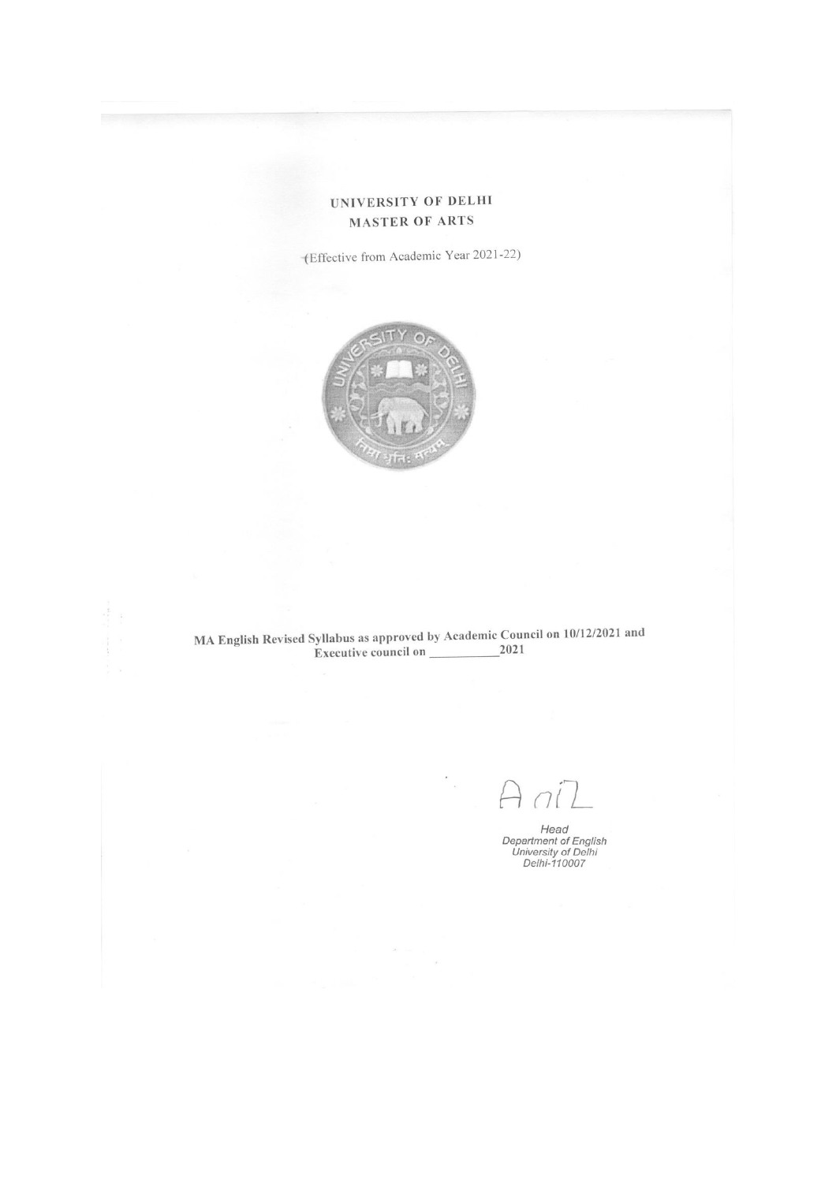# UNIVERSITY OF DELHI
## MASTER OF ARTS

(Effective from Academic Year 2021-22)

**MA English Revised Syllabus as approved by Academic Council on 10/12/2021 and Executive council on \_\_\_\_\_\_\_\_\_\_\_2021**

Anil

*Head*
*Department of English*
*University of Delhi*
*Delhi-110007*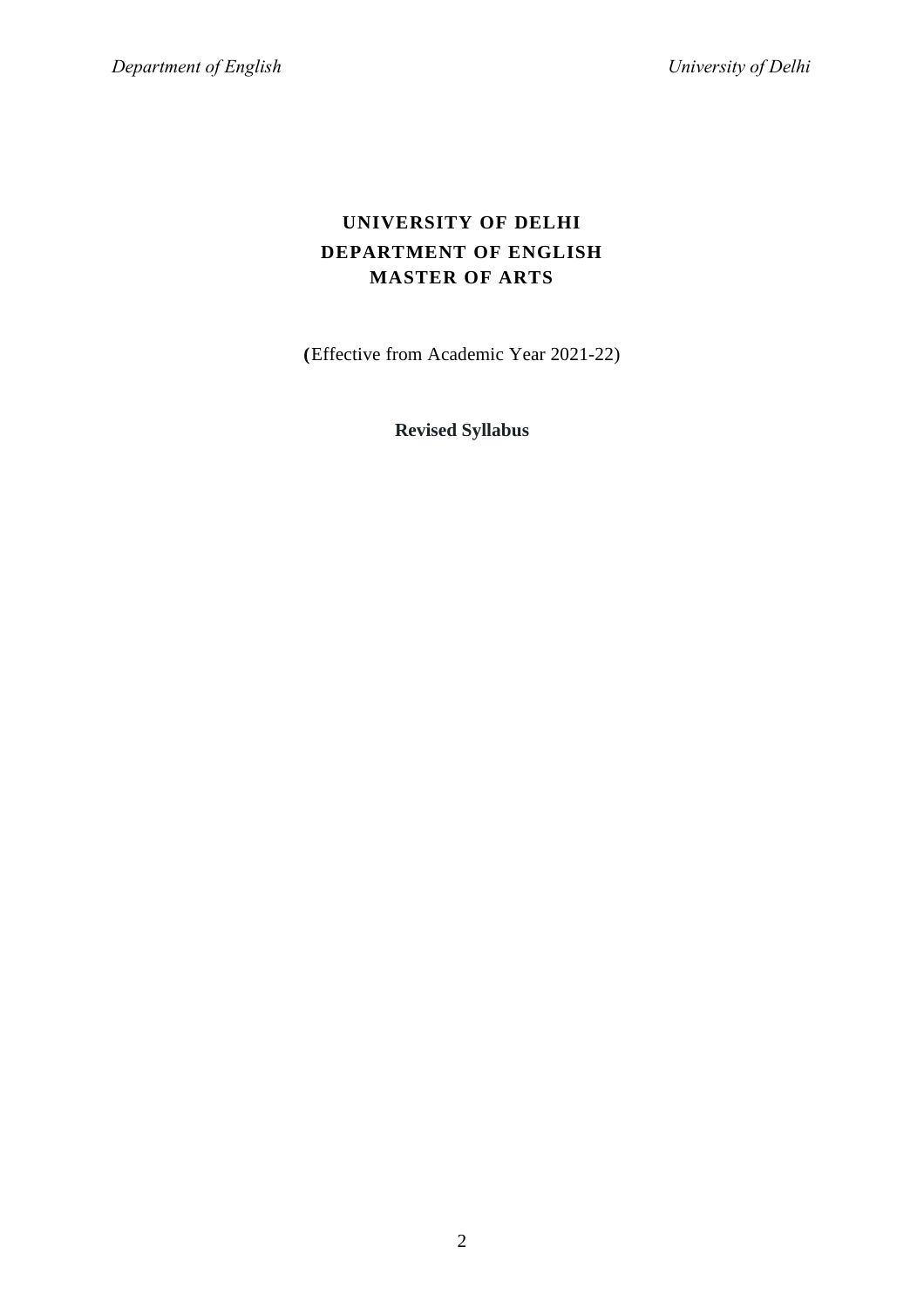# UNIVERSITY OF DELHI
# DEPARTMENT OF ENGLISH
# MASTER OF ARTS

(Effective from Academic Year 2021-22)

**Revised Syllabus**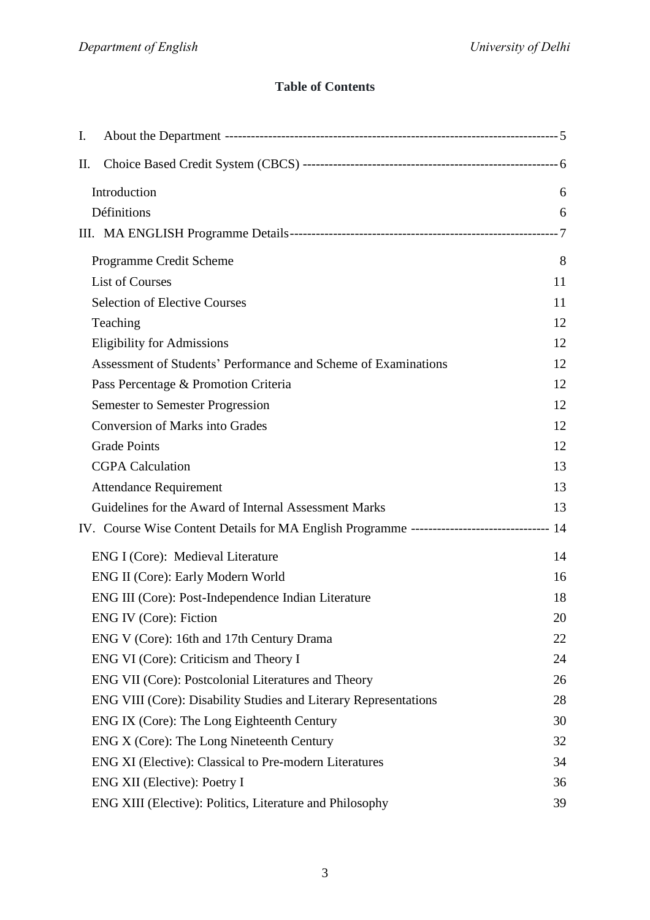## Table of Contents

I. About the Department ---------------------------------------------------------------------------- 5

II. Choice Based Credit System (CBCS) ---------------------------------------------------------- 6

- Introduction 6
- Définitions 6

III. MA ENGLISH Programme Details----------------------------------------------------------- 7

- Programme Credit Scheme 8
- List of Courses 11
- Selection of Elective Courses 11
- Teaching 12
- Eligibility for Admissions 12
- Assessment of Students' Performance and Scheme of Examinations 12
- Pass Percentage & Promotion Criteria 12
- Semester to Semester Progression 12
- Conversion of Marks into Grades 12
- Grade Points 12
- CGPA Calculation 13
- Attendance Requirement 13
- Guidelines for the Award of Internal Assessment Marks 13

IV. Course Wise Content Details for MA English Programme ------------------------------- 14

- ENG I (Core): Medieval Literature 14
- ENG II (Core): Early Modern World 16
- ENG III (Core): Post-Independence Indian Literature 18
- ENG IV (Core): Fiction 20
- ENG V (Core): 16th and 17th Century Drama 22
- ENG VI (Core): Criticism and Theory I 24
- ENG VII (Core): Postcolonial Literatures and Theory 26
- ENG VIII (Core): Disability Studies and Literary Representations 28
- ENG IX (Core): The Long Eighteenth Century 30
- ENG X (Core): The Long Nineteenth Century 32
- ENG XI (Elective): Classical to Pre-modern Literatures 34
- ENG XII (Elective): Poetry I 36
- ENG XIII (Elective): Politics, Literature and Philosophy 39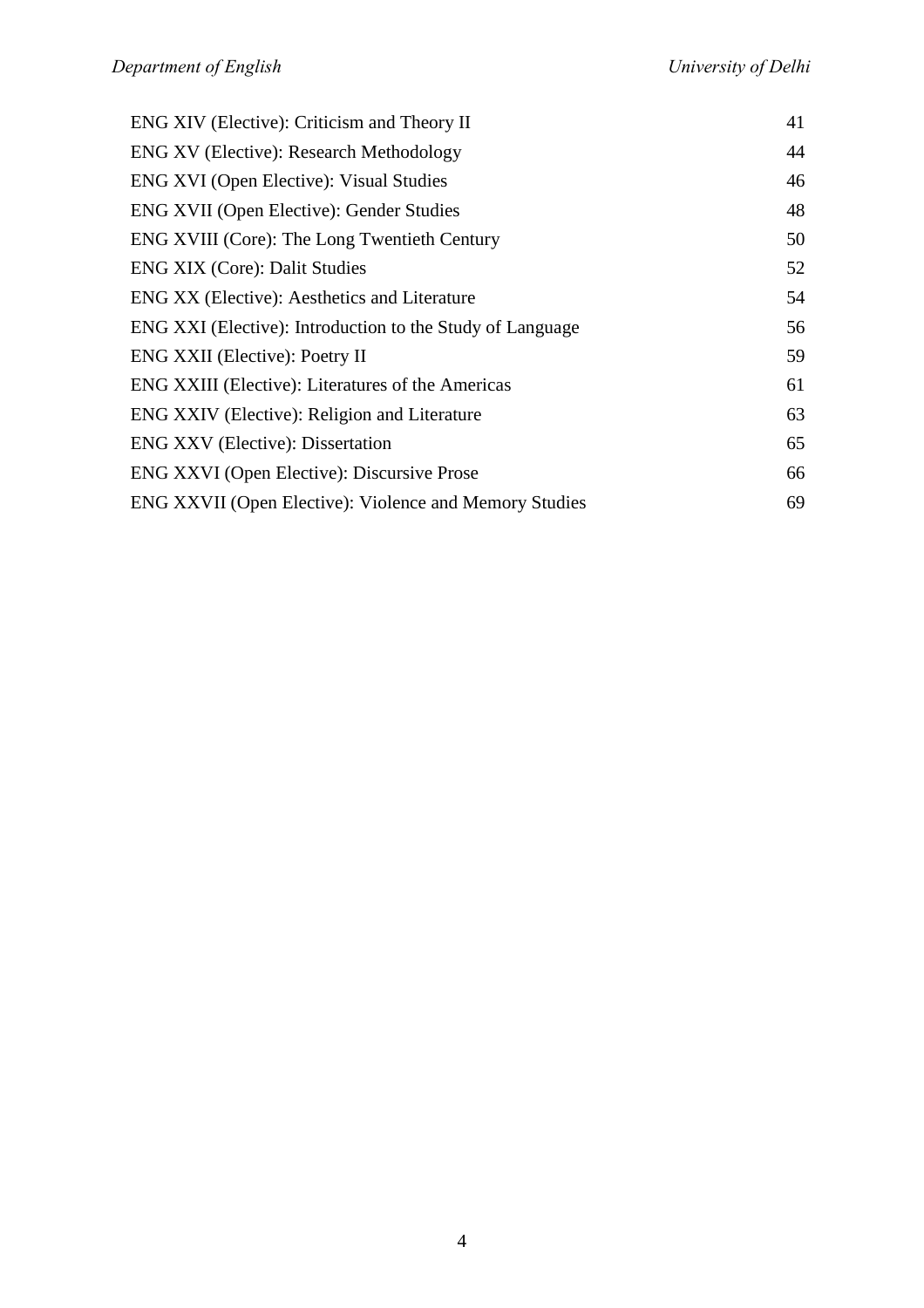| | |
|---|---|
| ENG XIV (Elective): Criticism and Theory II | 41 |
| ENG XV (Elective): Research Methodology | 44 |
| ENG XVI (Open Elective): Visual Studies | 46 |
| ENG XVII (Open Elective): Gender Studies | 48 |
| ENG XVIII (Core): The Long Twentieth Century | 50 |
| ENG XIX (Core): Dalit Studies | 52 |
| ENG XX (Elective): Aesthetics and Literature | 54 |
| ENG XXI (Elective): Introduction to the Study of Language | 56 |
| ENG XXII (Elective): Poetry II | 59 |
| ENG XXIII (Elective): Literatures of the Americas | 61 |
| ENG XXIV (Elective): Religion and Literature | 63 |
| ENG XXV (Elective): Dissertation | 65 |
| ENG XXVI (Open Elective): Discursive Prose | 66 |
| ENG XXVII (Open Elective): Violence and Memory Studies | 69 |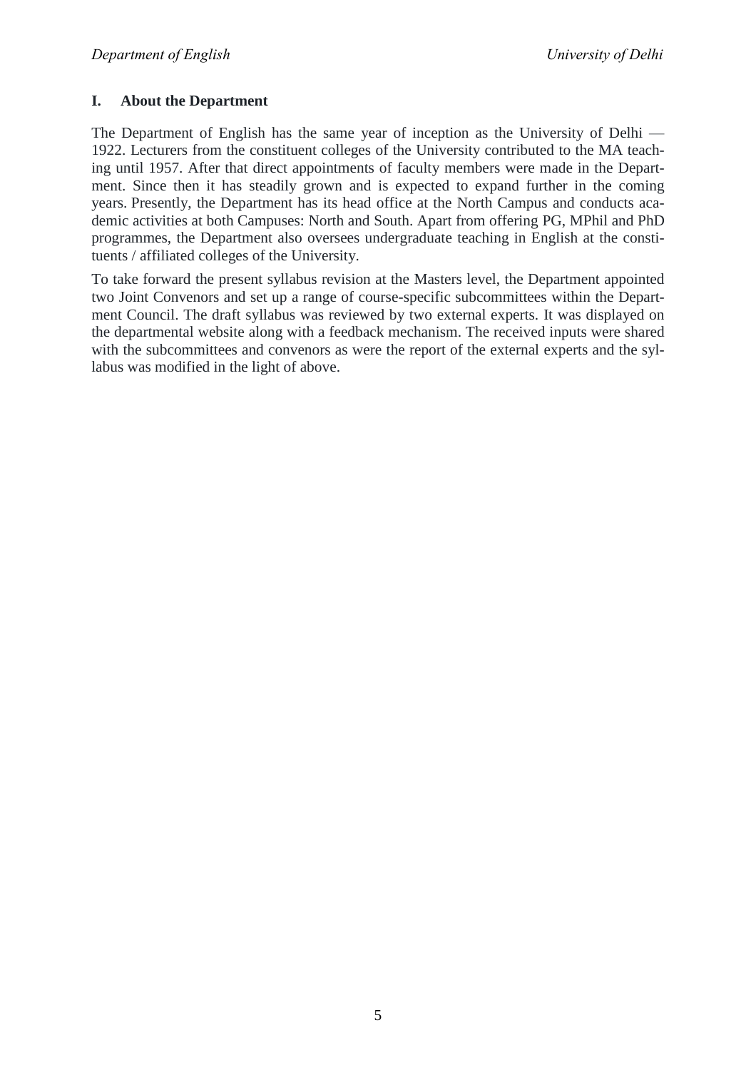## I. About the Department

The Department of English has the same year of inception as the University of Delhi — 1922. Lecturers from the constituent colleges of the University contributed to the MA teaching until 1957. After that direct appointments of faculty members were made in the Department. Since then it has steadily grown and is expected to expand further in the coming years. Presently, the Department has its head office at the North Campus and conducts academic activities at both Campuses: North and South. Apart from offering PG, MPhil and PhD programmes, the Department also oversees undergraduate teaching in English at the constituents / affiliated colleges of the University.

To take forward the present syllabus revision at the Masters level, the Department appointed two Joint Convenors and set up a range of course-specific subcommittees within the Department Council. The draft syllabus was reviewed by two external experts. It was displayed on the departmental website along with a feedback mechanism. The received inputs were shared with the subcommittees and convenors as were the report of the external experts and the syllabus was modified in the light of above.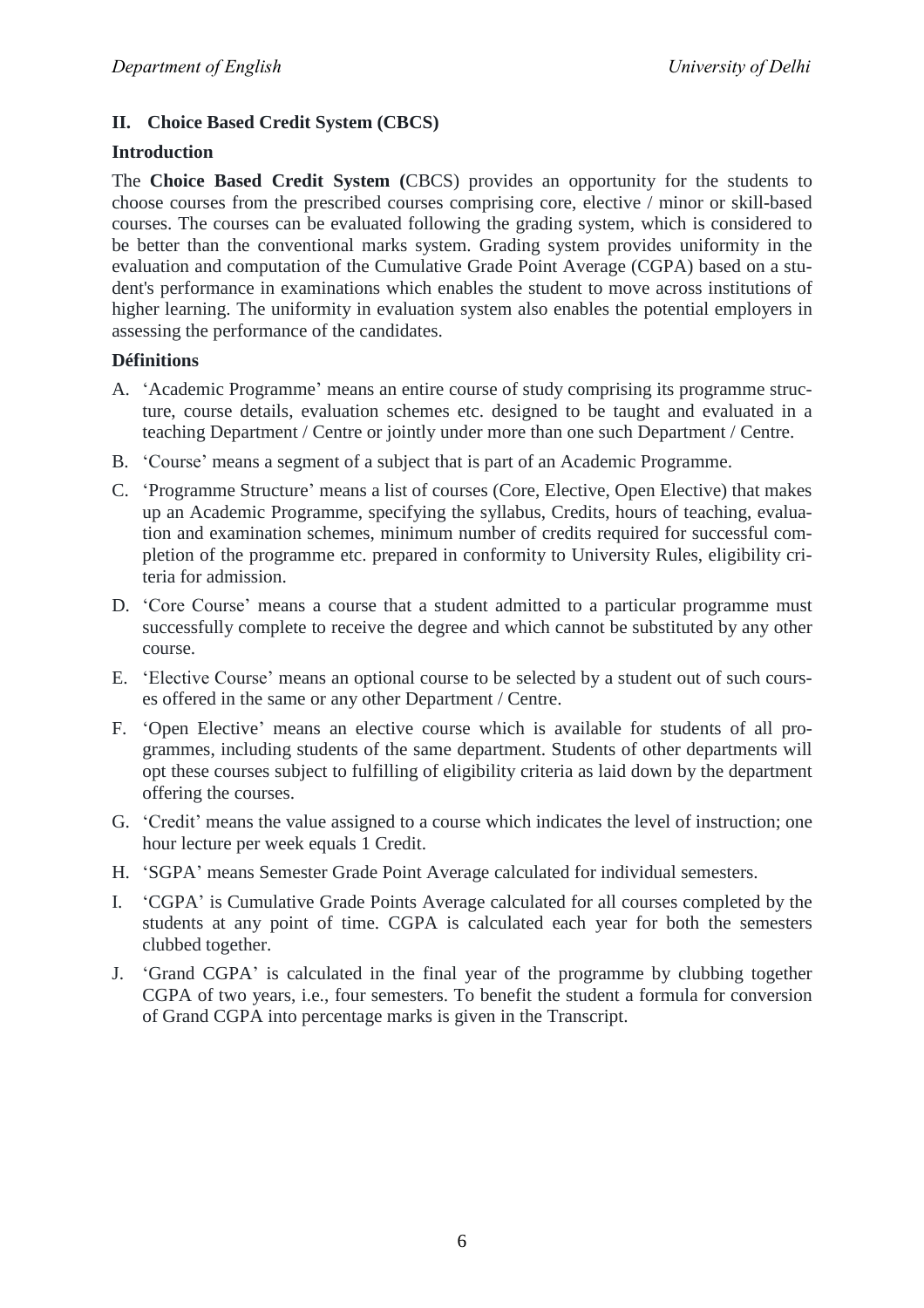## II. Choice Based Credit System (CBCS)

### Introduction

The **Choice Based Credit System (**CBCS) provides an opportunity for the students to choose courses from the prescribed courses comprising core, elective / minor or skill-based courses. The courses can be evaluated following the grading system, which is considered to be better than the conventional marks system. Grading system provides uniformity in the evaluation and computation of the Cumulative Grade Point Average (CGPA) based on a student's performance in examinations which enables the student to move across institutions of higher learning. The uniformity in evaluation system also enables the potential employers in assessing the performance of the candidates.

### Définitions

A. 'Academic Programme' means an entire course of study comprising its programme structure, course details, evaluation schemes etc. designed to be taught and evaluated in a teaching Department / Centre or jointly under more than one such Department / Centre.

B. 'Course' means a segment of a subject that is part of an Academic Programme.

C. 'Programme Structure' means a list of courses (Core, Elective, Open Elective) that makes up an Academic Programme, specifying the syllabus, Credits, hours of teaching, evaluation and examination schemes, minimum number of credits required for successful completion of the programme etc. prepared in conformity to University Rules, eligibility criteria for admission.

D. 'Core Course' means a course that a student admitted to a particular programme must successfully complete to receive the degree and which cannot be substituted by any other course.

E. 'Elective Course' means an optional course to be selected by a student out of such courses offered in the same or any other Department / Centre.

F. 'Open Elective' means an elective course which is available for students of all programmes, including students of the same department. Students of other departments will opt these courses subject to fulfilling of eligibility criteria as laid down by the department offering the courses.

G. 'Credit' means the value assigned to a course which indicates the level of instruction; one hour lecture per week equals 1 Credit.

H. 'SGPA' means Semester Grade Point Average calculated for individual semesters.

I. 'CGPA' is Cumulative Grade Points Average calculated for all courses completed by the students at any point of time. CGPA is calculated each year for both the semesters clubbed together.

J. 'Grand CGPA' is calculated in the final year of the programme by clubbing together CGPA of two years, i.e., four semesters. To benefit the student a formula for conversion of Grand CGPA into percentage marks is given in the Transcript.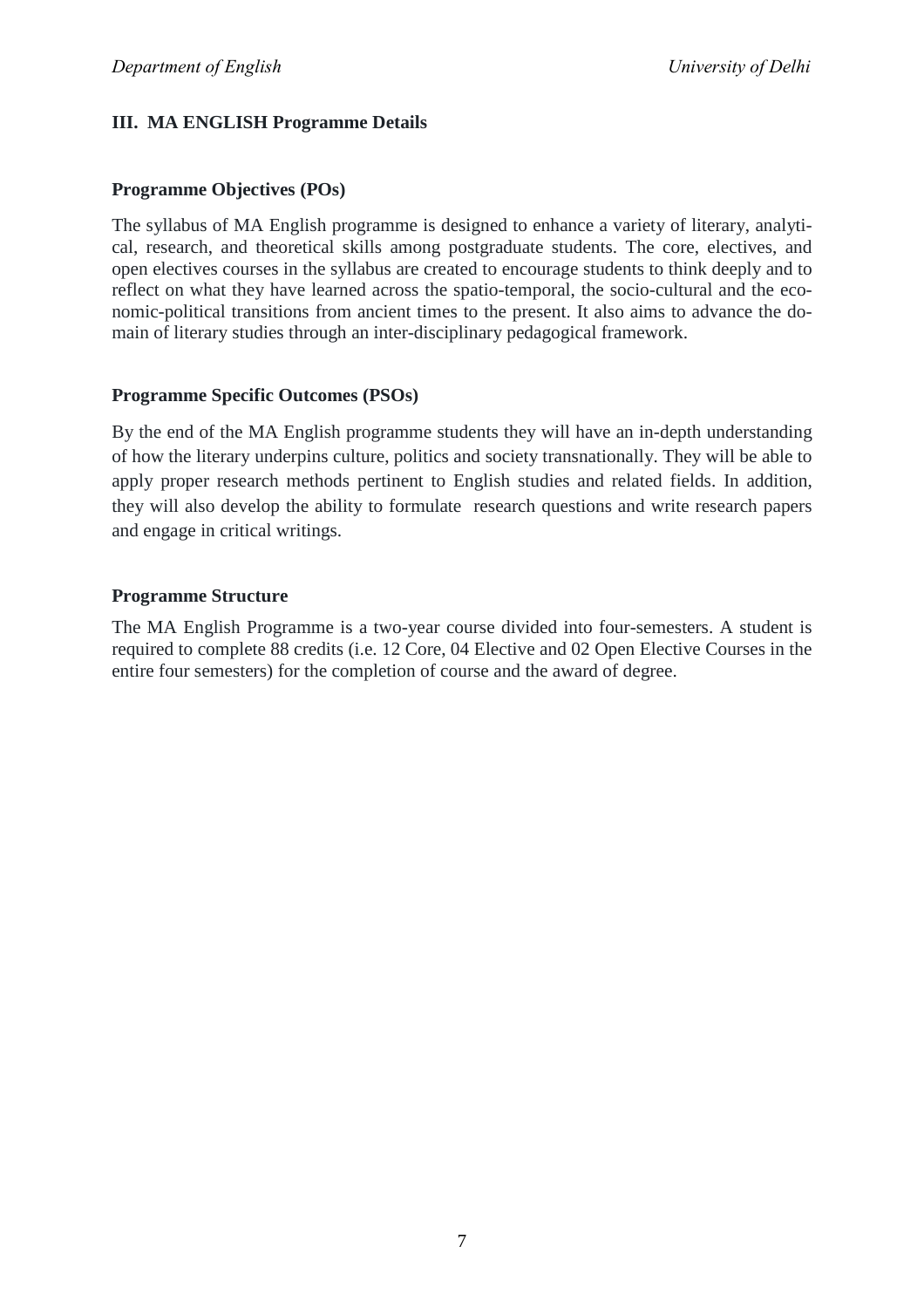## III. MA ENGLISH Programme Details

### Programme Objectives (POs)

The syllabus of MA English programme is designed to enhance a variety of literary, analytical, research, and theoretical skills among postgraduate students. The core, electives, and open electives courses in the syllabus are created to encourage students to think deeply and to reflect on what they have learned across the spatio-temporal, the socio-cultural and the economic-political transitions from ancient times to the present. It also aims to advance the domain of literary studies through an inter-disciplinary pedagogical framework.

### Programme Specific Outcomes (PSOs)

By the end of the MA English programme students they will have an in-depth understanding of how the literary underpins culture, politics and society transnationally. They will be able to apply proper research methods pertinent to English studies and related fields. In addition, they will also develop the ability to formulate research questions and write research papers and engage in critical writings.

### Programme Structure

The MA English Programme is a two-year course divided into four-semesters. A student is required to complete 88 credits (i.e. 12 Core, 04 Elective and 02 Open Elective Courses in the entire four semesters) for the completion of course and the award of degree.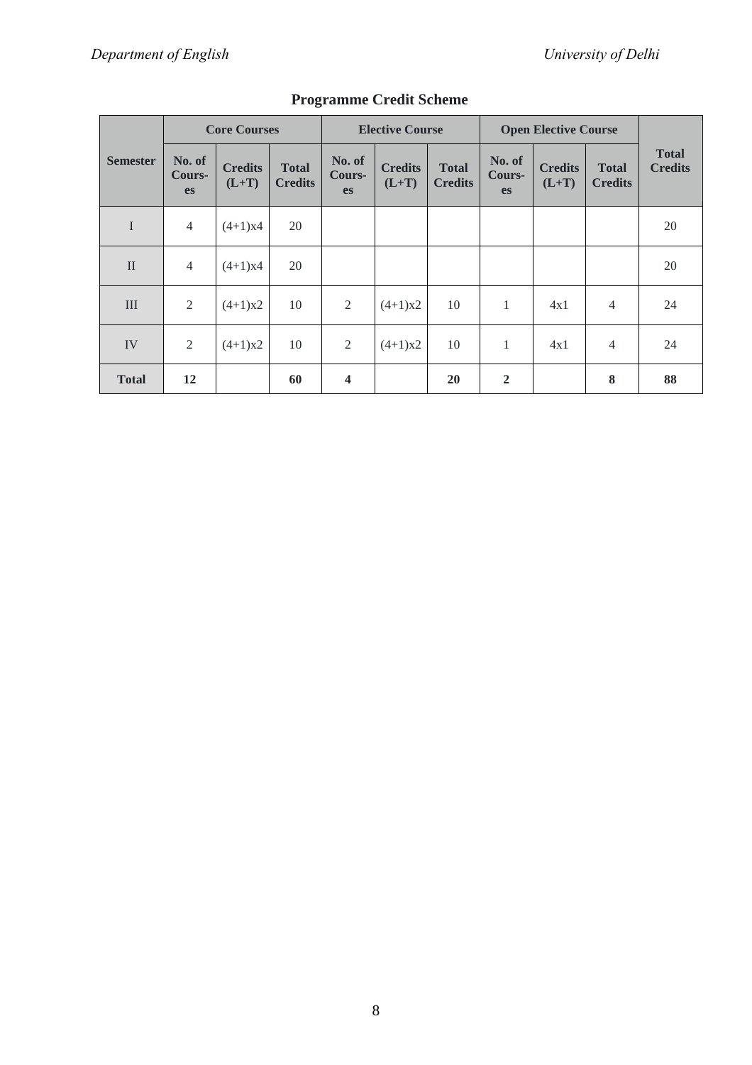## Programme Credit Scheme

| Semester | Core Courses | | | Elective Course | | | Open Elective Course | | | Total Credits |
|---|---|---|---|---|---|---|---|---|---|---|
| | No. of Cours-es | Credits (L+T) | Total Credits | No. of Cours-es | Credits (L+T) | Total Credits | No. of Cours-es | Credits (L+T) | Total Credits | |
| I | 4 | (4+1)x4 | 20 | | | | | | | 20 |
| II | 4 | (4+1)x4 | 20 | | | | | | | 20 |
| III | 2 | (4+1)x2 | 10 | 2 | (4+1)x2 | 10 | 1 | 4x1 | 4 | 24 |
| IV | 2 | (4+1)x2 | 10 | 2 | (4+1)x2 | 10 | 1 | 4x1 | 4 | 24 |
| **Total** | **12** | | **60** | **4** | | **20** | **2** | | **8** | **88** |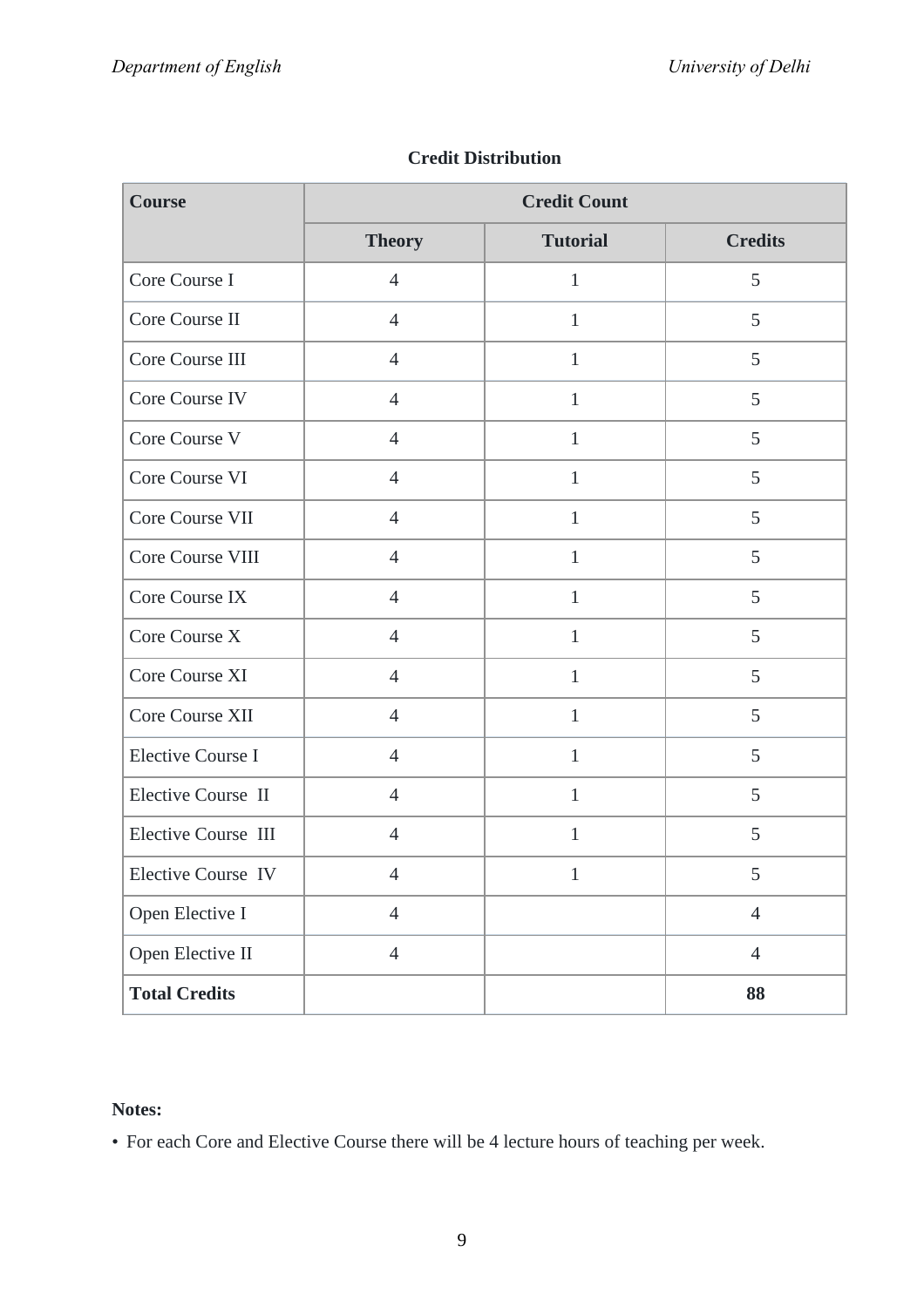**Credit Distribution**

| Course | Credit Count | | |
|---|---|---|---|
| | Theory | Tutorial | Credits |
| Core Course I | 4 | 1 | 5 |
| Core Course II | 4 | 1 | 5 |
| Core Course III | 4 | 1 | 5 |
| Core Course IV | 4 | 1 | 5 |
| Core Course V | 4 | 1 | 5 |
| Core Course VI | 4 | 1 | 5 |
| Core Course VII | 4 | 1 | 5 |
| Core Course VIII | 4 | 1 | 5 |
| Core Course IX | 4 | 1 | 5 |
| Core Course X | 4 | 1 | 5 |
| Core Course XI | 4 | 1 | 5 |
| Core Course XII | 4 | 1 | 5 |
| Elective Course I | 4 | 1 | 5 |
| Elective Course II | 4 | 1 | 5 |
| Elective Course III | 4 | 1 | 5 |
| Elective Course IV | 4 | 1 | 5 |
| Open Elective I | 4 | | 4 |
| Open Elective II | 4 | | 4 |
| **Total Credits** | | | **88** |

**Notes:**

- For each Core and Elective Course there will be 4 lecture hours of teaching per week.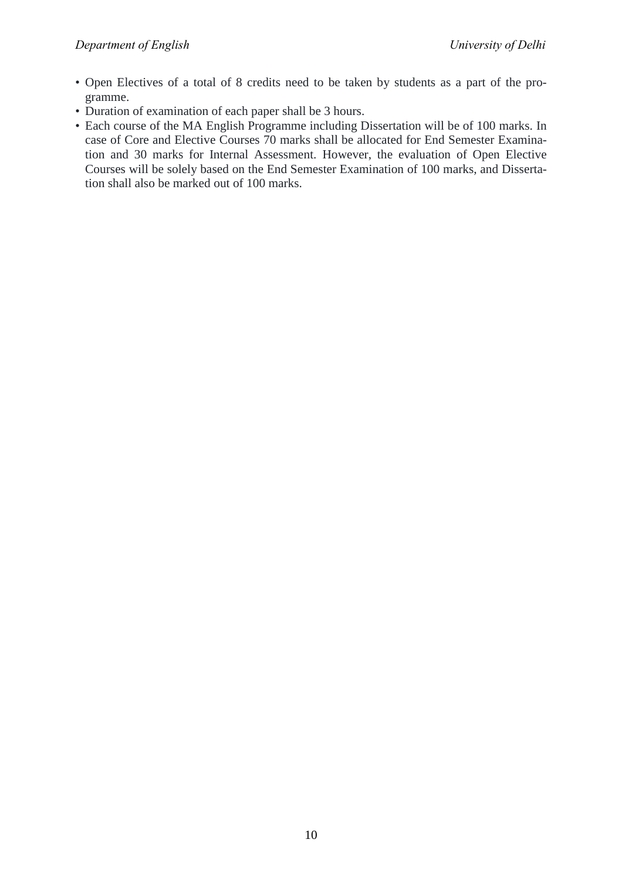- Open Electives of a total of 8 credits need to be taken by students as a part of the programme.
- Duration of examination of each paper shall be 3 hours.
- Each course of the MA English Programme including Dissertation will be of 100 marks. In case of Core and Elective Courses 70 marks shall be allocated for End Semester Examination and 30 marks for Internal Assessment. However, the evaluation of Open Elective Courses will be solely based on the End Semester Examination of 100 marks, and Dissertation shall also be marked out of 100 marks.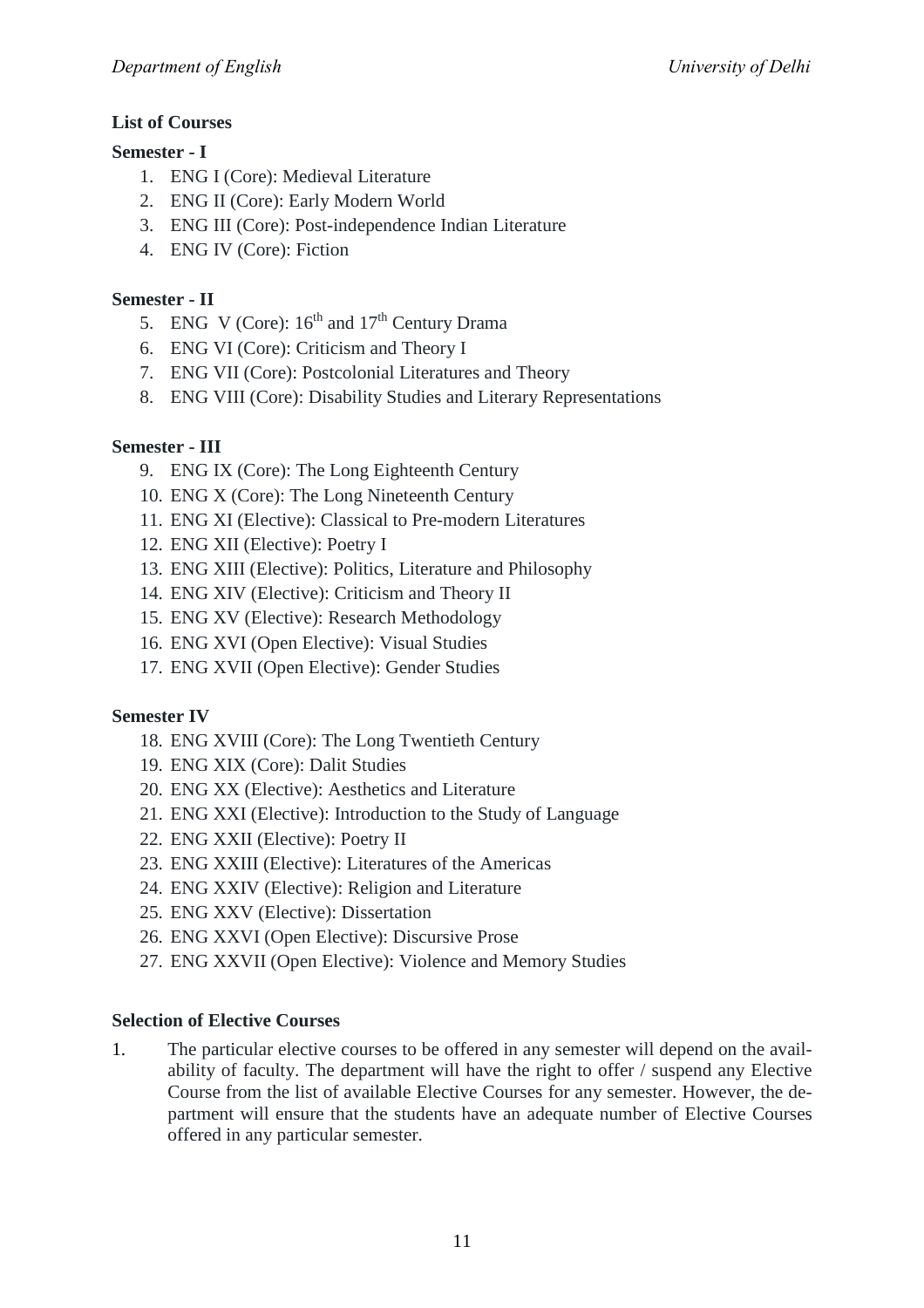## List of Courses

### Semester - I

1. ENG I (Core): Medieval Literature
2. ENG II (Core): Early Modern World
3. ENG III (Core): Post-independence Indian Literature
4. ENG IV (Core): Fiction

### Semester - II

5. ENG V (Core): 16th and 17th Century Drama
6. ENG VI (Core): Criticism and Theory I
7. ENG VII (Core): Postcolonial Literatures and Theory
8. ENG VIII (Core): Disability Studies and Literary Representations

### Semester - III

9. ENG IX (Core): The Long Eighteenth Century
10. ENG X (Core): The Long Nineteenth Century
11. ENG XI (Elective): Classical to Pre-modern Literatures
12. ENG XII (Elective): Poetry I
13. ENG XIII (Elective): Politics, Literature and Philosophy
14. ENG XIV (Elective): Criticism and Theory II
15. ENG XV (Elective): Research Methodology
16. ENG XVI (Open Elective): Visual Studies
17. ENG XVII (Open Elective): Gender Studies

### Semester IV

18. ENG XVIII (Core): The Long Twentieth Century
19. ENG XIX (Core): Dalit Studies
20. ENG XX (Elective): Aesthetics and Literature
21. ENG XXI (Elective): Introduction to the Study of Language
22. ENG XXII (Elective): Poetry II
23. ENG XXIII (Elective): Literatures of the Americas
24. ENG XXIV (Elective): Religion and Literature
25. ENG XXV (Elective): Dissertation
26. ENG XXVI (Open Elective): Discursive Prose
27. ENG XXVII (Open Elective): Violence and Memory Studies

### Selection of Elective Courses

1. The particular elective courses to be offered in any semester will depend on the availability of faculty. The department will have the right to offer / suspend any Elective Course from the list of available Elective Courses for any semester. However, the department will ensure that the students have an adequate number of Elective Courses offered in any particular semester.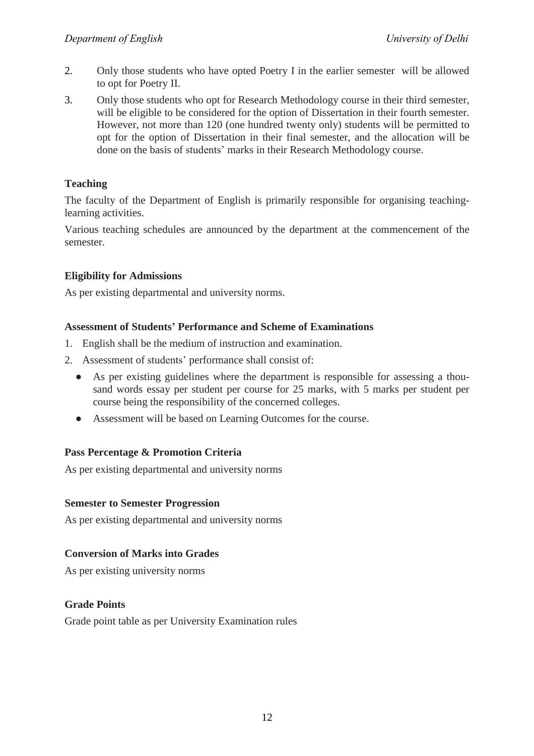2. Only those students who have opted Poetry I in the earlier semester will be allowed to opt for Poetry II.
3. Only those students who opt for Research Methodology course in their third semester, will be eligible to be considered for the option of Dissertation in their fourth semester. However, not more than 120 (one hundred twenty only) students will be permitted to opt for the option of Dissertation in their final semester, and the allocation will be done on the basis of students' marks in their Research Methodology course.

**Teaching**

The faculty of the Department of English is primarily responsible for organising teaching-learning activities.

Various teaching schedules are announced by the department at the commencement of the semester.

**Eligibility for Admissions**

As per existing departmental and university norms.

**Assessment of Students' Performance and Scheme of Examinations**

1. English shall be the medium of instruction and examination.
2. Assessment of students' performance shall consist of:
   - As per existing guidelines where the department is responsible for assessing a thousand words essay per student per course for 25 marks, with 5 marks per student per course being the responsibility of the concerned colleges.
   - Assessment will be based on Learning Outcomes for the course.

**Pass Percentage & Promotion Criteria**

As per existing departmental and university norms

**Semester to Semester Progression**

As per existing departmental and university norms

**Conversion of Marks into Grades**

As per existing university norms

**Grade Points**

Grade point table as per University Examination rules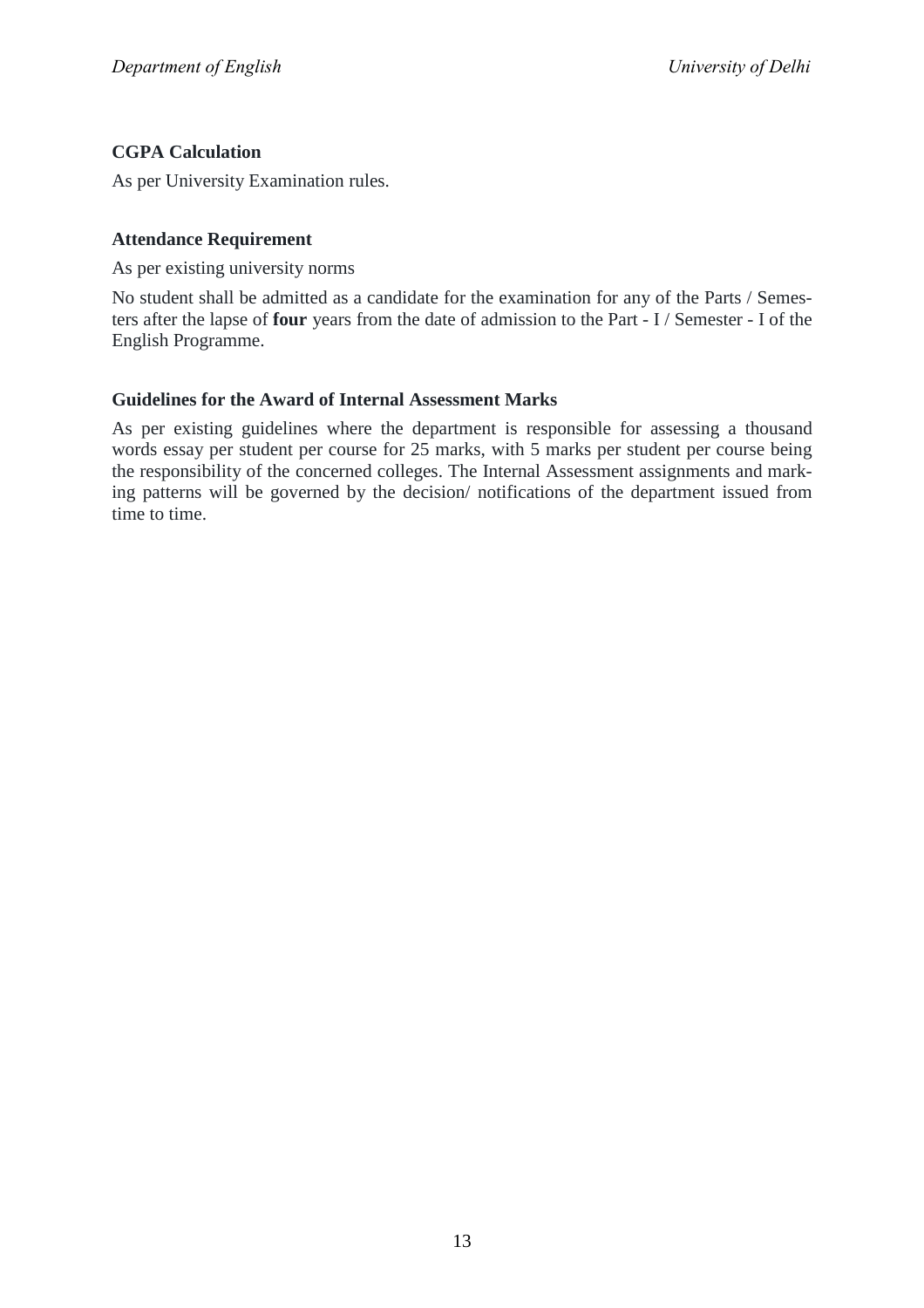**CGPA Calculation**

As per University Examination rules.

**Attendance Requirement**

As per existing university norms

No student shall be admitted as a candidate for the examination for any of the Parts / Semesters after the lapse of **four** years from the date of admission to the Part - I / Semester - I of the English Programme.

**Guidelines for the Award of Internal Assessment Marks**

As per existing guidelines where the department is responsible for assessing a thousand words essay per student per course for 25 marks, with 5 marks per student per course being the responsibility of the concerned colleges. The Internal Assessment assignments and marking patterns will be governed by the decision/ notifications of the department issued from time to time.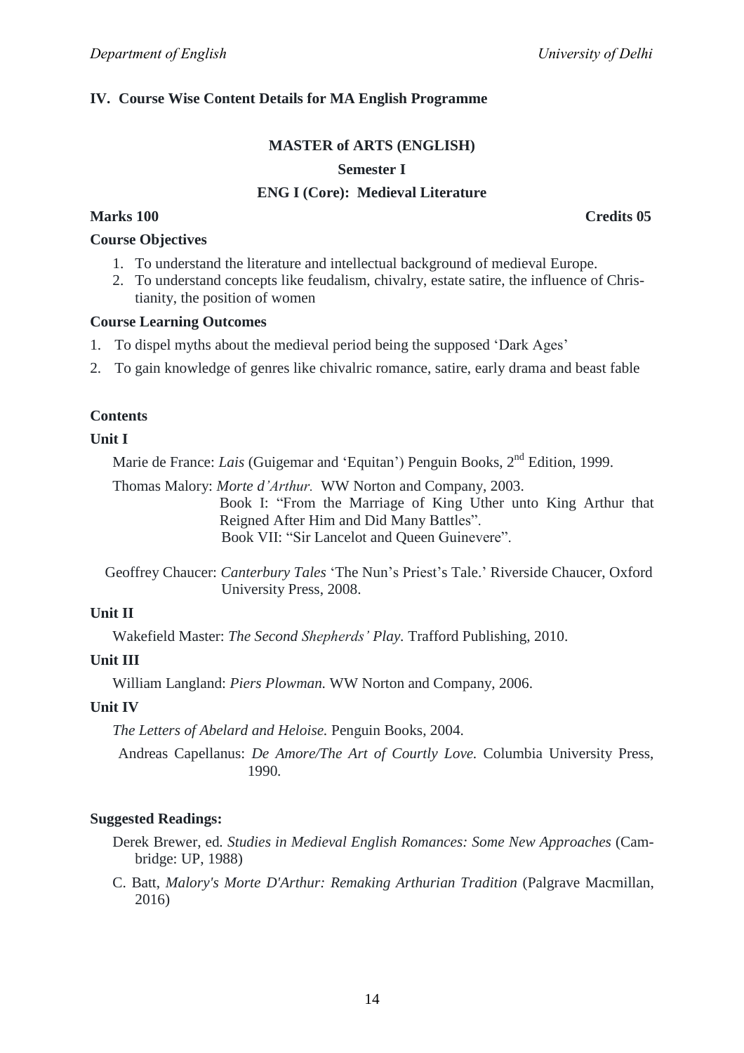## IV. Course Wise Content Details for MA English Programme

### MASTER of ARTS (ENGLISH)

### Semester I

### ENG I (Core): Medieval Literature

**Marks 100** **Credits 05**

**Course Objectives**

1. To understand the literature and intellectual background of medieval Europe.
2. To understand concepts like feudalism, chivalry, estate satire, the influence of Christianity, the position of women

**Course Learning Outcomes**

1. To dispel myths about the medieval period being the supposed 'Dark Ages'
2. To gain knowledge of genres like chivalric romance, satire, early drama and beast fable

**Contents**

**Unit I**

Marie de France: *Lais* (Guigemar and 'Equitan') Penguin Books, 2nd Edition, 1999.

Thomas Malory: *Morte d'Arthur.* WW Norton and Company, 2003.
Book I: "From the Marriage of King Uther unto King Arthur that Reigned After Him and Did Many Battles".
Book VII: "Sir Lancelot and Queen Guinevere".

Geoffrey Chaucer: *Canterbury Tales* 'The Nun's Priest's Tale.' Riverside Chaucer, Oxford University Press, 2008.

**Unit II**

Wakefield Master: *The Second Shepherds' Play.* Trafford Publishing, 2010.

**Unit III**

William Langland: *Piers Plowman.* WW Norton and Company, 2006.

**Unit IV**

*The Letters of Abelard and Heloise.* Penguin Books, 2004.

Andreas Capellanus: *De Amore/The Art of Courtly Love.* Columbia University Press, 1990.

**Suggested Readings:**

Derek Brewer, ed. *Studies in Medieval English Romances: Some New Approaches* (Cambridge: UP, 1988)

C. Batt, *Malory's Morte D'Arthur: Remaking Arthurian Tradition* (Palgrave Macmillan, 2016)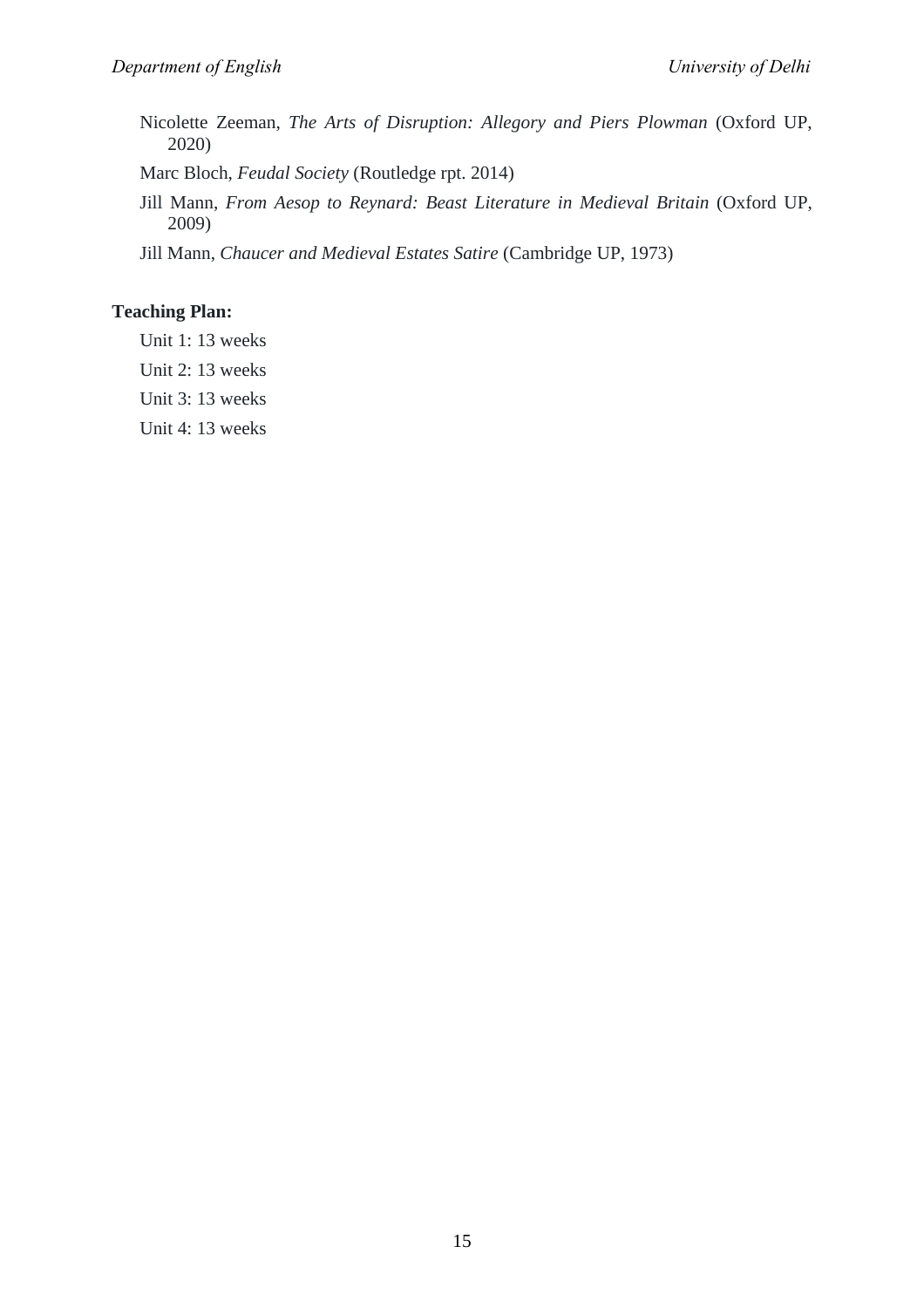Nicolette Zeeman, *The Arts of Disruption: Allegory and Piers Plowman* (Oxford UP, 2020)

Marc Bloch, *Feudal Society* (Routledge rpt. 2014)

Jill Mann, *From Aesop to Reynard: Beast Literature in Medieval Britain* (Oxford UP, 2009)

Jill Mann, *Chaucer and Medieval Estates Satire* (Cambridge UP, 1973)

**Teaching Plan:**

Unit 1: 13 weeks

Unit 2: 13 weeks

Unit 3: 13 weeks

Unit 4: 13 weeks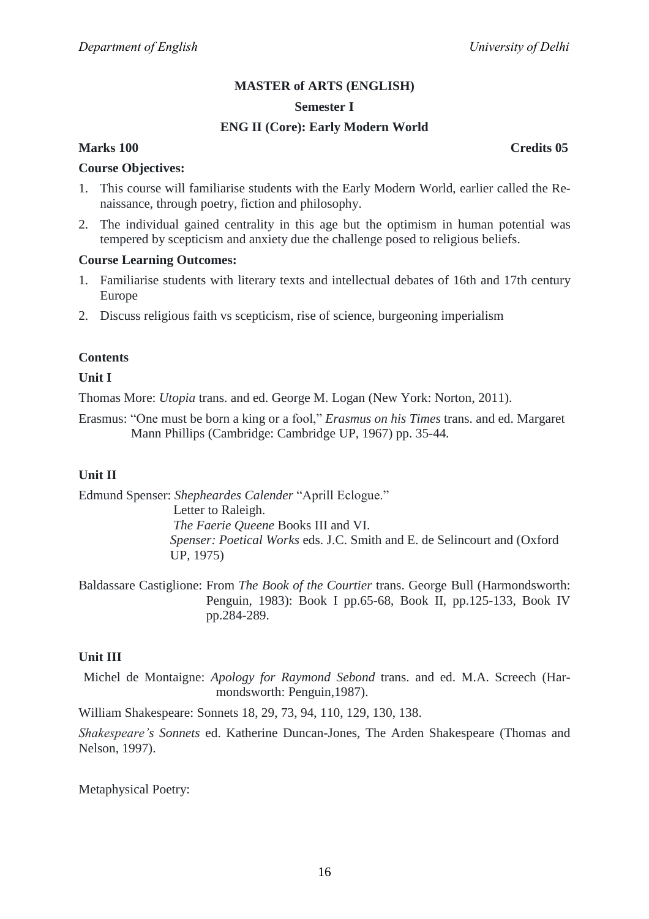**MASTER of ARTS (ENGLISH)**

**Semester I**

**ENG II (Core): Early Modern World**

**Marks 100** **Credits 05**

**Course Objectives:**

1. This course will familiarise students with the Early Modern World, earlier called the Renaissance, through poetry, fiction and philosophy.
2. The individual gained centrality in this age but the optimism in human potential was tempered by scepticism and anxiety due the challenge posed to religious beliefs.

**Course Learning Outcomes:**

1. Familiarise students with literary texts and intellectual debates of 16th and 17th century Europe
2. Discuss religious faith vs scepticism, rise of science, burgeoning imperialism

**Contents**

**Unit I**

Thomas More: *Utopia* trans. and ed. George M. Logan (New York: Norton, 2011).

Erasmus: "One must be born a king or a fool," *Erasmus on his Times* trans. and ed. Margaret Mann Phillips (Cambridge: Cambridge UP, 1967) pp. 35-44.

**Unit II**

Edmund Spenser: *Shepheardes Calender* "Aprill Eclogue."
Letter to Raleigh.
*The Faerie Queene* Books III and VI.
*Spenser: Poetical Works* eds. J.C. Smith and E. de Selincourt and (Oxford UP, 1975)

Baldassare Castiglione: From *The Book of the Courtier* trans. George Bull (Harmondsworth: Penguin, 1983): Book I pp.65-68, Book II, pp.125-133, Book IV pp.284-289.

**Unit III**

Michel de Montaigne: *Apology for Raymond Sebond* trans. and ed. M.A. Screech (Harmondsworth: Penguin,1987).

William Shakespeare: Sonnets 18, 29, 73, 94, 110, 129, 130, 138.

*Shakespeare's Sonnets* ed. Katherine Duncan-Jones, The Arden Shakespeare (Thomas and Nelson, 1997).

Metaphysical Poetry: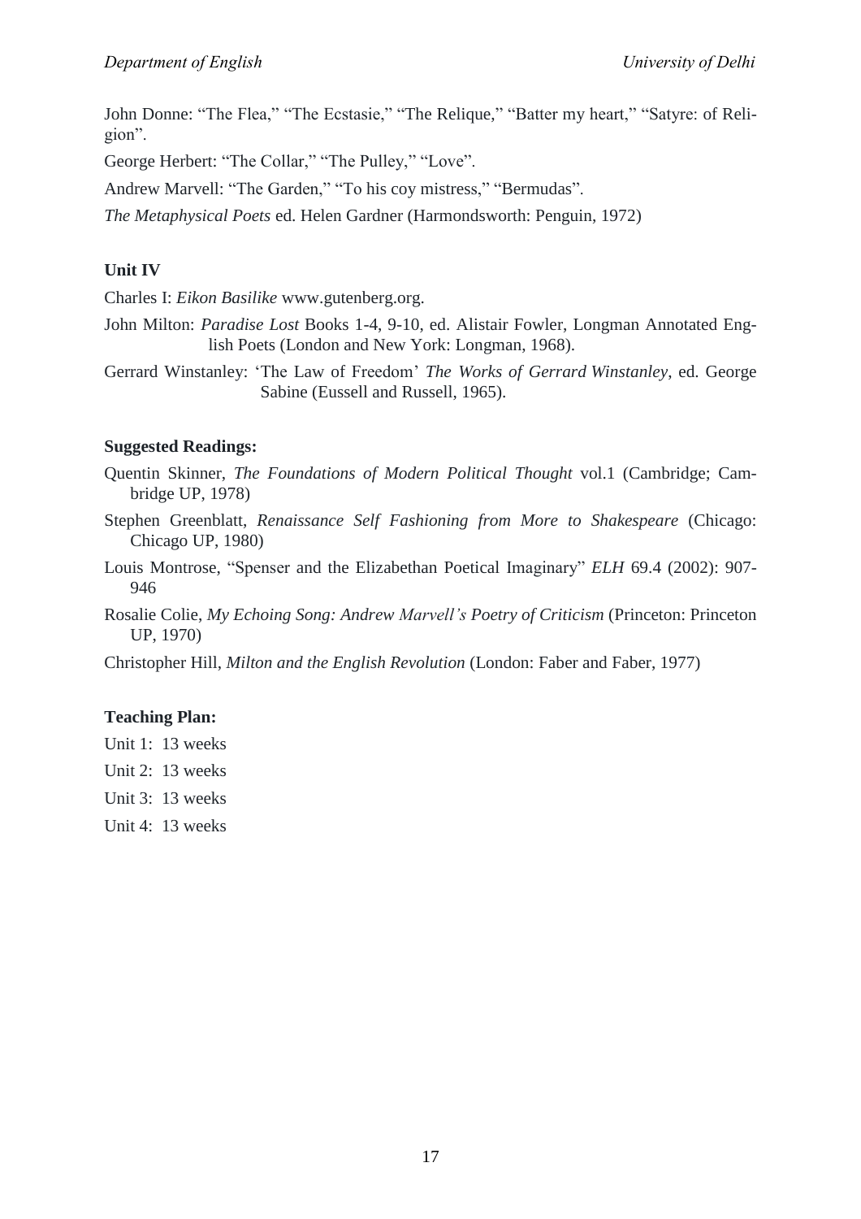John Donne: "The Flea," "The Ecstasie," "The Relique," "Batter my heart," "Satyre: of Religion".

George Herbert: "The Collar," "The Pulley," "Love".

Andrew Marvell: "The Garden," "To his coy mistress," "Bermudas".

*The Metaphysical Poets* ed. Helen Gardner (Harmondsworth: Penguin, 1972)

**Unit IV**

Charles I: *Eikon Basilike* www.gutenberg.org.

John Milton: *Paradise Lost* Books 1-4, 9-10, ed. Alistair Fowler, Longman Annotated English Poets (London and New York: Longman, 1968).

Gerrard Winstanley: 'The Law of Freedom' *The Works of Gerrard Winstanley*, ed. George Sabine (Eussell and Russell, 1965).

**Suggested Readings:**

Quentin Skinner, *The Foundations of Modern Political Thought* vol.1 (Cambridge; Cambridge UP, 1978)

Stephen Greenblatt, *Renaissance Self Fashioning from More to Shakespeare* (Chicago: Chicago UP, 1980)

Louis Montrose, "Spenser and the Elizabethan Poetical Imaginary" *ELH* 69.4 (2002): 907-946

Rosalie Colie, *My Echoing Song: Andrew Marvell's Poetry of Criticism* (Princeton: Princeton UP, 1970)

Christopher Hill, *Milton and the English Revolution* (London: Faber and Faber, 1977)

**Teaching Plan:**

Unit 1: 13 weeks

Unit 2: 13 weeks

Unit 3: 13 weeks

Unit 4: 13 weeks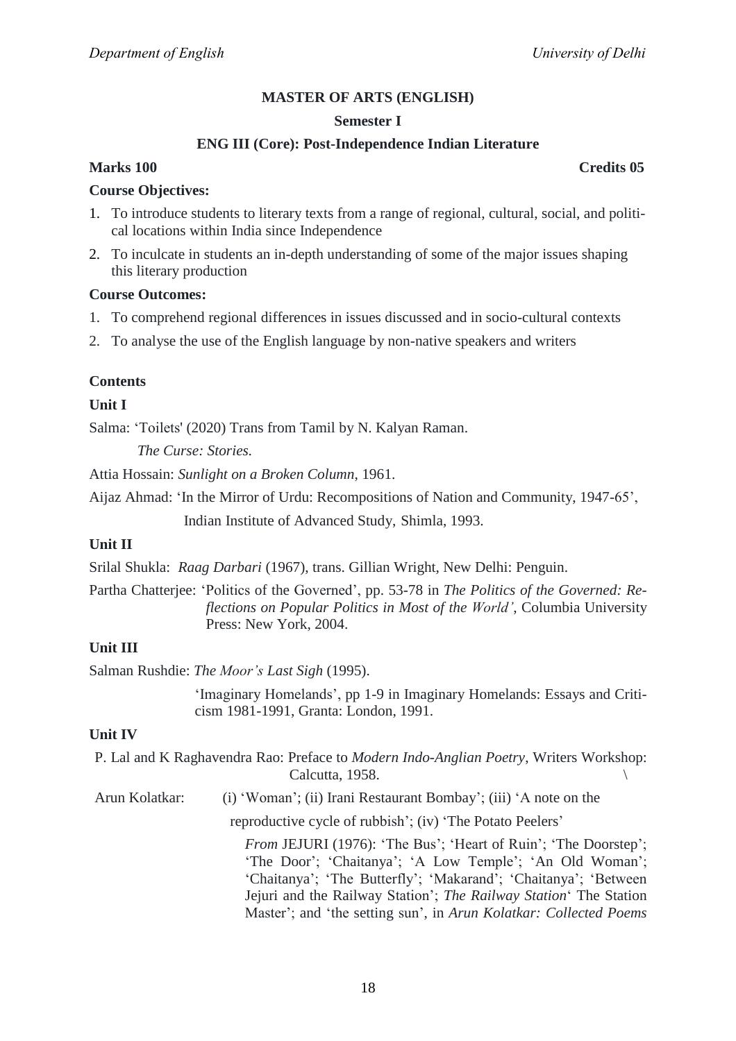**MASTER OF ARTS (ENGLISH)**

**Semester I**

**ENG III (Core): Post-Independence Indian Literature**

**Marks 100** **Credits 05**

**Course Objectives:**

1. To introduce students to literary texts from a range of regional, cultural, social, and political locations within India since Independence
2. To inculcate in students an in-depth understanding of some of the major issues shaping this literary production

**Course Outcomes:**

1. To comprehend regional differences in issues discussed and in socio-cultural contexts
2. To analyse the use of the English language by non-native speakers and writers

**Contents**

**Unit I**

Salma: 'Toilets' (2020) Trans from Tamil by N. Kalyan Raman.
*The Curse: Stories.*

Attia Hossain: *Sunlight on a Broken Column*, 1961.

Aijaz Ahmad: 'In the Mirror of Urdu: Recompositions of Nation and Community, 1947-65', Indian Institute of Advanced Study, Shimla, 1993.

**Unit II**

Srilal Shukla: *Raag Darbari* (1967), trans. Gillian Wright, New Delhi: Penguin.

Partha Chatterjee: 'Politics of the Governed', pp. 53-78 in *The Politics of the Governed: Reflections on Popular Politics in Most of the World'*, Columbia University Press: New York, 2004.

**Unit III**

Salman Rushdie: *The Moor's Last Sigh* (1995).

'Imaginary Homelands', pp 1-9 in Imaginary Homelands: Essays and Criticism 1981-1991, Granta: London, 1991.

**Unit IV**

P. Lal and K Raghavendra Rao: Preface to *Modern Indo-Anglian Poetry*, Writers Workshop: Calcutta, 1958.

Arun Kolatkar: (i) 'Woman'; (ii) Irani Restaurant Bombay'; (iii) 'A note on the reproductive cycle of rubbish'; (iv) 'The Potato Peelers'

*From* JEJURI (1976): 'The Bus'; 'Heart of Ruin'; 'The Doorstep'; 'The Door'; 'Chaitanya'; 'A Low Temple'; 'An Old Woman'; 'Chaitanya'; 'The Butterfly'; 'Makarand'; 'Chaitanya'; 'Between Jejuri and the Railway Station'; *The Railway Station*' The Station Master'; and 'the setting sun', in *Arun Kolatkar: Collected Poems*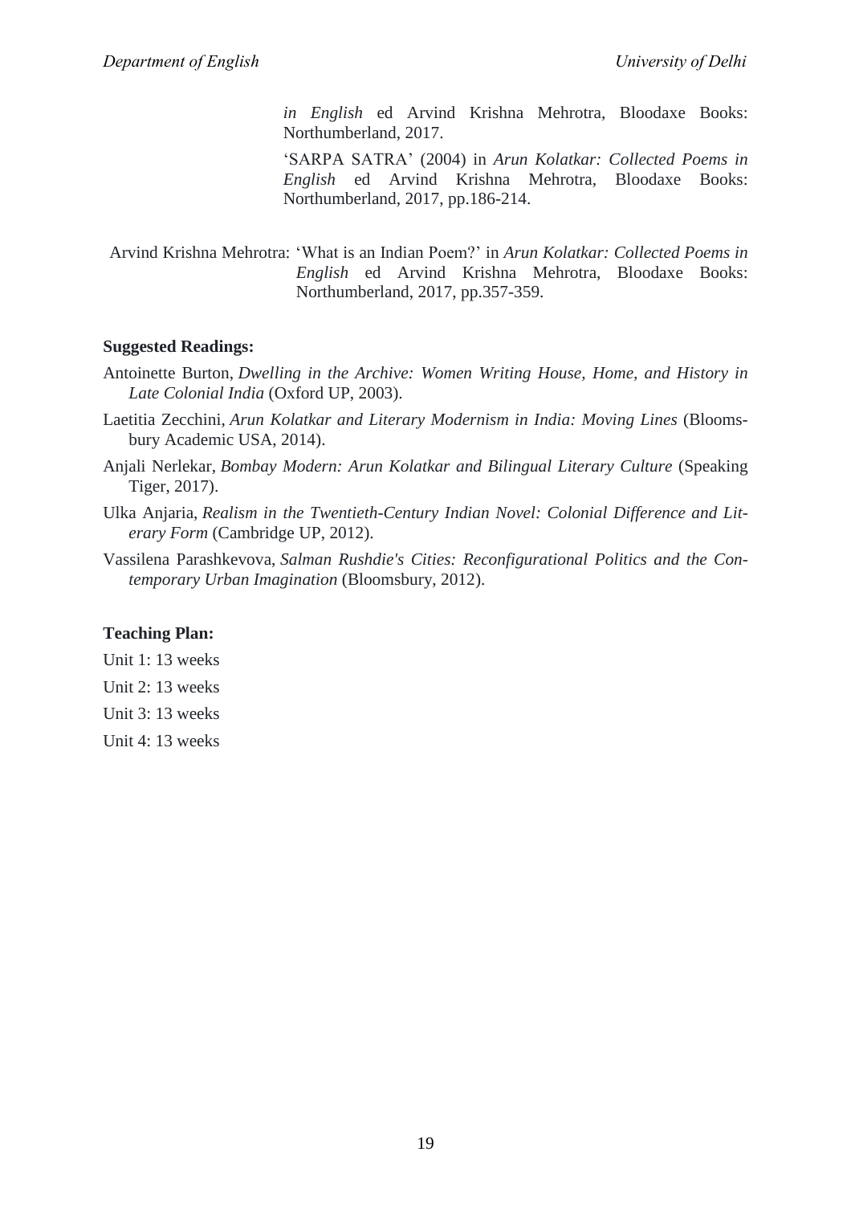*in English* ed Arvind Krishna Mehrotra, Bloodaxe Books: Northumberland, 2017.

'SARPA SATRA' (2004) in *Arun Kolatkar: Collected Poems in English* ed Arvind Krishna Mehrotra, Bloodaxe Books: Northumberland, 2017, pp.186-214.

Arvind Krishna Mehrotra: 'What is an Indian Poem?' in *Arun Kolatkar: Collected Poems in English* ed Arvind Krishna Mehrotra, Bloodaxe Books: Northumberland, 2017, pp.357-359.

**Suggested Readings:**

Antoinette Burton, *Dwelling in the Archive: Women Writing House, Home, and History in Late Colonial India* (Oxford UP, 2003).

Laetitia Zecchini, *Arun Kolatkar and Literary Modernism in India: Moving Lines* (Bloomsbury Academic USA, 2014).

Anjali Nerlekar, *Bombay Modern: Arun Kolatkar and Bilingual Literary Culture* (Speaking Tiger, 2017).

Ulka Anjaria, *Realism in the Twentieth-Century Indian Novel: Colonial Difference and Literary Form* (Cambridge UP, 2012).

Vassilena Parashkevova, *Salman Rushdie's Cities: Reconfigurational Politics and the Contemporary Urban Imagination* (Bloomsbury, 2012).

**Teaching Plan:**

Unit 1: 13 weeks

Unit 2: 13 weeks

Unit 3: 13 weeks

Unit 4: 13 weeks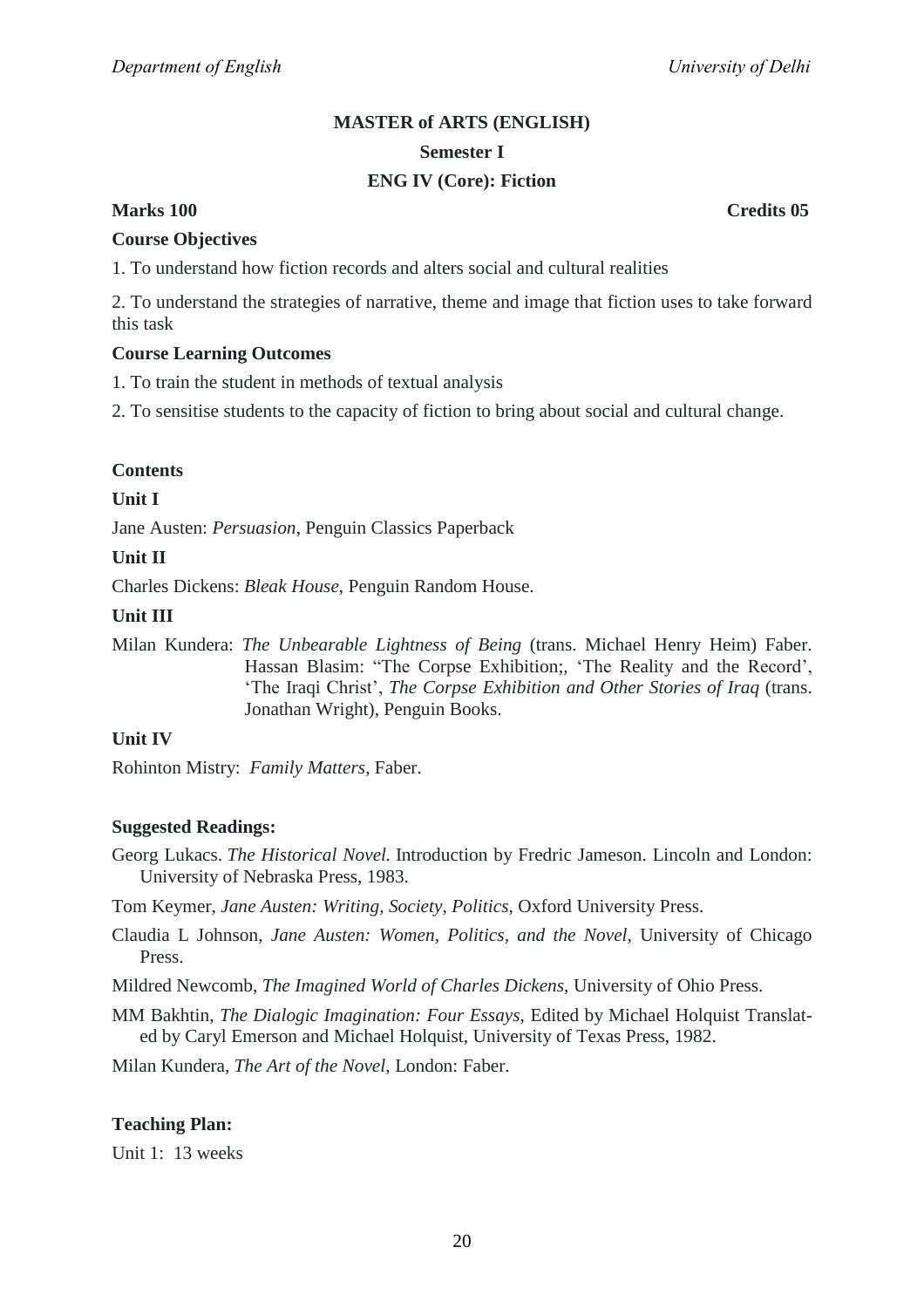**MASTER of ARTS (ENGLISH)**

**Semester I**

**ENG IV (Core): Fiction**

**Marks 100** **Credits 05**

**Course Objectives**

1. To understand how fiction records and alters social and cultural realities

2. To understand the strategies of narrative, theme and image that fiction uses to take forward this task

**Course Learning Outcomes**

1. To train the student in methods of textual analysis

2. To sensitise students to the capacity of fiction to bring about social and cultural change.

**Contents**

**Unit I**

Jane Austen: *Persuasion*, Penguin Classics Paperback

**Unit II**

Charles Dickens: *Bleak House*, Penguin Random House.

**Unit III**

Milan Kundera: *The Unbearable Lightness of Being* (trans. Michael Henry Heim) Faber.
Hassan Blasim: "The Corpse Exhibition;, 'The Reality and the Record', 'The Iraqi Christ', *The Corpse Exhibition and Other Stories of Iraq* (trans. Jonathan Wright), Penguin Books.

**Unit IV**

Rohinton Mistry: *Family Matters*, Faber.

**Suggested Readings:**

Georg Lukacs. *The Historical Novel.* Introduction by Fredric Jameson. Lincoln and London: University of Nebraska Press, 1983.

Tom Keymer, *Jane Austen: Writing, Society, Politics*, Oxford University Press.

Claudia L Johnson, *Jane Austen: Women, Politics, and the Novel*, University of Chicago Press.

Mildred Newcomb, *The Imagined World of Charles Dickens*, University of Ohio Press.

MM Bakhtin, *The Dialogic Imagination: Four Essays*, Edited by Michael Holquist Translated by Caryl Emerson and Michael Holquist, University of Texas Press, 1982.

Milan Kundera, *The Art of the Novel*, London: Faber.

**Teaching Plan:**

Unit 1: 13 weeks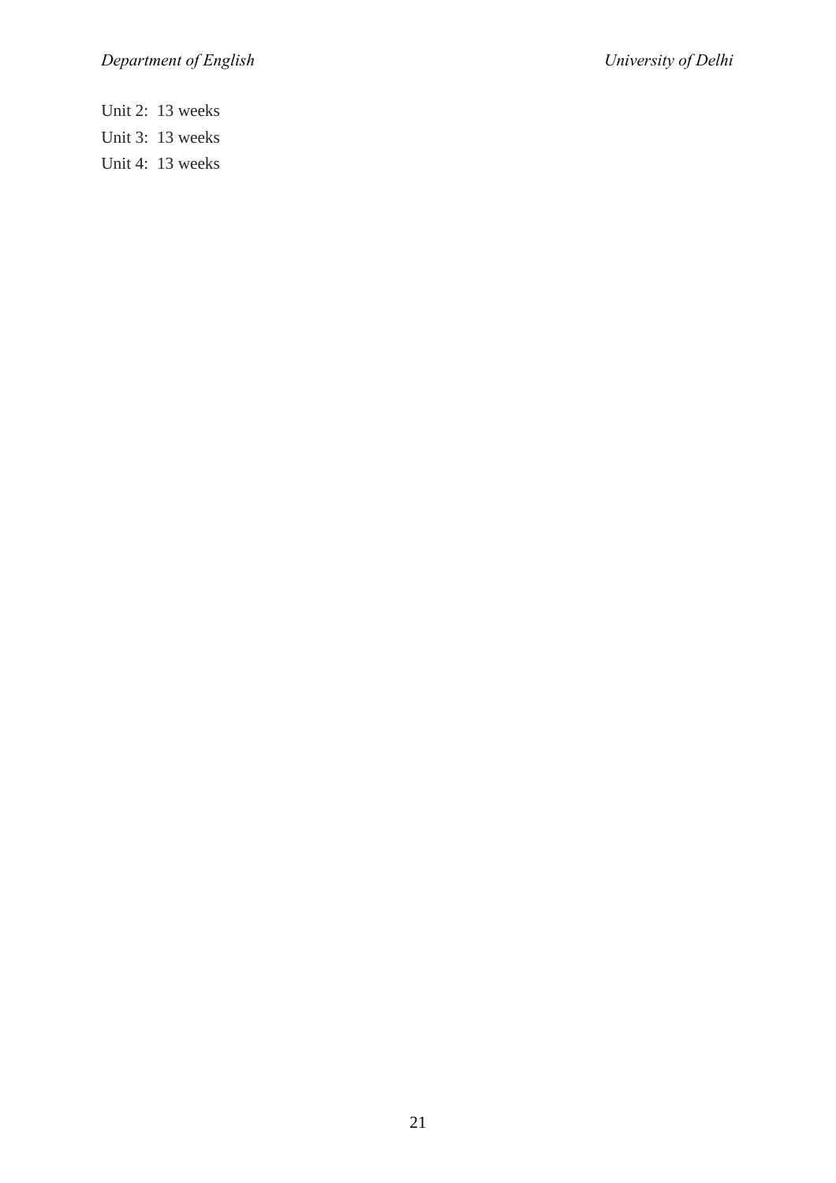Unit 2: 13 weeks

Unit 3: 13 weeks

Unit 4: 13 weeks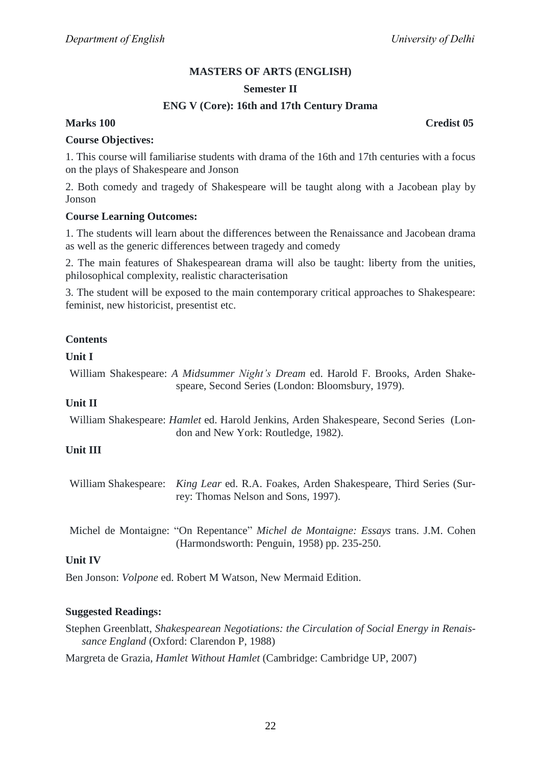**MASTERS OF ARTS (ENGLISH)**

**Semester II**

**ENG V (Core): 16th and 17th Century Drama**

**Marks 100** **Credist 05**

**Course Objectives:**

1. This course will familiarise students with drama of the 16th and 17th centuries with a focus on the plays of Shakespeare and Jonson

2. Both comedy and tragedy of Shakespeare will be taught along with a Jacobean play by Jonson

**Course Learning Outcomes:**

1. The students will learn about the differences between the Renaissance and Jacobean drama as well as the generic differences between tragedy and comedy

2. The main features of Shakespearean drama will also be taught: liberty from the unities, philosophical complexity, realistic characterisation

3. The student will be exposed to the main contemporary critical approaches to Shakespeare: feminist, new historicist, presentist etc.

**Contents**

**Unit I**

William Shakespeare: *A Midsummer Night's Dream* ed. Harold F. Brooks, Arden Shakespeare, Second Series (London: Bloomsbury, 1979).

**Unit II**

William Shakespeare: *Hamlet* ed. Harold Jenkins, Arden Shakespeare, Second Series (London and New York: Routledge, 1982).

**Unit III**

William Shakespeare: *King Lear* ed. R.A. Foakes, Arden Shakespeare, Third Series (Surrey: Thomas Nelson and Sons, 1997).

Michel de Montaigne: "On Repentance" *Michel de Montaigne: Essays* trans. J.M. Cohen (Harmondsworth: Penguin, 1958) pp. 235-250.

**Unit IV**

Ben Jonson: *Volpone* ed. Robert M Watson, New Mermaid Edition.

**Suggested Readings:**

Stephen Greenblatt, *Shakespearean Negotiations: the Circulation of Social Energy in Renaissance England* (Oxford: Clarendon P, 1988)

Margreta de Grazia, *Hamlet Without Hamlet* (Cambridge: Cambridge UP, 2007)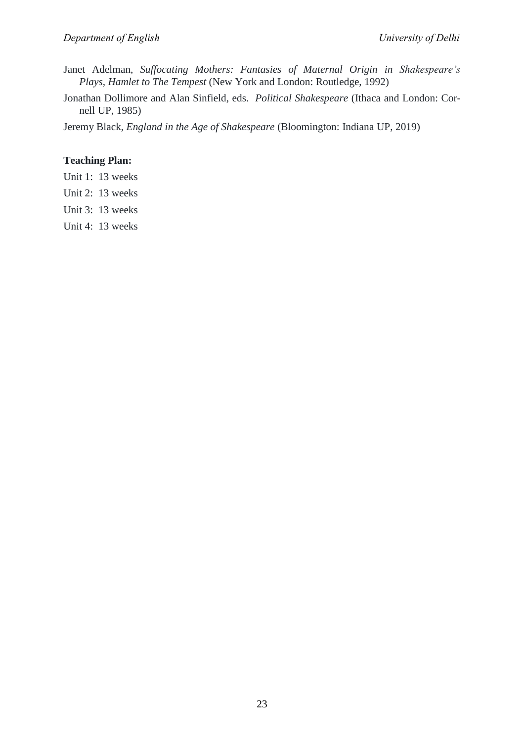Janet Adelman, *Suffocating Mothers: Fantasies of Maternal Origin in Shakespeare's Plays, Hamlet to The Tempest* (New York and London: Routledge, 1992)

Jonathan Dollimore and Alan Sinfield, eds. *Political Shakespeare* (Ithaca and London: Cornell UP, 1985)

Jeremy Black, *England in the Age of Shakespeare* (Bloomington: Indiana UP, 2019)

**Teaching Plan:**

Unit 1: 13 weeks

Unit 2: 13 weeks

Unit 3: 13 weeks

Unit 4: 13 weeks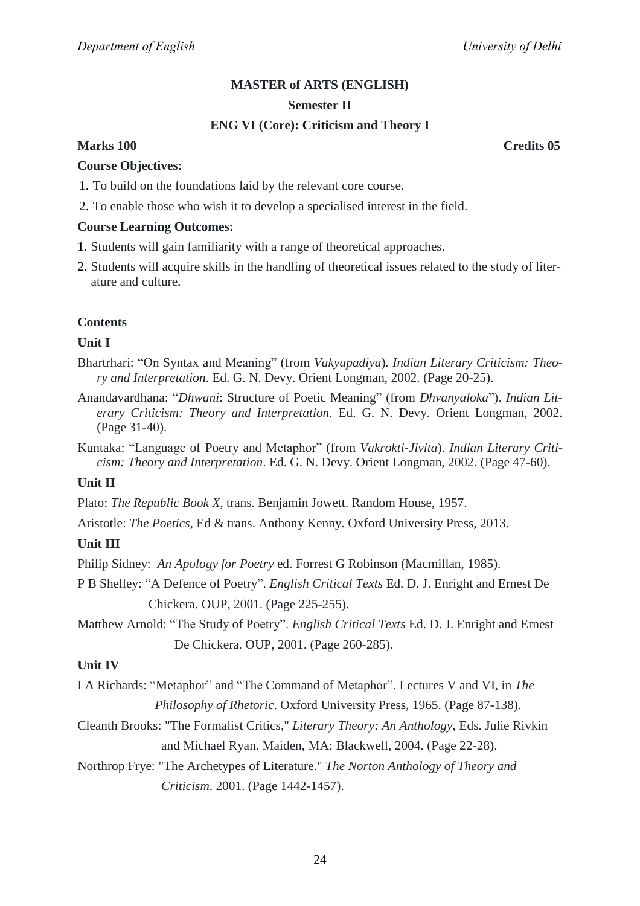**MASTER of ARTS (ENGLISH)**

**Semester II**

**ENG VI (Core): Criticism and Theory I**

**Marks 100** **Credits 05**

**Course Objectives:**

1. To build on the foundations laid by the relevant core course.
2. To enable those who wish it to develop a specialised interest in the field.

**Course Learning Outcomes:**

1. Students will gain familiarity with a range of theoretical approaches.
2. Students will acquire skills in the handling of theoretical issues related to the study of literature and culture.

**Contents**

**Unit I**

Bhartrhari: "On Syntax and Meaning" (from *Vakyapadiya*). *Indian Literary Criticism: Theory and Interpretation*. Ed. G. N. Devy. Orient Longman, 2002. (Page 20-25).

Anandavardhana: "*Dhwani*: Structure of Poetic Meaning" (from *Dhvanyaloka*"). *Indian Literary Criticism: Theory and Interpretation*. Ed. G. N. Devy. Orient Longman, 2002. (Page 31-40).

Kuntaka: "Language of Poetry and Metaphor" (from *Vakrokti-Jivita*). *Indian Literary Criticism: Theory and Interpretation*. Ed. G. N. Devy. Orient Longman, 2002. (Page 47-60).

**Unit II**

Plato: *The Republic Book X*, trans. Benjamin Jowett. Random House, 1957.

Aristotle: *The Poetics,* Ed & trans. Anthony Kenny. Oxford University Press, 2013.

**Unit III**

Philip Sidney: *An Apology for Poetry* ed. Forrest G Robinson (Macmillan, 1985).

P B Shelley: "A Defence of Poetry". *English Critical Texts* Ed. D. J. Enright and Ernest De Chickera. OUP, 2001. (Page 225-255).

Matthew Arnold: "The Study of Poetry". *English Critical Texts* Ed. D. J. Enright and Ernest De Chickera. OUP, 2001. (Page 260-285).

**Unit IV**

I A Richards: "Metaphor" and "The Command of Metaphor". Lectures V and VI, in *The Philosophy of Rhetoric*. Oxford University Press, 1965. (Page 87-138).

Cleanth Brooks: "The Formalist Critics," *Literary Theory: An Anthology*, Eds. Julie Rivkin and Michael Ryan. Maiden, MA: Blackwell, 2004. (Page 22-28).

Northrop Frye: "The Archetypes of Literature." *The Norton Anthology of Theory and Criticism*. 2001. (Page 1442-1457).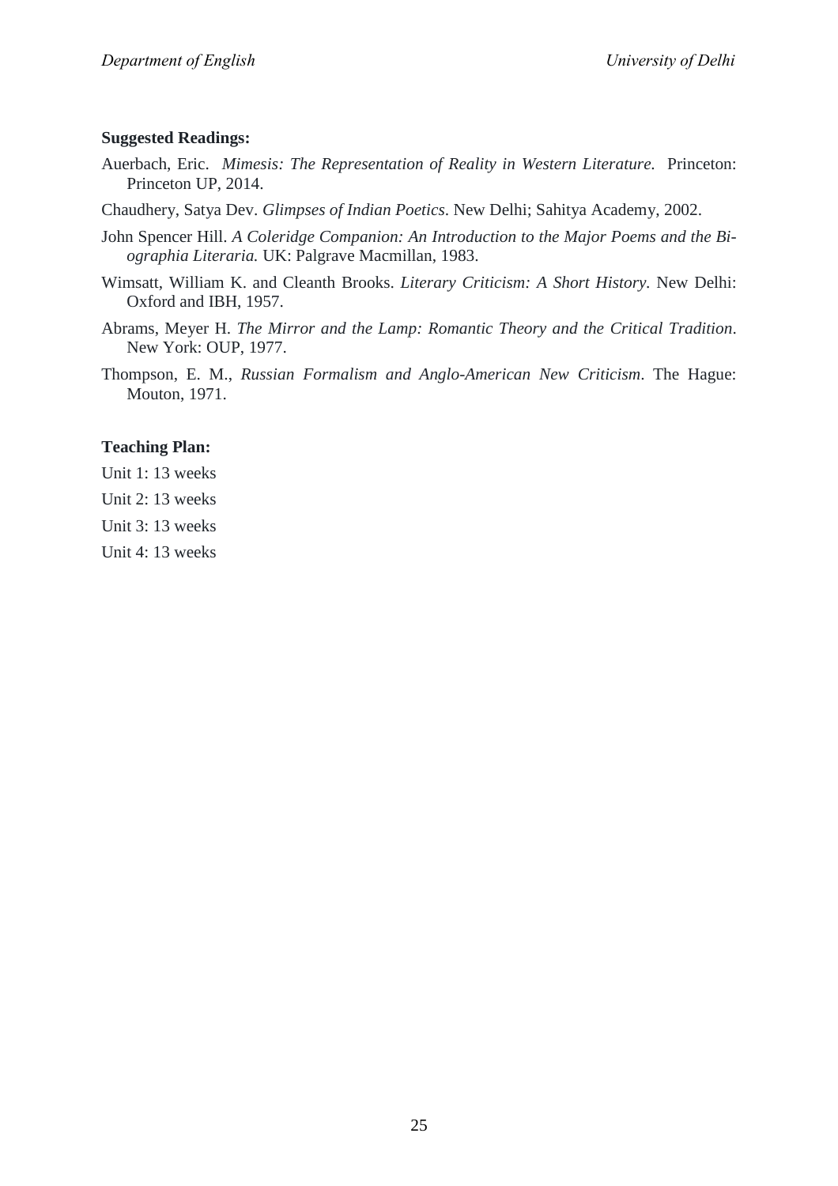**Suggested Readings:**

Auerbach, Eric. *Mimesis: The Representation of Reality in Western Literature.* Princeton: Princeton UP, 2014.

Chaudhery, Satya Dev. *Glimpses of Indian Poetics*. New Delhi; Sahitya Academy, 2002.

John Spencer Hill. *A Coleridge Companion: An Introduction to the Major Poems and the Biographia Literaria.* UK: Palgrave Macmillan, 1983.

Wimsatt, William K. and Cleanth Brooks. *Literary Criticism: A Short History*. New Delhi: Oxford and IBH, 1957.

Abrams, Meyer H. *The Mirror and the Lamp: Romantic Theory and the Critical Tradition*. New York: OUP, 1977.

Thompson, E. M., *Russian Formalism and Anglo-American New Criticism*. The Hague: Mouton, 1971.

**Teaching Plan:**

Unit 1: 13 weeks

Unit 2: 13 weeks

Unit 3: 13 weeks

Unit 4: 13 weeks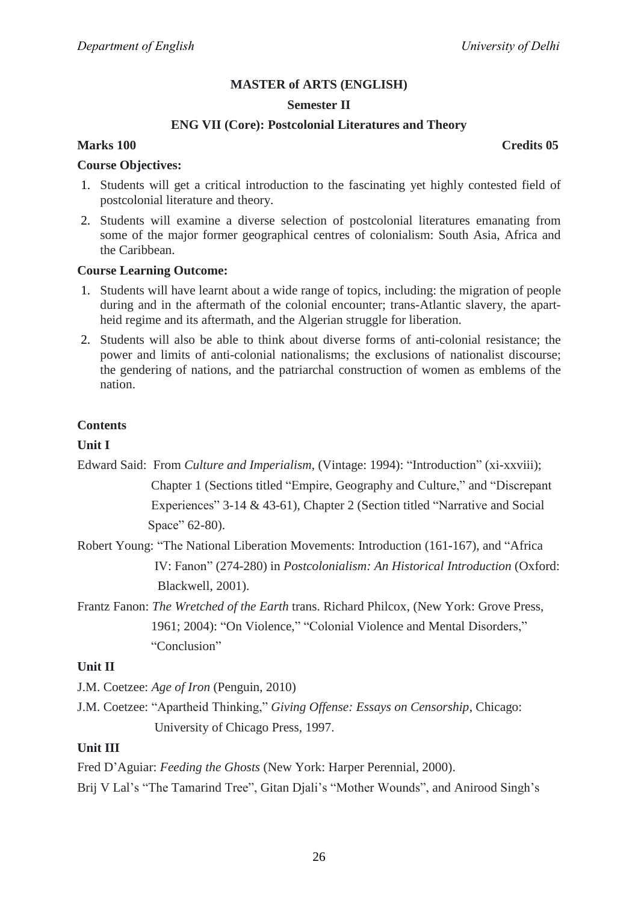**MASTER of ARTS (ENGLISH)**

**Semester II**

**ENG VII (Core): Postcolonial Literatures and Theory**

**Marks 100** **Credits 05**

**Course Objectives:**

1. Students will get a critical introduction to the fascinating yet highly contested field of postcolonial literature and theory.
2. Students will examine a diverse selection of postcolonial literatures emanating from some of the major former geographical centres of colonialism: South Asia, Africa and the Caribbean.

**Course Learning Outcome:**

1. Students will have learnt about a wide range of topics, including: the migration of people during and in the aftermath of the colonial encounter; trans-Atlantic slavery, the apart-heid regime and its aftermath, and the Algerian struggle for liberation.
2. Students will also be able to think about diverse forms of anti-colonial resistance; the power and limits of anti-colonial nationalisms; the exclusions of nationalist discourse; the gendering of nations, and the patriarchal construction of women as emblems of the nation.

**Contents**

**Unit I**

Edward Said: From *Culture and Imperialism*, (Vintage: 1994): "Introduction" (xi-xxviii); Chapter 1 (Sections titled "Empire, Geography and Culture," and "Discrepant Experiences" 3-14 & 43-61), Chapter 2 (Section titled "Narrative and Social Space" 62-80).

Robert Young: "The National Liberation Movements: Introduction (161-167), and "Africa IV: Fanon" (274-280) in *Postcolonialism: An Historical Introduction* (Oxford: Blackwell, 2001).

Frantz Fanon: *The Wretched of the Earth* trans. Richard Philcox, (New York: Grove Press, 1961; 2004): "On Violence," "Colonial Violence and Mental Disorders," "Conclusion"

**Unit II**

J.M. Coetzee: *Age of Iron* (Penguin, 2010)

J.M. Coetzee: "Apartheid Thinking," *Giving Offense: Essays on Censorship*, Chicago: University of Chicago Press, 1997.

**Unit III**

Fred D'Aguiar: *Feeding the Ghosts* (New York: Harper Perennial, 2000).

Brij V Lal's "The Tamarind Tree", Gitan Djali's "Mother Wounds", and Anirood Singh's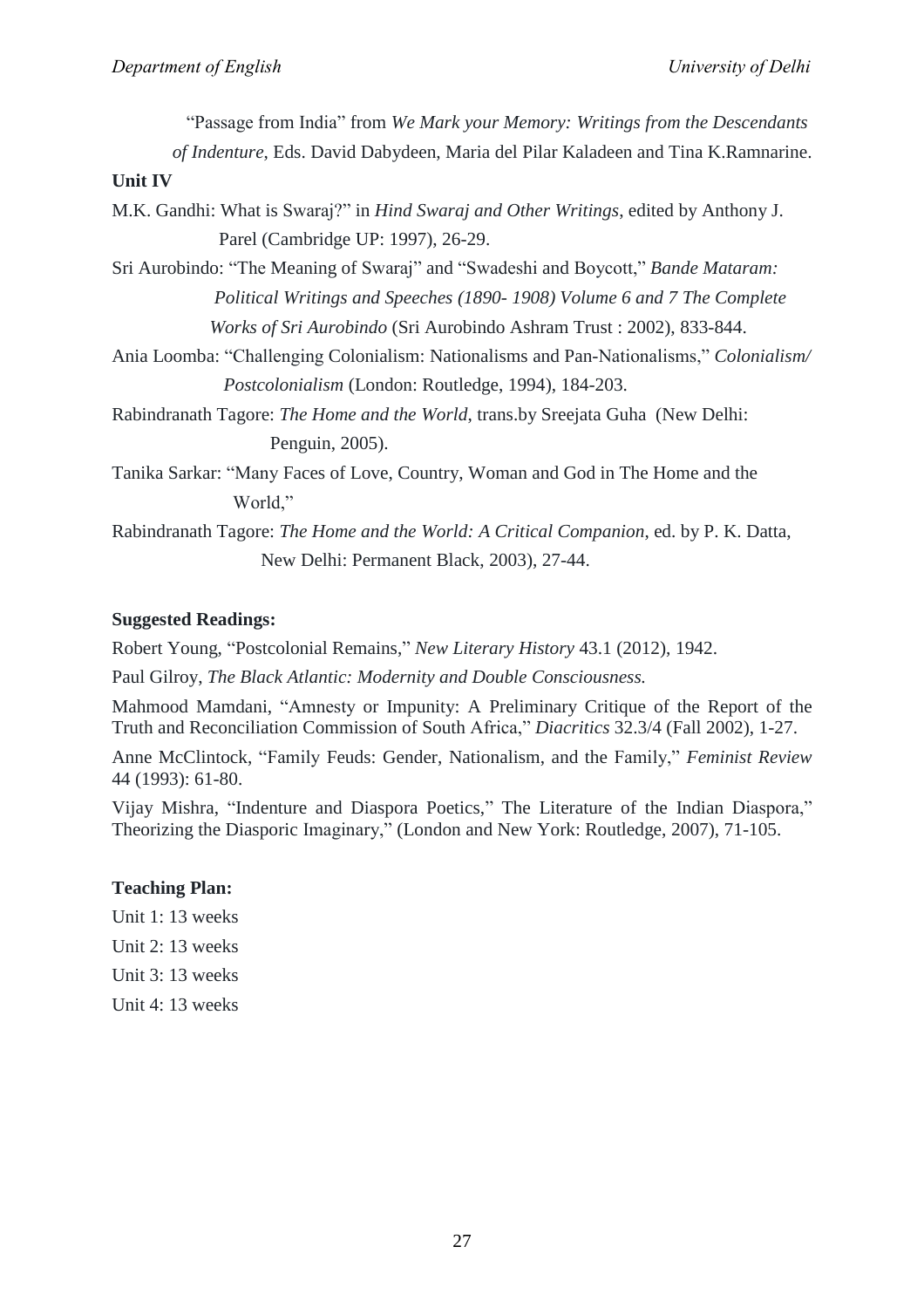"Passage from India" from *We Mark your Memory: Writings from the Descendants of Indenture*, Eds. David Dabydeen, Maria del Pilar Kaladeen and Tina K.Ramnarine.

**Unit IV**

M.K. Gandhi: What is Swaraj?" in *Hind Swaraj and Other Writings*, edited by Anthony J. Parel (Cambridge UP: 1997), 26-29.

Sri Aurobindo: "The Meaning of Swaraj" and "Swadeshi and Boycott," *Bande Mataram: Political Writings and Speeches (1890- 1908) Volume 6 and 7 The Complete Works of Sri Aurobindo* (Sri Aurobindo Ashram Trust : 2002), 833-844.

Ania Loomba: "Challenging Colonialism: Nationalisms and Pan-Nationalisms," *Colonialism/ Postcolonialism* (London: Routledge, 1994), 184-203.

Rabindranath Tagore: *The Home and the World*, trans.by Sreejata Guha (New Delhi: Penguin, 2005).

Tanika Sarkar: "Many Faces of Love, Country, Woman and God in The Home and the World,"

Rabindranath Tagore: *The Home and the World: A Critical Companion*, ed. by P. K. Datta, New Delhi: Permanent Black, 2003), 27-44.

**Suggested Readings:**

Robert Young, "Postcolonial Remains," *New Literary History* 43.1 (2012), 1942.

Paul Gilroy, *The Black Atlantic: Modernity and Double Consciousness.*

Mahmood Mamdani, "Amnesty or Impunity: A Preliminary Critique of the Report of the Truth and Reconciliation Commission of South Africa," *Diacritics* 32.3/4 (Fall 2002), 1-27.

Anne McClintock, "Family Feuds: Gender, Nationalism, and the Family," *Feminist Review* 44 (1993): 61-80.

Vijay Mishra, "Indenture and Diaspora Poetics," The Literature of the Indian Diaspora," Theorizing the Diasporic Imaginary," (London and New York: Routledge, 2007), 71-105.

**Teaching Plan:**

Unit 1: 13 weeks

Unit 2: 13 weeks

Unit 3: 13 weeks

Unit 4: 13 weeks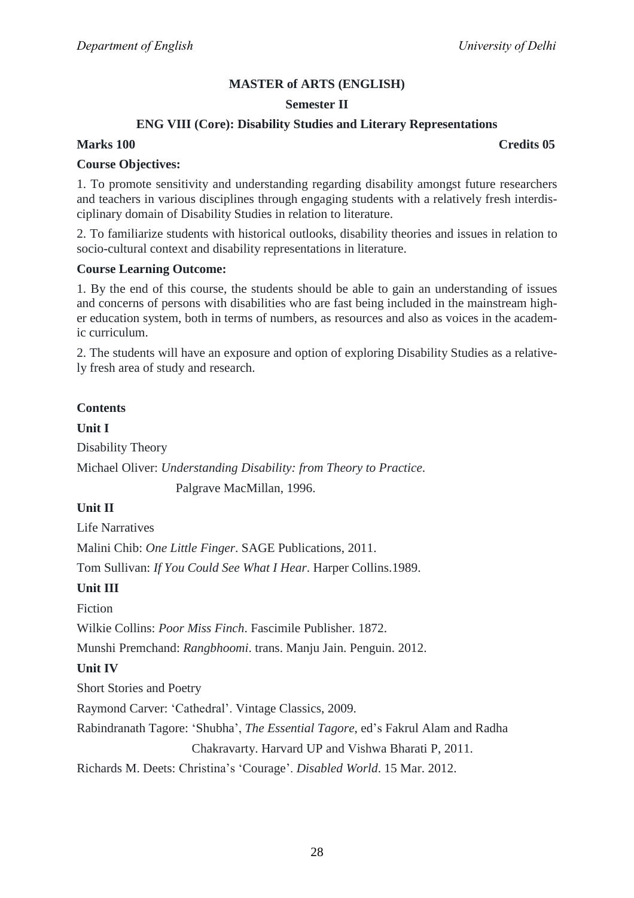**MASTER of ARTS (ENGLISH)**

**Semester II**

**ENG VIII (Core): Disability Studies and Literary Representations**

**Marks 100** **Credits 05**

**Course Objectives:**

1. To promote sensitivity and understanding regarding disability amongst future researchers and teachers in various disciplines through engaging students with a relatively fresh interdisciplinary domain of Disability Studies in relation to literature.

2. To familiarize students with historical outlooks, disability theories and issues in relation to socio-cultural context and disability representations in literature.

**Course Learning Outcome:**

1. By the end of this course, the students should be able to gain an understanding of issues and concerns of persons with disabilities who are fast being included in the mainstream higher education system, both in terms of numbers, as resources and also as voices in the academic curriculum.

2. The students will have an exposure and option of exploring Disability Studies as a relatively fresh area of study and research.

**Contents**

**Unit I**

Disability Theory

Michael Oliver: *Understanding Disability: from Theory to Practice*. Palgrave MacMillan, 1996.

**Unit II**

Life Narratives

Malini Chib: *One Little Finger*. SAGE Publications, 2011.

Tom Sullivan: *If You Could See What I Hear*. Harper Collins.1989.

**Unit III**

Fiction

Wilkie Collins: *Poor Miss Finch*. Fascimile Publisher. 1872.

Munshi Premchand: *Rangbhoomi*. trans. Manju Jain. Penguin. 2012.

**Unit IV**

Short Stories and Poetry

Raymond Carver: 'Cathedral'. Vintage Classics, 2009.

Rabindranath Tagore: 'Shubha', *The Essential Tagore*, ed's Fakrul Alam and Radha Chakravarty. Harvard UP and Vishwa Bharati P, 2011.

Richards M. Deets: Christina's 'Courage'. *Disabled World*. 15 Mar. 2012.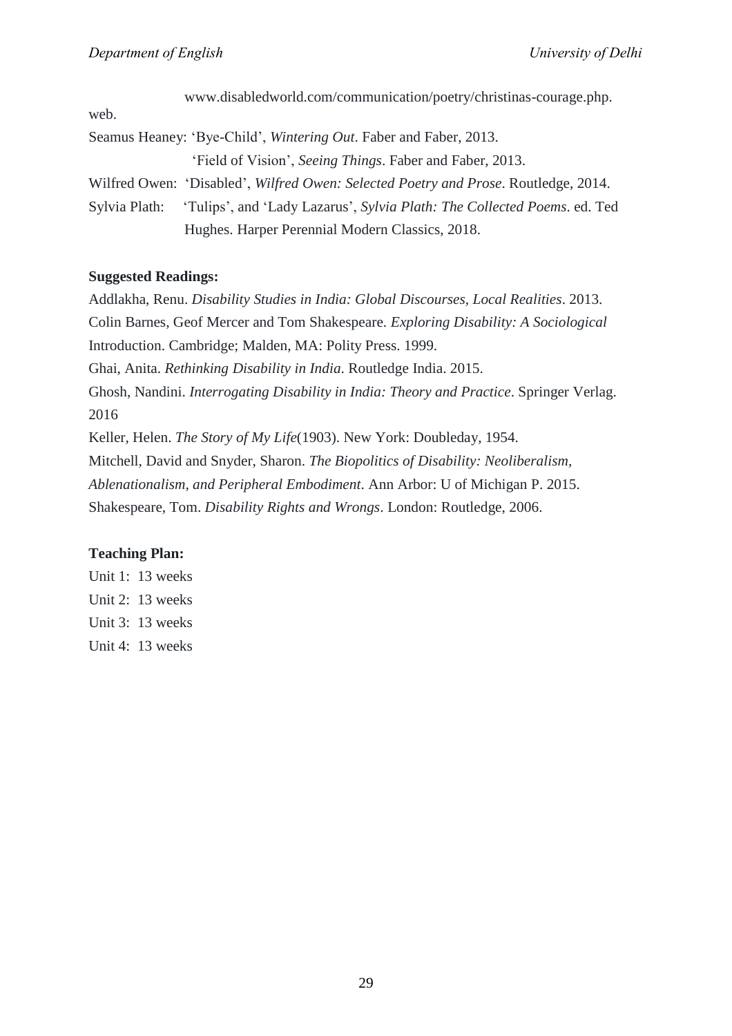www.disabledworld.com/communication/poetry/christinas-courage.php. web.

Seamus Heaney: 'Bye-Child', *Wintering Out*. Faber and Faber, 2013.

'Field of Vision', *Seeing Things*. Faber and Faber, 2013.

Wilfred Owen: 'Disabled', *Wilfred Owen: Selected Poetry and Prose*. Routledge, 2014.

Sylvia Plath: 'Tulips', and 'Lady Lazarus', *Sylvia Plath: The Collected Poems*. ed. Ted Hughes. Harper Perennial Modern Classics, 2018.

**Suggested Readings:**

Addlakha, Renu. *Disability Studies in India: Global Discourses, Local Realities*. 2013.

Colin Barnes, Geof Mercer and Tom Shakespeare. *Exploring Disability: A Sociological* Introduction. Cambridge; Malden, MA: Polity Press. 1999.

Ghai, Anita. *Rethinking Disability in India*. Routledge India. 2015.

Ghosh, Nandini. *Interrogating Disability in India: Theory and Practice*. Springer Verlag. 2016

Keller, Helen. *The Story of My Life*(1903). New York: Doubleday, 1954.

Mitchell, David and Snyder, Sharon. *The Biopolitics of Disability: Neoliberalism, Ablenationalism, and Peripheral Embodiment*. Ann Arbor: U of Michigan P. 2015.

Shakespeare, Tom. *Disability Rights and Wrongs*. London: Routledge, 2006.

**Teaching Plan:**

Unit 1: 13 weeks

Unit 2: 13 weeks

Unit 3: 13 weeks

Unit 4: 13 weeks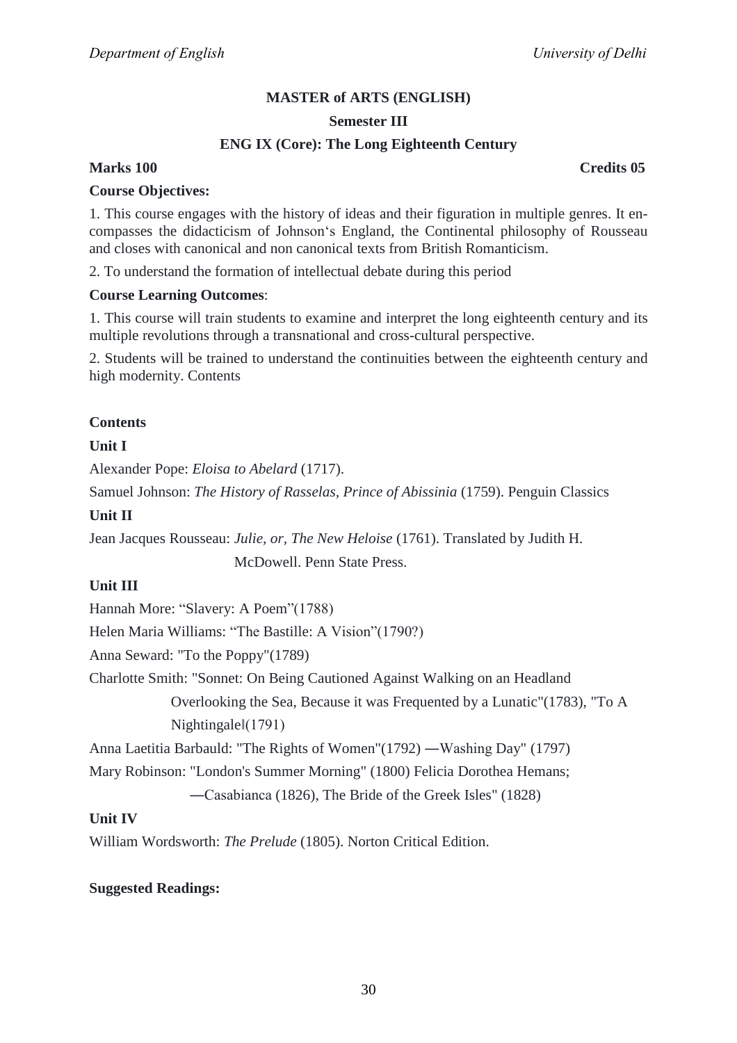**MASTER of ARTS (ENGLISH)**

**Semester III**

**ENG IX (Core): The Long Eighteenth Century**

**Marks 100** **Credits 05**

**Course Objectives:**

1. This course engages with the history of ideas and their figuration in multiple genres. It encompasses the didacticism of Johnson's England, the Continental philosophy of Rousseau and closes with canonical and non canonical texts from British Romanticism.

2. To understand the formation of intellectual debate during this period

**Course Learning Outcomes**:

1. This course will train students to examine and interpret the long eighteenth century and its multiple revolutions through a transnational and cross-cultural perspective.

2. Students will be trained to understand the continuities between the eighteenth century and high modernity. Contents

**Contents**

**Unit I**

Alexander Pope: *Eloisa to Abelard* (1717).

Samuel Johnson: *The History of Rasselas, Prince of Abissinia* (1759). Penguin Classics

**Unit II**

Jean Jacques Rousseau: *Julie, or, The New Heloise* (1761). Translated by Judith H. McDowell. Penn State Press.

**Unit III**

Hannah More: "Slavery: A Poem"(1788)

Helen Maria Williams: "The Bastille: A Vision"(1790?)

Anna Seward: "To the Poppy"(1789)

Charlotte Smith: "Sonnet: On Being Cautioned Against Walking on an Headland Overlooking the Sea, Because it was Frequented by a Lunatic"(1783), "To A Nightingale‖(1791)

Anna Laetitia Barbauld: "The Rights of Women"(1792) ―Washing Day" (1797)

Mary Robinson: "London's Summer Morning" (1800) Felicia Dorothea Hemans; ―Casabianca (1826), The Bride of the Greek Isles" (1828)

**Unit IV**

William Wordsworth: *The Prelude* (1805). Norton Critical Edition.

**Suggested Readings:**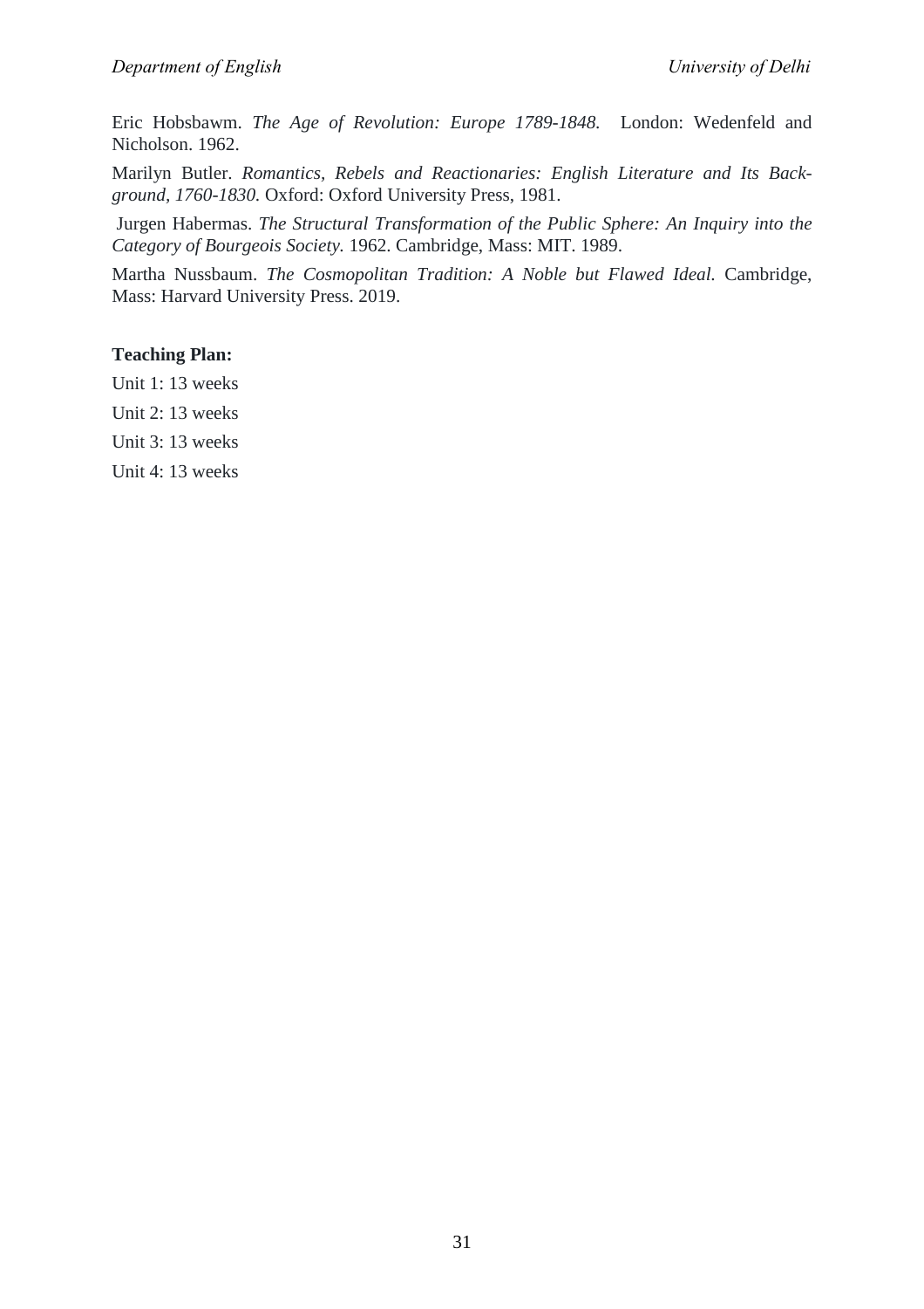Eric Hobsbawm. *The Age of Revolution: Europe 1789-1848.* London: Wedenfeld and Nicholson. 1962.

Marilyn Butler. *Romantics, Rebels and Reactionaries: English Literature and Its Background, 1760-1830.* Oxford: Oxford University Press, 1981.

Jurgen Habermas. *The Structural Transformation of the Public Sphere: An Inquiry into the Category of Bourgeois Society.* 1962. Cambridge, Mass: MIT. 1989.

Martha Nussbaum. *The Cosmopolitan Tradition: A Noble but Flawed Ideal.* Cambridge, Mass: Harvard University Press. 2019.

**Teaching Plan:**

Unit 1: 13 weeks

Unit 2: 13 weeks

Unit 3: 13 weeks

Unit 4: 13 weeks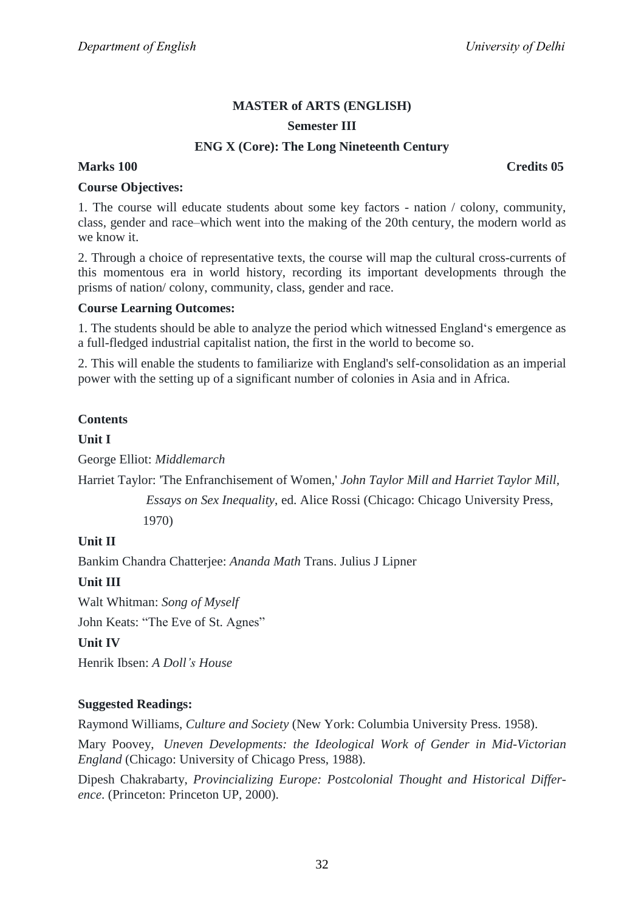**MASTER of ARTS (ENGLISH)**

**Semester III**

**ENG X (Core): The Long Nineteenth Century**

**Marks 100** **Credits 05**

**Course Objectives:**

1. The course will educate students about some key factors - nation / colony, community, class, gender and race–which went into the making of the 20th century, the modern world as we know it.

2. Through a choice of representative texts, the course will map the cultural cross-currents of this momentous era in world history, recording its important developments through the prisms of nation/ colony, community, class, gender and race.

**Course Learning Outcomes:**

1. The students should be able to analyze the period which witnessed England's emergence as a full-fledged industrial capitalist nation, the first in the world to become so.

2. This will enable the students to familiarize with England's self-consolidation as an imperial power with the setting up of a significant number of colonies in Asia and in Africa.

**Contents**

**Unit I**

George Elliot: *Middlemarch*

Harriet Taylor: 'The Enfranchisement of Women,' *John Taylor Mill and Harriet Taylor Mill, Essays on Sex Inequality*, ed. Alice Rossi (Chicago: Chicago University Press, 1970)

**Unit II**

Bankim Chandra Chatterjee: *Ananda Math* Trans. Julius J Lipner

**Unit III**

Walt Whitman: *Song of Myself*

John Keats: "The Eve of St. Agnes"

**Unit IV**

Henrik Ibsen: *A Doll's House*

**Suggested Readings:**

Raymond Williams, *Culture and Society* (New York: Columbia University Press. 1958).

Mary Poovey, *Uneven Developments: the Ideological Work of Gender in Mid-Victorian England* (Chicago: University of Chicago Press, 1988).

Dipesh Chakrabarty, *Provincializing Europe: Postcolonial Thought and Historical Difference*. (Princeton: Princeton UP, 2000).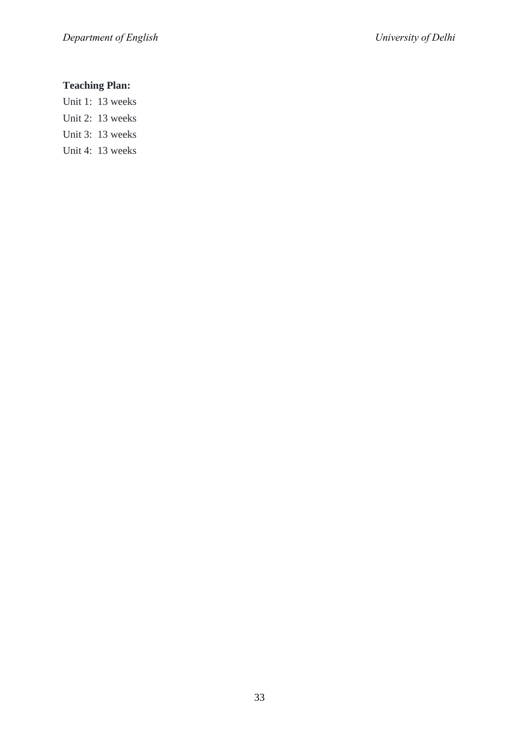**Teaching Plan:**

Unit 1: 13 weeks

Unit 2: 13 weeks

Unit 3: 13 weeks

Unit 4: 13 weeks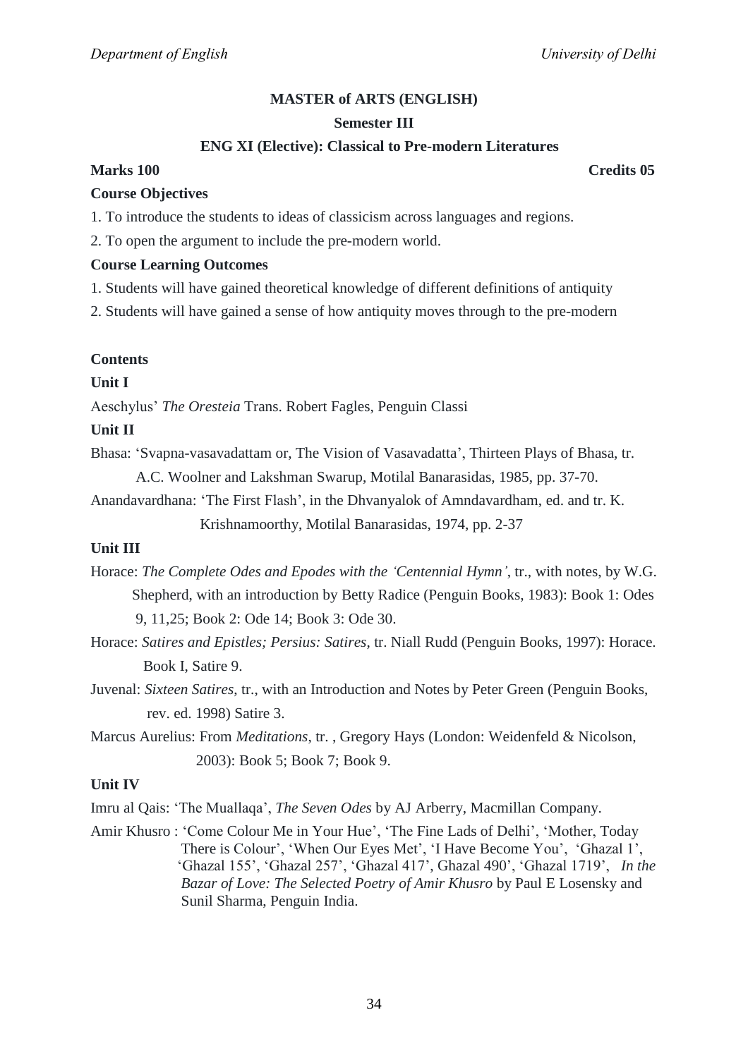## MASTER of ARTS (ENGLISH)

### Semester III

### ENG XI (Elective): Classical to Pre-modern Literatures

**Marks 100** **Credits 05**

**Course Objectives**

1. To introduce the students to ideas of classicism across languages and regions.
2. To open the argument to include the pre-modern world.

**Course Learning Outcomes**

1. Students will have gained theoretical knowledge of different definitions of antiquity
2. Students will have gained a sense of how antiquity moves through to the pre-modern

**Contents**

**Unit I**

Aeschylus' *The Oresteia* Trans. Robert Fagles, Penguin Classi

**Unit II**

Bhasa: 'Svapna-vasavadattam or, The Vision of Vasavadatta', Thirteen Plays of Bhasa, tr. A.C. Woolner and Lakshman Swarup, Motilal Banarasidas, 1985, pp. 37-70.

Anandavardhana: 'The First Flash', in the Dhvanyalok of Amndavardham, ed. and tr. K. Krishnamoorthy, Motilal Banarasidas, 1974, pp. 2-37

**Unit III**

Horace: *The Complete Odes and Epodes with the 'Centennial Hymn'*, tr., with notes, by W.G. Shepherd, with an introduction by Betty Radice (Penguin Books, 1983): Book 1: Odes 9, 11,25; Book 2: Ode 14; Book 3: Ode 30.

Horace: *Satires and Epistles; Persius: Satires*, tr. Niall Rudd (Penguin Books, 1997): Horace. Book I, Satire 9.

Juvenal: *Sixteen Satires*, tr., with an Introduction and Notes by Peter Green (Penguin Books, rev. ed. 1998) Satire 3.

Marcus Aurelius: From *Meditations*, tr. , Gregory Hays (London: Weidenfeld & Nicolson, 2003): Book 5; Book 7; Book 9.

**Unit IV**

Imru al Qais: 'The Muallaqa', *The Seven Odes* by AJ Arberry, Macmillan Company.

Amir Khusro : 'Come Colour Me in Your Hue', 'The Fine Lads of Delhi', 'Mother, Today There is Colour', 'When Our Eyes Met', 'I Have Become You', 'Ghazal 1', 'Ghazal 155', 'Ghazal 257', 'Ghazal 417', Ghazal 490', 'Ghazal 1719', *In the Bazar of Love: The Selected Poetry of Amir Khusro* by Paul E Losensky and Sunil Sharma, Penguin India.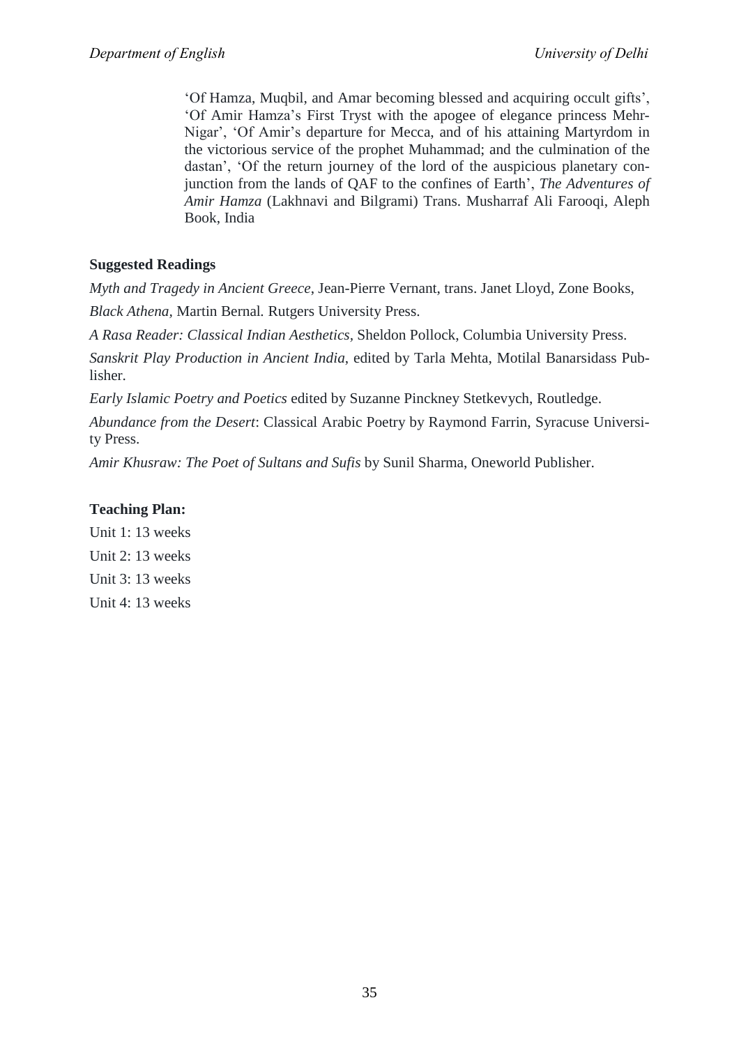'Of Hamza, Muqbil, and Amar becoming blessed and acquiring occult gifts', 'Of Amir Hamza's First Tryst with the apogee of elegance princess Mehr-Nigar', 'Of Amir's departure for Mecca, and of his attaining Martyrdom in the victorious service of the prophet Muhammad; and the culmination of the dastan', 'Of the return journey of the lord of the auspicious planetary conjunction from the lands of QAF to the confines of Earth', *The Adventures of Amir Hamza* (Lakhnavi and Bilgrami) Trans. Musharraf Ali Farooqi, Aleph Book, India

**Suggested Readings**

*Myth and Tragedy in Ancient Greece*, Jean-Pierre Vernant, trans. Janet Lloyd, Zone Books,

*Black Athena,* Martin Bernal*.* Rutgers University Press.

*A Rasa Reader: Classical Indian Aesthetics,* Sheldon Pollock, Columbia University Press.

*Sanskrit Play Production in Ancient India*, edited by Tarla Mehta, Motilal Banarsidass Publisher.

*Early Islamic Poetry and Poetics* edited by Suzanne Pinckney Stetkevych, Routledge.

*Abundance from the Desert*: Classical Arabic Poetry by Raymond Farrin, Syracuse University Press.

*Amir Khusraw: The Poet of Sultans and Sufis* by Sunil Sharma, Oneworld Publisher.

**Teaching Plan:**

Unit 1: 13 weeks

Unit 2: 13 weeks

Unit 3: 13 weeks

Unit 4: 13 weeks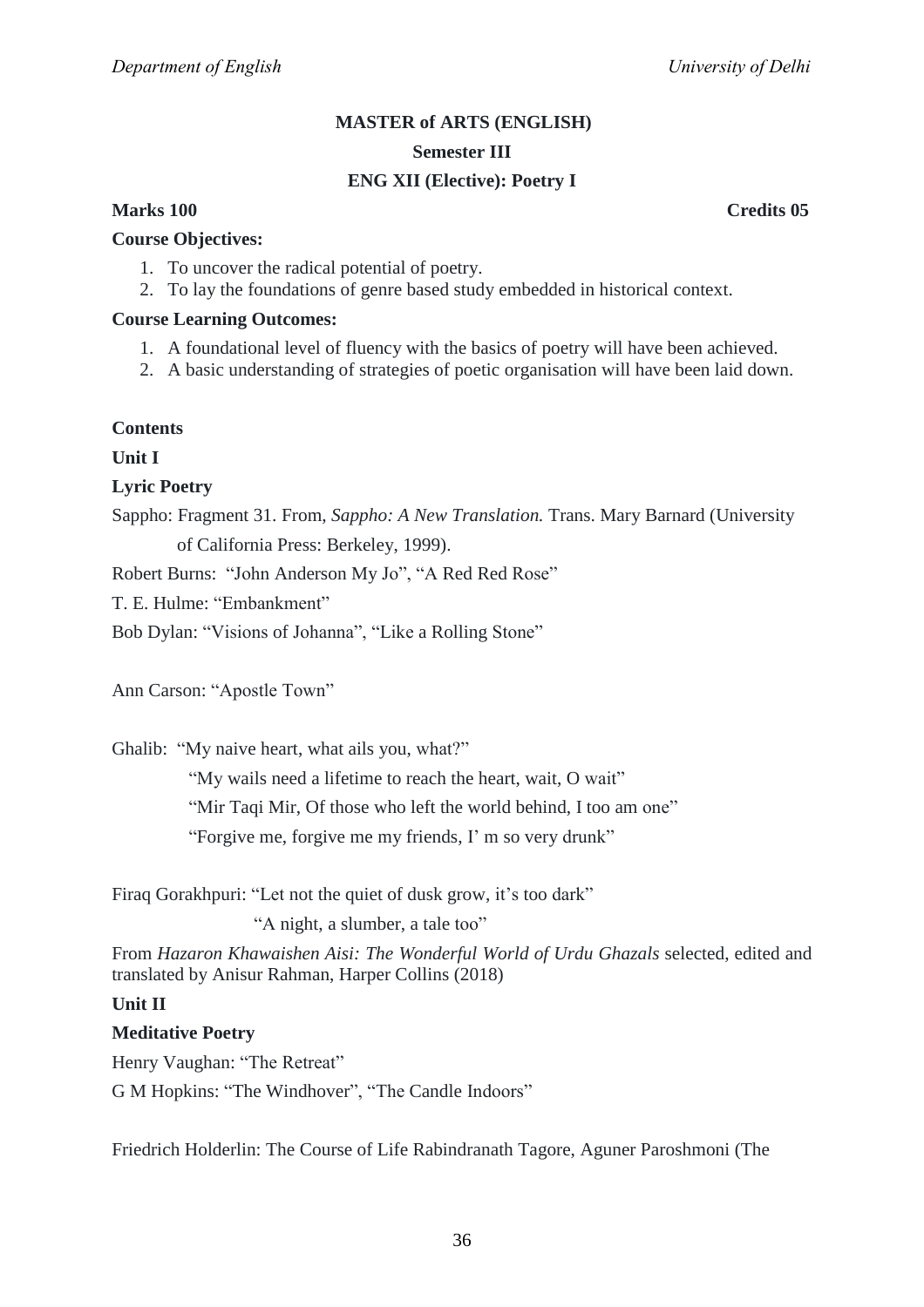**MASTER of ARTS (ENGLISH)**

**Semester III**

**ENG XII (Elective): Poetry I**

**Marks 100** **Credits 05**

**Course Objectives:**

1. To uncover the radical potential of poetry.
2. To lay the foundations of genre based study embedded in historical context.

**Course Learning Outcomes:**

1. A foundational level of fluency with the basics of poetry will have been achieved.
2. A basic understanding of strategies of poetic organisation will have been laid down.

**Contents**

**Unit I**

**Lyric Poetry**

Sappho: Fragment 31. From, *Sappho: A New Translation.* Trans. Mary Barnard (University of California Press: Berkeley, 1999).

Robert Burns: "John Anderson My Jo", "A Red Red Rose"

T. E. Hulme: "Embankment"

Bob Dylan: "Visions of Johanna", "Like a Rolling Stone"

Ann Carson: "Apostle Town"

Ghalib: "My naive heart, what ails you, what?"

"My wails need a lifetime to reach the heart, wait, O wait"

"Mir Taqi Mir, Of those who left the world behind, I too am one"

"Forgive me, forgive me my friends, I' m so very drunk"

Firaq Gorakhpuri: "Let not the quiet of dusk grow, it's too dark"

"A night, a slumber, a tale too"

From *Hazaron Khawaishen Aisi: The Wonderful World of Urdu Ghazals* selected, edited and translated by Anisur Rahman, Harper Collins (2018)

**Unit II**

**Meditative Poetry**

Henry Vaughan: "The Retreat"

G M Hopkins: "The Windhover", "The Candle Indoors"

Friedrich Holderlin: The Course of Life Rabindranath Tagore, Aguner Paroshmoni (The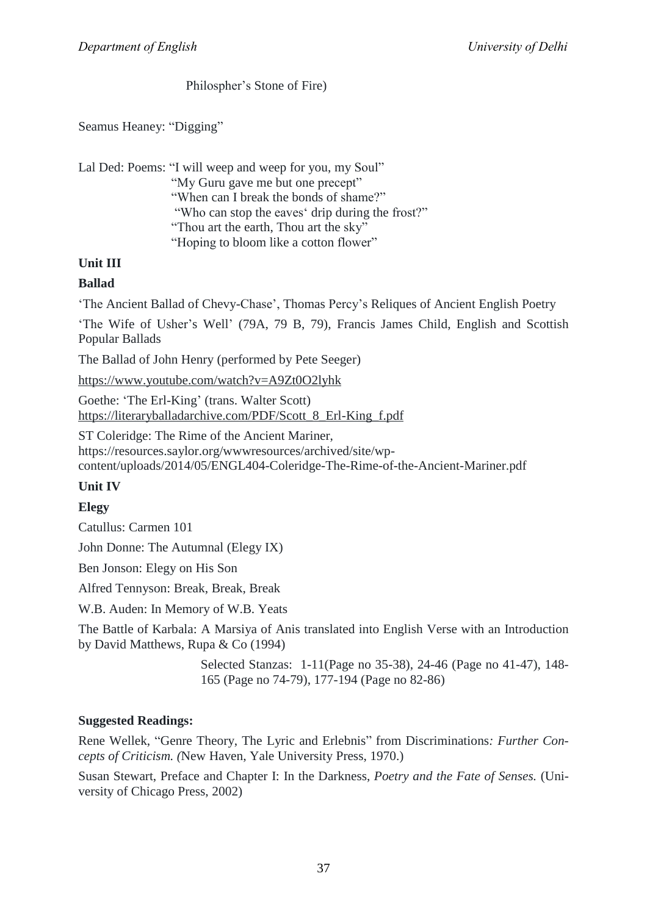Philospher's Stone of Fire)

Seamus Heaney: "Digging"

Lal Ded: Poems: "I will weep and weep for you, my Soul"
"My Guru gave me but one precept"
"When can I break the bonds of shame?"
"Who can stop the eaves' drip during the frost?"
"Thou art the earth, Thou art the sky"
"Hoping to bloom like a cotton flower"

**Unit III**

**Ballad**

'The Ancient Ballad of Chevy-Chase', Thomas Percy's Reliques of Ancient English Poetry

'The Wife of Usher's Well' (79A, 79 B, 79), Francis James Child, English and Scottish Popular Ballads

The Ballad of John Henry (performed by Pete Seeger)

https://www.youtube.com/watch?v=A9Zt0O2lyhk

Goethe: 'The Erl-King' (trans. Walter Scott)
https://literaryballadarchive.com/PDF/Scott_8_Erl-King_f.pdf

ST Coleridge: The Rime of the Ancient Mariner,
https://resources.saylor.org/wwwresources/archived/site/wp-content/uploads/2014/05/ENGL404-Coleridge-The-Rime-of-the-Ancient-Mariner.pdf

**Unit IV**

**Elegy**

Catullus: Carmen 101

John Donne: The Autumnal (Elegy IX)

Ben Jonson: Elegy on His Son

Alfred Tennyson: Break, Break, Break

W.B. Auden: In Memory of W.B. Yeats

The Battle of Karbala: A Marsiya of Anis translated into English Verse with an Introduction by David Matthews, Rupa & Co (1994)

Selected Stanzas: 1-11(Page no 35-38), 24-46 (Page no 41-47), 148-165 (Page no 74-79), 177-194 (Page no 82-86)

**Suggested Readings:**

Rene Wellek, "Genre Theory, The Lyric and Erlebnis" from Discriminations*: Further Concepts of Criticism. (*New Haven, Yale University Press, 1970.)

Susan Stewart, Preface and Chapter I: In the Darkness, *Poetry and the Fate of Senses.* (University of Chicago Press, 2002)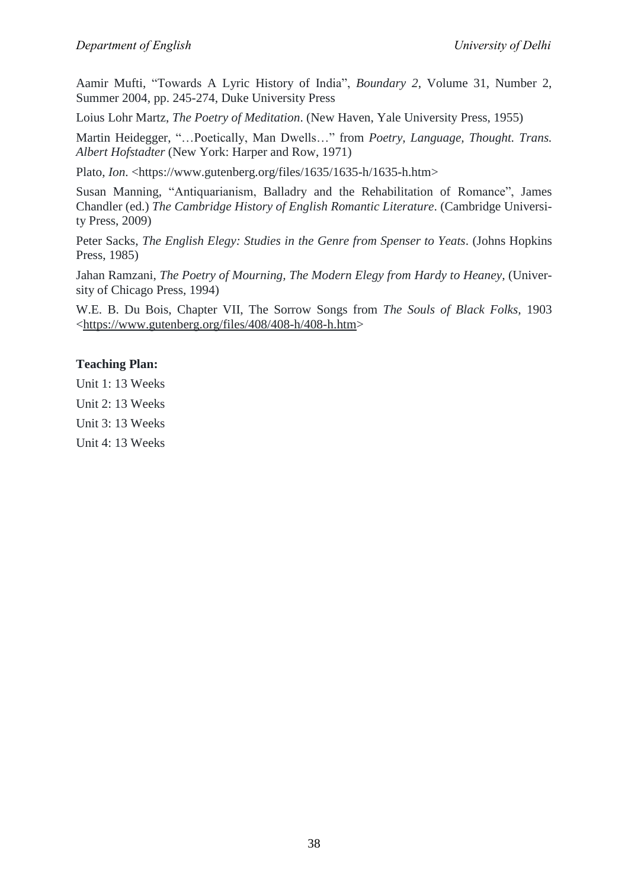Aamir Mufti, "Towards A Lyric History of India", *Boundary 2*, Volume 31, Number 2, Summer 2004, pp. 245-274, Duke University Press

Loius Lohr Martz, *The Poetry of Meditation*. (New Haven, Yale University Press, 1955)

Martin Heidegger, "…Poetically, Man Dwells…" from *Poetry, Language, Thought. Trans. Albert Hofstadter* (New York: Harper and Row, 1971)

Plato, *Ion*. <https://www.gutenberg.org/files/1635/1635-h/1635-h.htm>

Susan Manning, "Antiquarianism, Balladry and the Rehabilitation of Romance", James Chandler (ed.) *The Cambridge History of English Romantic Literature*. (Cambridge University Press, 2009)

Peter Sacks, *The English Elegy: Studies in the Genre from Spenser to Yeats*. (Johns Hopkins Press, 1985)

Jahan Ramzani, *The Poetry of Mourning, The Modern Elegy from Hardy to Heaney*, (University of Chicago Press, 1994)

W.E. B. Du Bois, Chapter VII, The Sorrow Songs from *The Souls of Black Folks*, 1903 <https://www.gutenberg.org/files/408/408-h/408-h.htm>

**Teaching Plan:**

Unit 1: 13 Weeks

Unit 2: 13 Weeks

Unit 3: 13 Weeks

Unit 4: 13 Weeks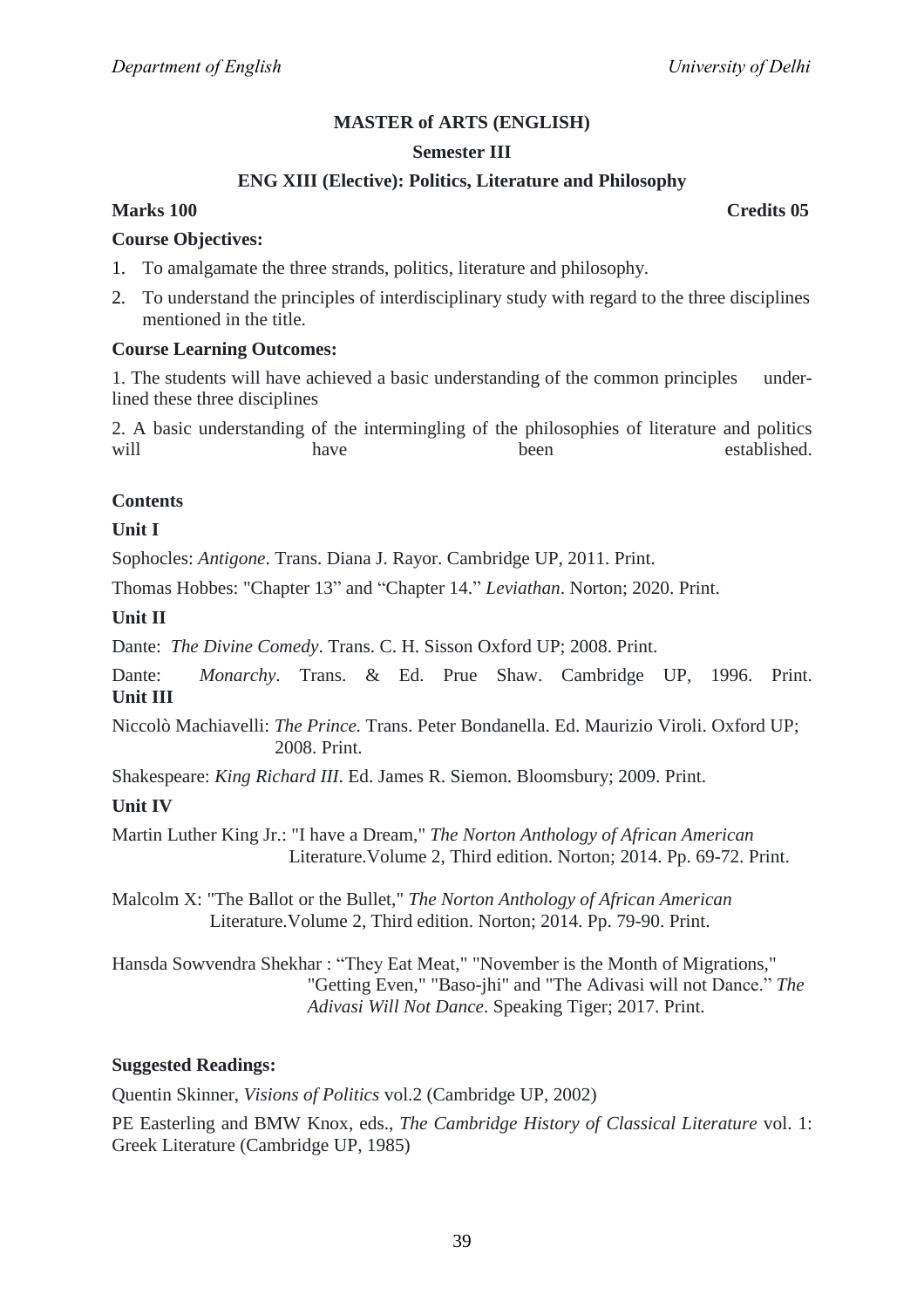**MASTER of ARTS (ENGLISH)**

**Semester III**

**ENG XIII (Elective): Politics, Literature and Philosophy**

**Marks 100** **Credits 05**

**Course Objectives:**

1. To amalgamate the three strands, politics, literature and philosophy.
2. To understand the principles of interdisciplinary study with regard to the three disciplines mentioned in the title.

**Course Learning Outcomes:**

1. The students will have achieved a basic understanding of the common principles under-lined these three disciplines

2. A basic understanding of the intermingling of the philosophies of literature and politics will have been established.

**Contents**

**Unit I**

Sophocles: *Antigone*. Trans. Diana J. Rayor. Cambridge UP, 2011. Print.

Thomas Hobbes: "Chapter 13" and "Chapter 14." *Leviathan*. Norton; 2020. Print.

**Unit II**

Dante: *The Divine Comedy*. Trans. C. H. Sisson Oxford UP; 2008. Print.

Dante: *Monarchy*. Trans. & Ed. Prue Shaw. Cambridge UP, 1996. Print.

**Unit III**

Niccolò Machiavelli: *The Prince.* Trans. Peter Bondanella. Ed. Maurizio Viroli. Oxford UP; 2008. Print.

Shakespeare: *King Richard III*. Ed. James R. Siemon. Bloomsbury; 2009. Print.

**Unit IV**

Martin Luther King Jr.: "I have a Dream," *The Norton Anthology of African American* Literature.Volume 2, Third edition. Norton; 2014. Pp. 69-72. Print.

Malcolm X: "The Ballot or the Bullet," *The Norton Anthology of African American* Literature.Volume 2, Third edition. Norton; 2014. Pp. 79-90. Print.

Hansda Sowvendra Shekhar : "They Eat Meat," "November is the Month of Migrations," "Getting Even," "Baso-jhi" and "The Adivasi will not Dance." *The Adivasi Will Not Dance*. Speaking Tiger; 2017. Print.

**Suggested Readings:**

Quentin Skinner, *Visions of Politics* vol.2 (Cambridge UP, 2002)

PE Easterling and BMW Knox, eds., *The Cambridge History of Classical Literature* vol. 1: Greek Literature (Cambridge UP, 1985)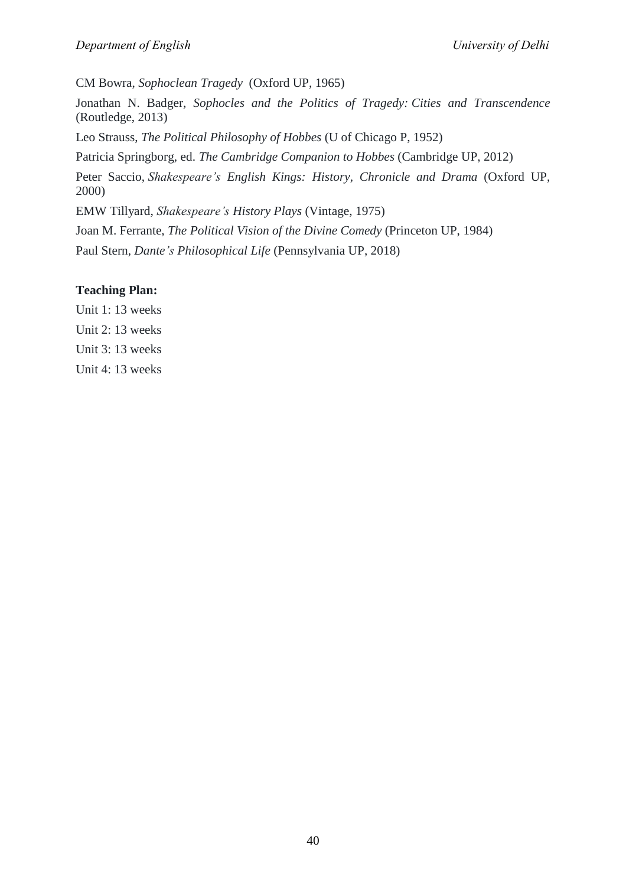CM Bowra, *Sophoclean Tragedy* (Oxford UP, 1965)

Jonathan N. Badger, *Sophocles and the Politics of Tragedy: Cities and Transcendence* (Routledge, 2013)

Leo Strauss, *The Political Philosophy of Hobbes* (U of Chicago P, 1952)

Patricia Springborg, ed. *The Cambridge Companion to Hobbes* (Cambridge UP, 2012)

Peter Saccio, *Shakespeare's English Kings: History, Chronicle and Drama* (Oxford UP, 2000)

EMW Tillyard, *Shakespeare's History Plays* (Vintage, 1975)

Joan M. Ferrante, *The Political Vision of the Divine Comedy* (Princeton UP, 1984)

Paul Stern, *Dante's Philosophical Life* (Pennsylvania UP, 2018)

**Teaching Plan:**

Unit 1: 13 weeks

Unit 2: 13 weeks

Unit 3: 13 weeks

Unit 4: 13 weeks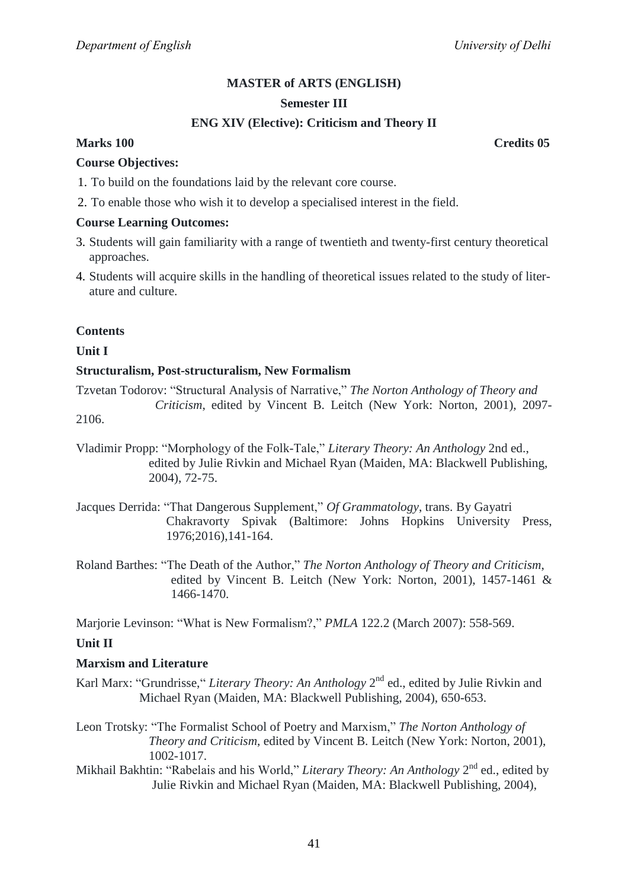## MASTER of ARTS (ENGLISH)

### Semester III

### ENG XIV (Elective): Criticism and Theory II

**Marks 100** **Credits 05**

**Course Objectives:**

1. To build on the foundations laid by the relevant core course.
2. To enable those who wish it to develop a specialised interest in the field.

**Course Learning Outcomes:**

3. Students will gain familiarity with a range of twentieth and twenty-first century theoretical approaches.
4. Students will acquire skills in the handling of theoretical issues related to the study of literature and culture.

**Contents**

**Unit I**

**Structuralism, Post-structuralism, New Formalism**

Tzvetan Todorov: "Structural Analysis of Narrative," *The Norton Anthology of Theory and Criticism*, edited by Vincent B. Leitch (New York: Norton, 2001), 2097-2106.

Vladimir Propp: "Morphology of the Folk-Tale," *Literary Theory: An Anthology* 2nd ed., edited by Julie Rivkin and Michael Ryan (Maiden, MA: Blackwell Publishing, 2004), 72-75.

Jacques Derrida: "That Dangerous Supplement," *Of Grammatology*, trans. By Gayatri Chakravorty Spivak (Baltimore: Johns Hopkins University Press, 1976;2016),141-164.

Roland Barthes: "The Death of the Author," *The Norton Anthology of Theory and Criticism*, edited by Vincent B. Leitch (New York: Norton, 2001), 1457-1461 & 1466-1470.

Marjorie Levinson: "What is New Formalism?," *PMLA* 122.2 (March 2007): 558-569.

**Unit II**

**Marxism and Literature**

Karl Marx: "Grundrisse," *Literary Theory: An Anthology* 2nd ed., edited by Julie Rivkin and Michael Ryan (Maiden, MA: Blackwell Publishing, 2004), 650-653.

Leon Trotsky: "The Formalist School of Poetry and Marxism," *The Norton Anthology of Theory and Criticism*, edited by Vincent B. Leitch (New York: Norton, 2001), 1002-1017.

Mikhail Bakhtin: "Rabelais and his World," *Literary Theory: An Anthology* 2nd ed., edited by Julie Rivkin and Michael Ryan (Maiden, MA: Blackwell Publishing, 2004),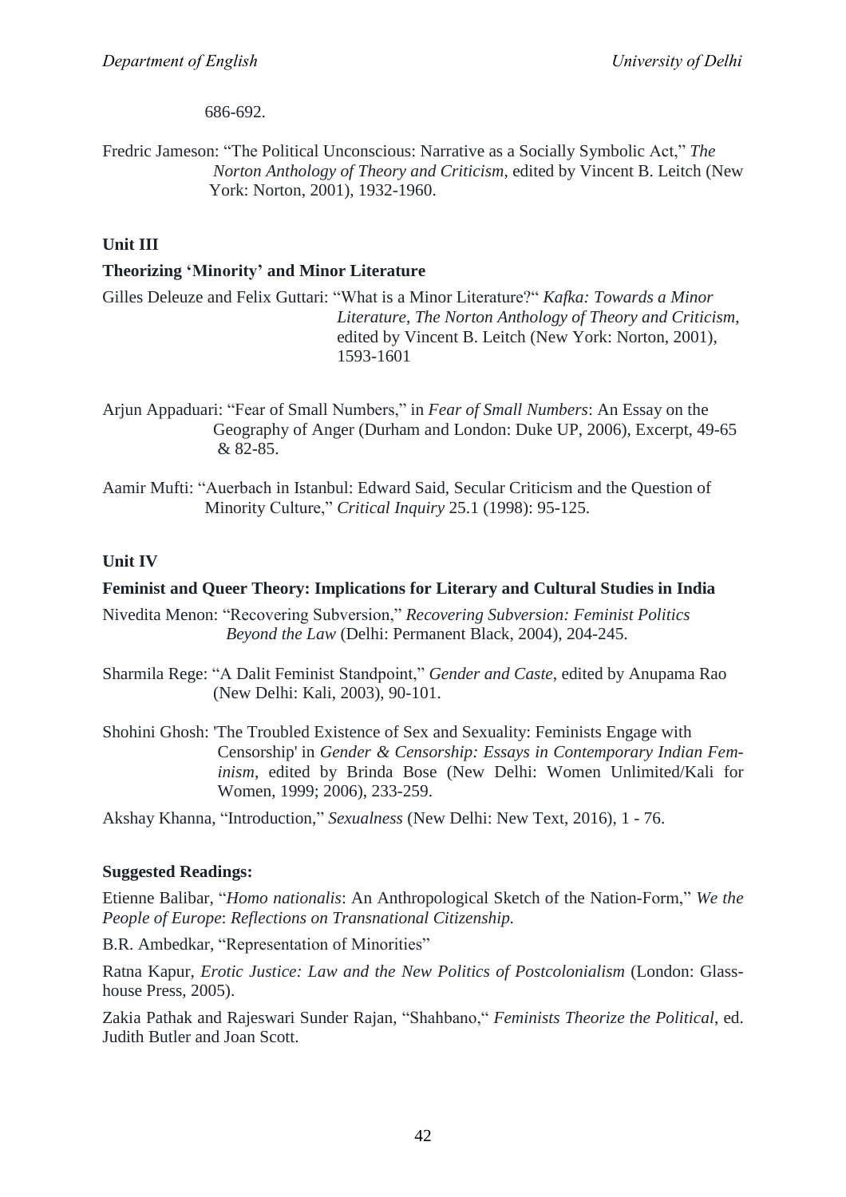686-692.

Fredric Jameson: "The Political Unconscious: Narrative as a Socially Symbolic Act," *The Norton Anthology of Theory and Criticism*, edited by Vincent B. Leitch (New York: Norton, 2001), 1932-1960.

**Unit III**

**Theorizing 'Minority' and Minor Literature**

Gilles Deleuze and Felix Guttari: "What is a Minor Literature?" *Kafka: Towards a Minor Literature*, *The Norton Anthology of Theory and Criticism*, edited by Vincent B. Leitch (New York: Norton, 2001), 1593-1601

Arjun Appaduari: "Fear of Small Numbers," in *Fear of Small Numbers*: An Essay on the Geography of Anger (Durham and London: Duke UP, 2006), Excerpt, 49-65 & 82-85.

Aamir Mufti: "Auerbach in Istanbul: Edward Said, Secular Criticism and the Question of Minority Culture," *Critical Inquiry* 25.1 (1998): 95-125.

**Unit IV**

**Feminist and Queer Theory: Implications for Literary and Cultural Studies in India**

Nivedita Menon: "Recovering Subversion," *Recovering Subversion: Feminist Politics Beyond the Law* (Delhi: Permanent Black, 2004), 204-245.

Sharmila Rege: "A Dalit Feminist Standpoint," *Gender and Caste*, edited by Anupama Rao (New Delhi: Kali, 2003), 90-101.

Shohini Ghosh: 'The Troubled Existence of Sex and Sexuality: Feminists Engage with Censorship' in *Gender & Censorship: Essays in Contemporary Indian Feminism*, edited by Brinda Bose (New Delhi: Women Unlimited/Kali for Women, 1999; 2006), 233-259.

Akshay Khanna, "Introduction," *Sexualness* (New Delhi: New Text, 2016), 1 - 76.

**Suggested Readings:**

Etienne Balibar, "*Homo nationalis*: An Anthropological Sketch of the Nation-Form," *We the People of Europe*: *Reflections on Transnational Citizenship.*

B.R. Ambedkar, "Representation of Minorities"

Ratna Kapur, *Erotic Justice: Law and the New Politics of Postcolonialism* (London: Glasshouse Press, 2005).

Zakia Pathak and Rajeswari Sunder Rajan, "Shahbano," *Feminists Theorize the Political*, ed. Judith Butler and Joan Scott.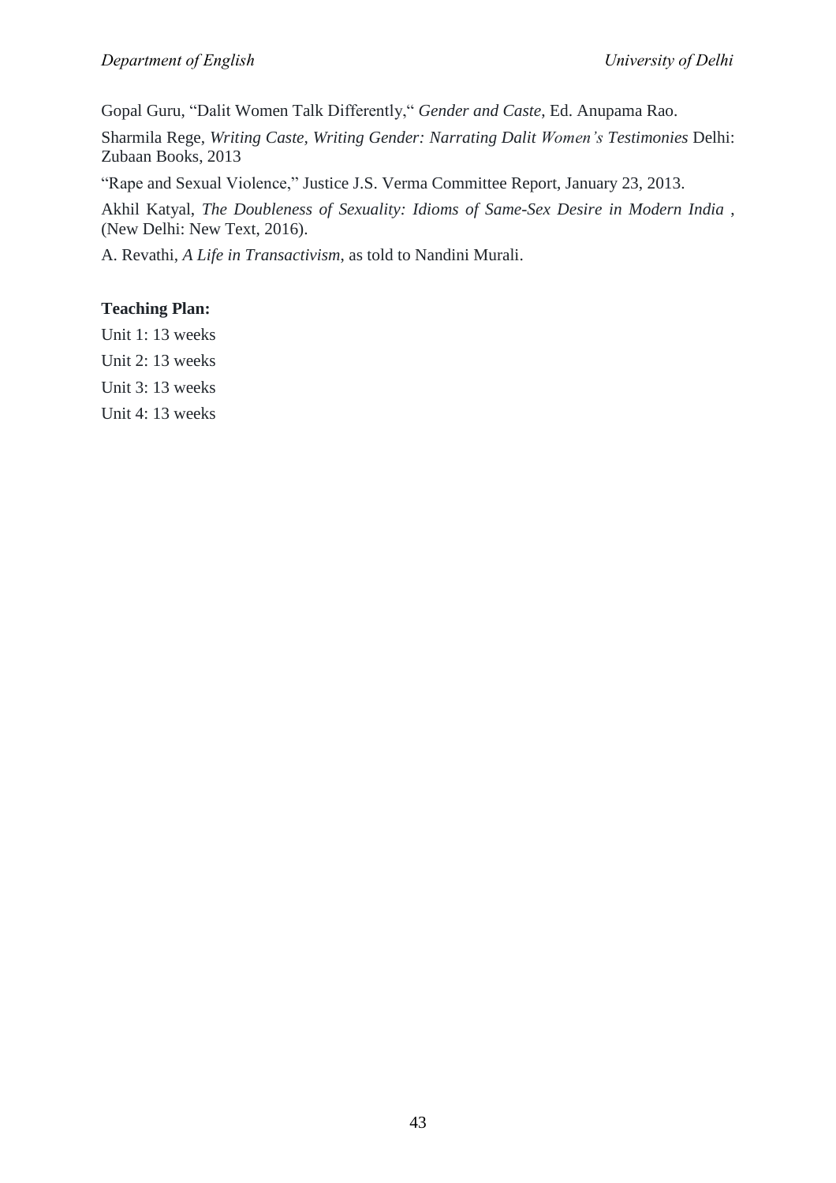Gopal Guru, "Dalit Women Talk Differently," *Gender and Caste*, Ed. Anupama Rao.

Sharmila Rege, *Writing Caste, Writing Gender: Narrating Dalit Women's Testimonies* Delhi: Zubaan Books, 2013

"Rape and Sexual Violence," Justice J.S. Verma Committee Report, January 23, 2013.

Akhil Katyal, *The Doubleness of Sexuality: Idioms of Same-Sex Desire in Modern India* , (New Delhi: New Text, 2016).

A. Revathi, *A Life in Transactivism*, as told to Nandini Murali.

**Teaching Plan:**

Unit 1: 13 weeks

Unit 2: 13 weeks

Unit 3: 13 weeks

Unit 4: 13 weeks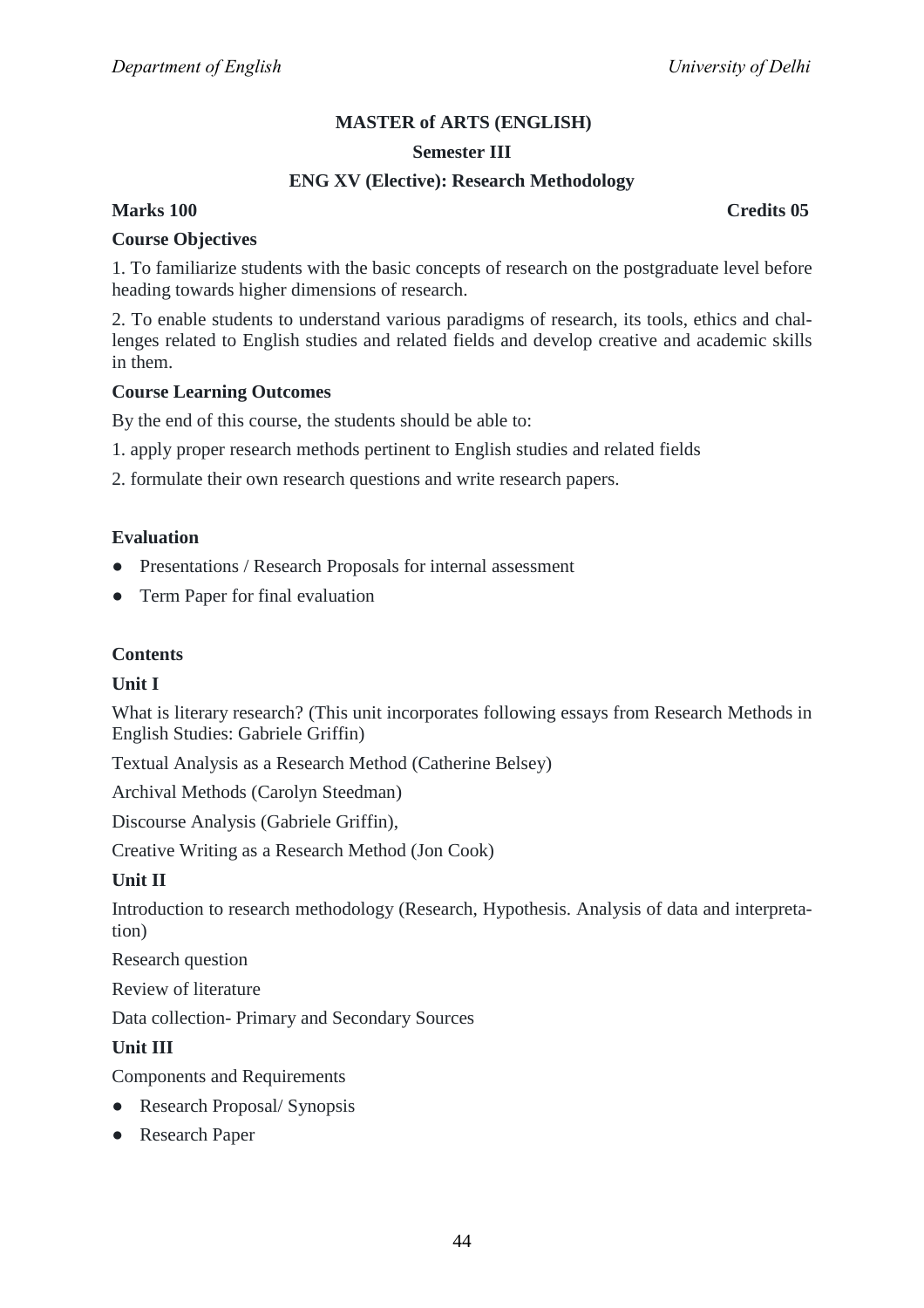## MASTER of ARTS (ENGLISH)

### Semester III

### ENG XV (Elective): Research Methodology

**Marks 100** **Credits 05**

**Course Objectives**

1. To familiarize students with the basic concepts of research on the postgraduate level before heading towards higher dimensions of research.

2. To enable students to understand various paradigms of research, its tools, ethics and challenges related to English studies and related fields and develop creative and academic skills in them.

**Course Learning Outcomes**

By the end of this course, the students should be able to:

1. apply proper research methods pertinent to English studies and related fields

2. formulate their own research questions and write research papers.

**Evaluation**

- Presentations / Research Proposals for internal assessment
- Term Paper for final evaluation

**Contents**

**Unit I**

What is literary research? (This unit incorporates following essays from Research Methods in English Studies: Gabriele Griffin)

Textual Analysis as a Research Method (Catherine Belsey)

Archival Methods (Carolyn Steedman)

Discourse Analysis (Gabriele Griffin),

Creative Writing as a Research Method (Jon Cook)

**Unit II**

Introduction to research methodology (Research, Hypothesis. Analysis of data and interpretation)

Research question

Review of literature

Data collection- Primary and Secondary Sources

**Unit III**

Components and Requirements

- Research Proposal/ Synopsis
- Research Paper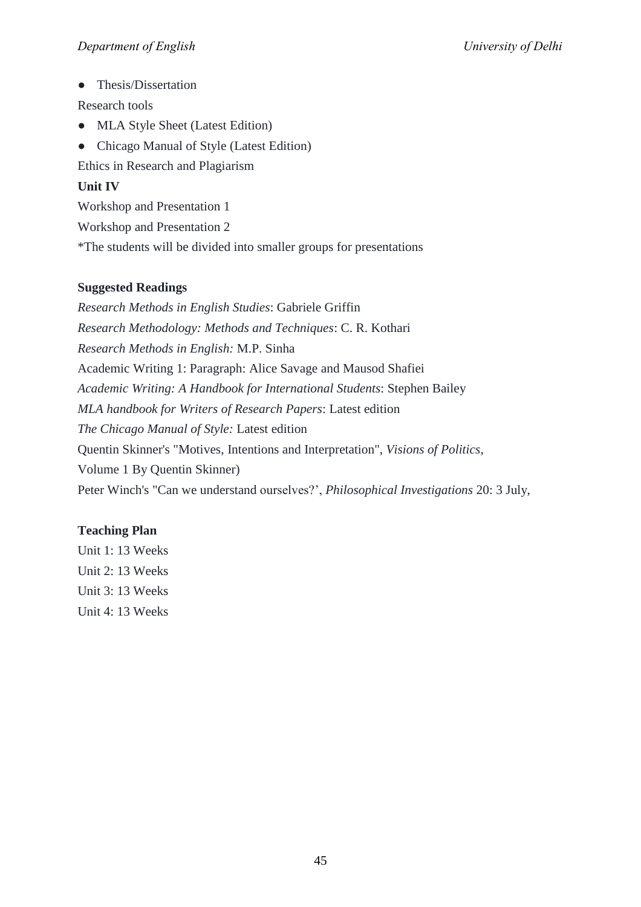- Thesis/Dissertation

Research tools

- MLA Style Sheet (Latest Edition)
- Chicago Manual of Style (Latest Edition)

Ethics in Research and Plagiarism

**Unit IV**

Workshop and Presentation 1

Workshop and Presentation 2

*The students will be divided into smaller groups for presentations

**Suggested Readings**

*Research Methods in English Studies*: Gabriele Griffin

*Research Methodology: Methods and Techniques*: C. R. Kothari

*Research Methods in English:* M.P. Sinha

Academic Writing 1: Paragraph: Alice Savage and Mausod Shafiei

*Academic Writing: A Handbook for International Students*: Stephen Bailey

*MLA handbook for Writers of Research Papers*: Latest edition

*The Chicago Manual of Style:* Latest edition

Quentin Skinner's "Motives, Intentions and Interpretation", *Visions of Politics*, Volume 1 By Quentin Skinner)

Peter Winch's "Can we understand ourselves?', *Philosophical Investigations* 20: 3 July,

**Teaching Plan**

Unit 1: 13 Weeks

Unit 2: 13 Weeks

Unit 3: 13 Weeks

Unit 4: 13 Weeks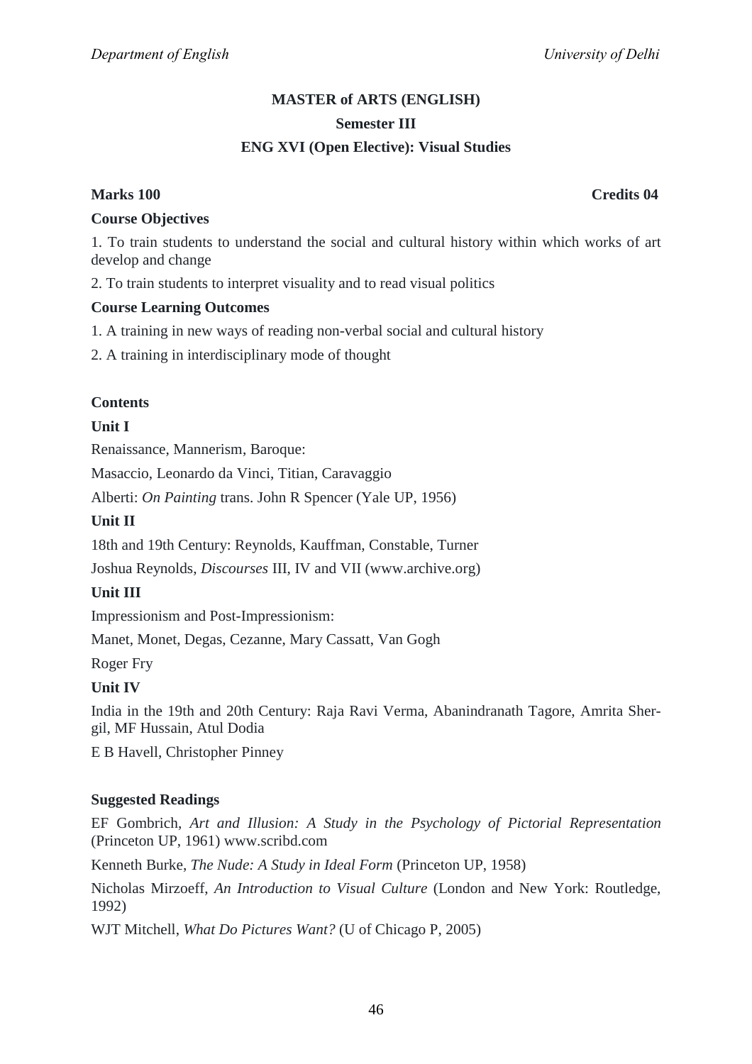**MASTER of ARTS (ENGLISH)**

**Semester III**

**ENG XVI (Open Elective): Visual Studies**

**Marks 100** **Credits 04**

**Course Objectives**

1. To train students to understand the social and cultural history within which works of art develop and change

2. To train students to interpret visuality and to read visual politics

**Course Learning Outcomes**

1. A training in new ways of reading non-verbal social and cultural history

2. A training in interdisciplinary mode of thought

**Contents**

**Unit I**

Renaissance, Mannerism, Baroque:

Masaccio, Leonardo da Vinci, Titian, Caravaggio

Alberti: *On Painting* trans. John R Spencer (Yale UP, 1956)

**Unit II**

18th and 19th Century: Reynolds, Kauffman, Constable, Turner

Joshua Reynolds, *Discourses* III, IV and VII (www.archive.org)

**Unit III**

Impressionism and Post-Impressionism:

Manet, Monet, Degas, Cezanne, Mary Cassatt, Van Gogh

Roger Fry

**Unit IV**

India in the 19th and 20th Century: Raja Ravi Verma, Abanindranath Tagore, Amrita Sher-gil, MF Hussain, Atul Dodia

E B Havell, Christopher Pinney

**Suggested Readings**

EF Gombrich, *Art and Illusion: A Study in the Psychology of Pictorial Representation* (Princeton UP, 1961) www.scribd.com

Kenneth Burke, *The Nude: A Study in Ideal Form* (Princeton UP, 1958)

Nicholas Mirzoeff, *An Introduction to Visual Culture* (London and New York: Routledge, 1992)

WJT Mitchell, *What Do Pictures Want?* (U of Chicago P, 2005)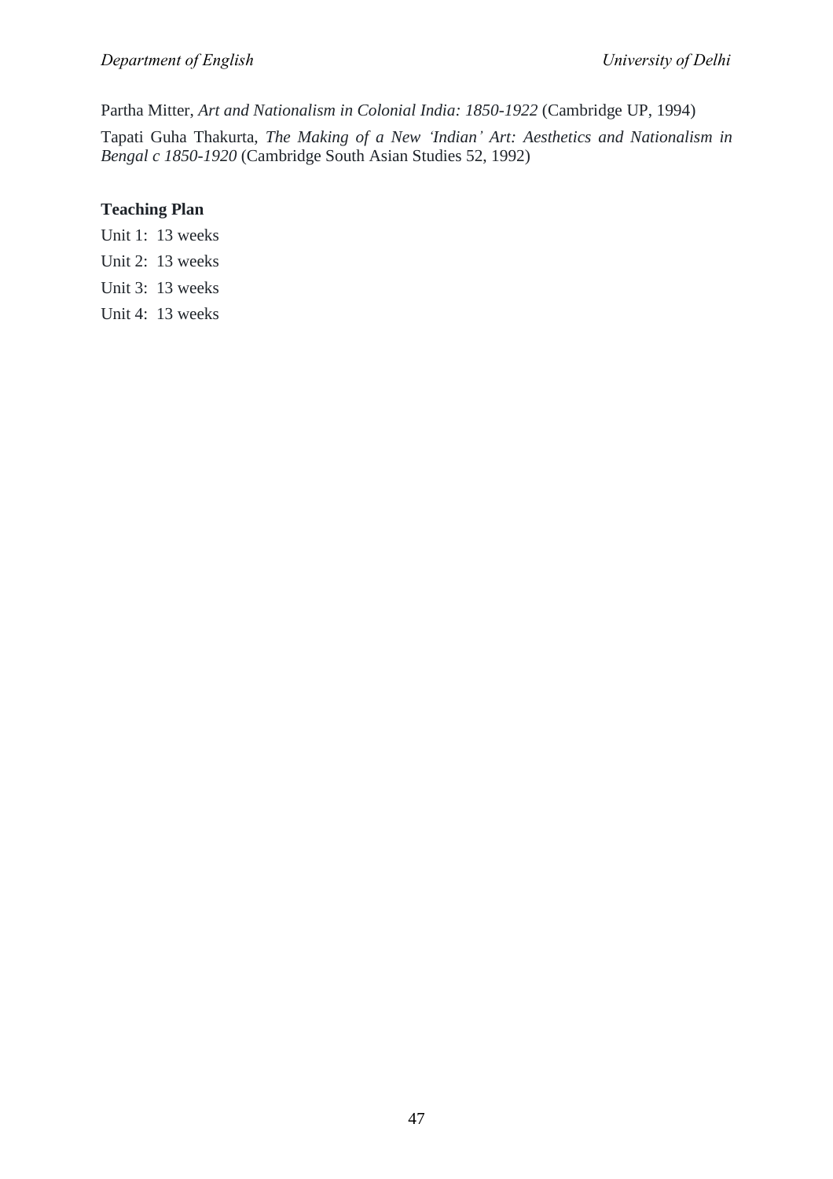Partha Mitter, *Art and Nationalism in Colonial India: 1850-1922* (Cambridge UP, 1994)

Tapati Guha Thakurta, *The Making of a New 'Indian' Art: Aesthetics and Nationalism in Bengal c 1850-1920* (Cambridge South Asian Studies 52, 1992)

**Teaching Plan**

Unit 1: 13 weeks

Unit 2: 13 weeks

Unit 3: 13 weeks

Unit 4: 13 weeks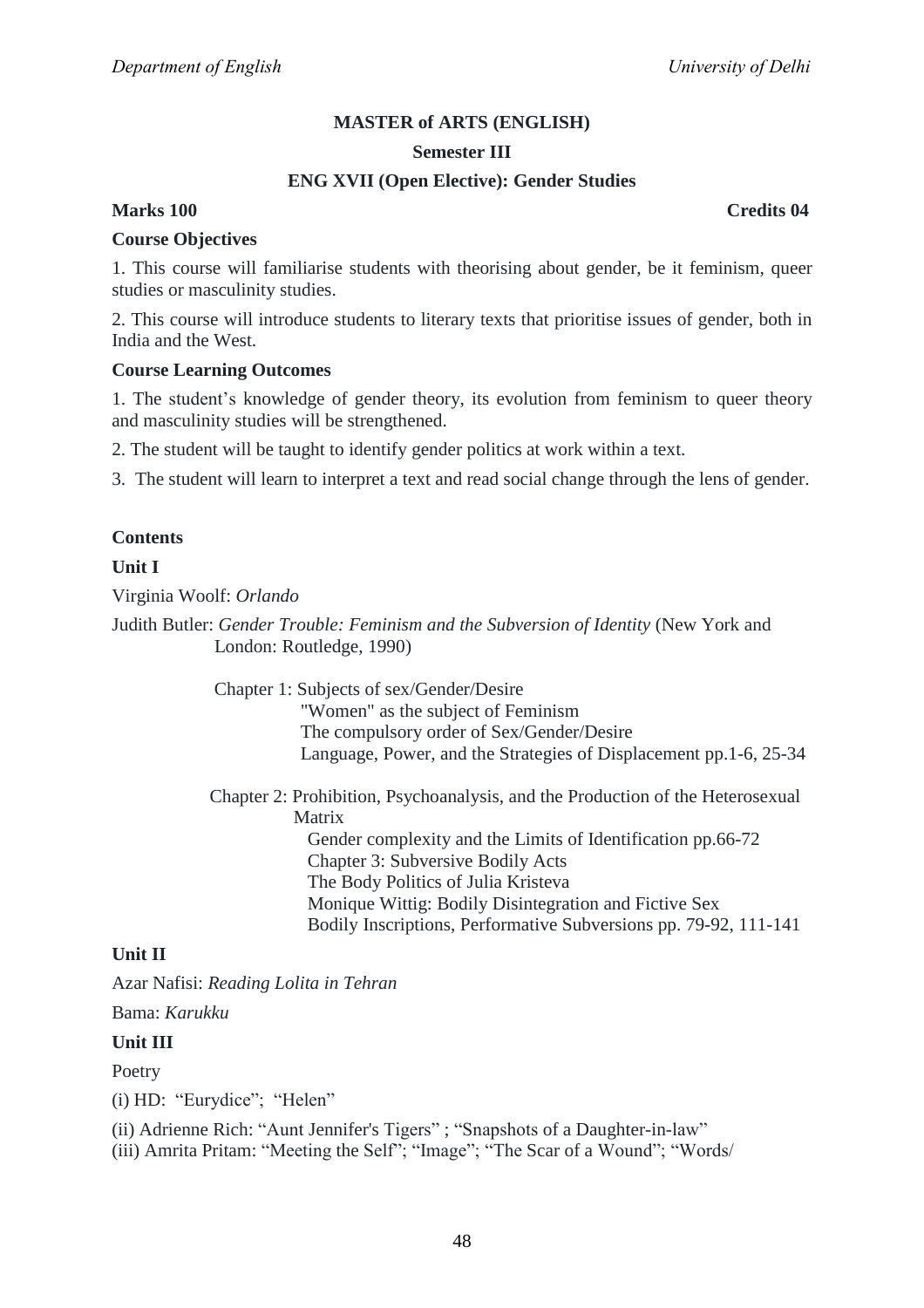**MASTER of ARTS (ENGLISH)**

**Semester III**

**ENG XVII (Open Elective): Gender Studies**

**Marks 100** **Credits 04**

**Course Objectives**

1. This course will familiarise students with theorising about gender, be it feminism, queer studies or masculinity studies.

2. This course will introduce students to literary texts that prioritise issues of gender, both in India and the West.

**Course Learning Outcomes**

1. The student's knowledge of gender theory, its evolution from feminism to queer theory and masculinity studies will be strengthened.

2. The student will be taught to identify gender politics at work within a text.

3. The student will learn to interpret a text and read social change through the lens of gender.

**Contents**

**Unit I**

Virginia Woolf: *Orlando*

Judith Butler: *Gender Trouble: Feminism and the Subversion of Identity* (New York and London: Routledge, 1990)

Chapter 1: Subjects of sex/Gender/Desire
"Women" as the subject of Feminism
The compulsory order of Sex/Gender/Desire
Language, Power, and the Strategies of Displacement pp.1-6, 25-34

Chapter 2: Prohibition, Psychoanalysis, and the Production of the Heterosexual Matrix
Gender complexity and the Limits of Identification pp.66-72
Chapter 3: Subversive Bodily Acts
The Body Politics of Julia Kristeva
Monique Wittig: Bodily Disintegration and Fictive Sex
Bodily Inscriptions, Performative Subversions pp. 79-92, 111-141

**Unit II**

Azar Nafisi: *Reading Lolita in Tehran*

Bama: *Karukku*

**Unit III**

Poetry

(i) HD: "Eurydice"; "Helen"

(ii) Adrienne Rich: "Aunt Jennifer's Tigers" ; "Snapshots of a Daughter-in-law"
(iii) Amrita Pritam: "Meeting the Self"; "Image"; "The Scar of a Wound"; "Words/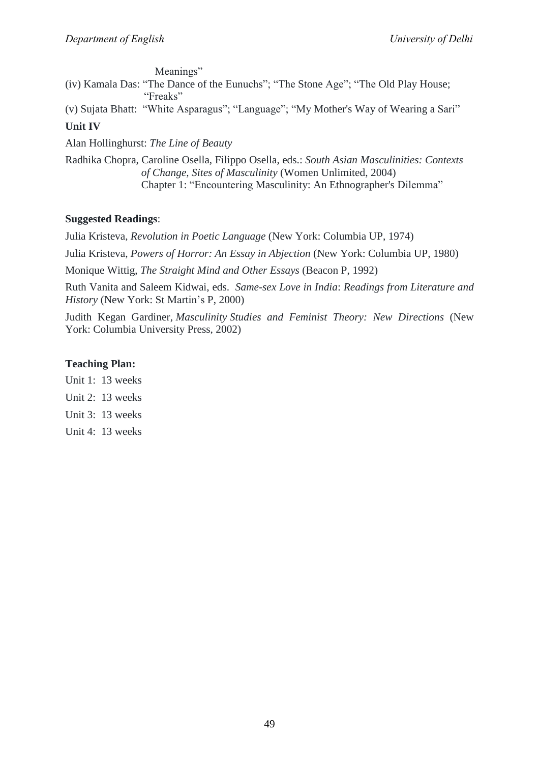Meanings"

(iv) Kamala Das: "The Dance of the Eunuchs"; "The Stone Age"; "The Old Play House; "Freaks"

(v) Sujata Bhatt: "White Asparagus"; "Language"; "My Mother's Way of Wearing a Sari"

**Unit IV**

Alan Hollinghurst: *The Line of Beauty*

Radhika Chopra, Caroline Osella, Filippo Osella, eds.: *South Asian Masculinities: Contexts of Change, Sites of Masculinity* (Women Unlimited, 2004)
Chapter 1: "Encountering Masculinity: An Ethnographer's Dilemma"

**Suggested Readings**:

Julia Kristeva, *Revolution in Poetic Language* (New York: Columbia UP, 1974)

Julia Kristeva, *Powers of Horror: An Essay in Abjection* (New York: Columbia UP, 1980)

Monique Wittig, *The Straight Mind and Other Essays* (Beacon P, 1992)

Ruth Vanita and Saleem Kidwai, eds. *Same-sex Love in India*: *Readings from Literature and History* (New York: St Martin's P, 2000)

Judith Kegan Gardiner, *Masculinity Studies and Feminist Theory: New Directions* (New York: Columbia University Press, 2002)

**Teaching Plan:**

Unit 1: 13 weeks

Unit 2: 13 weeks

Unit 3: 13 weeks

Unit 4: 13 weeks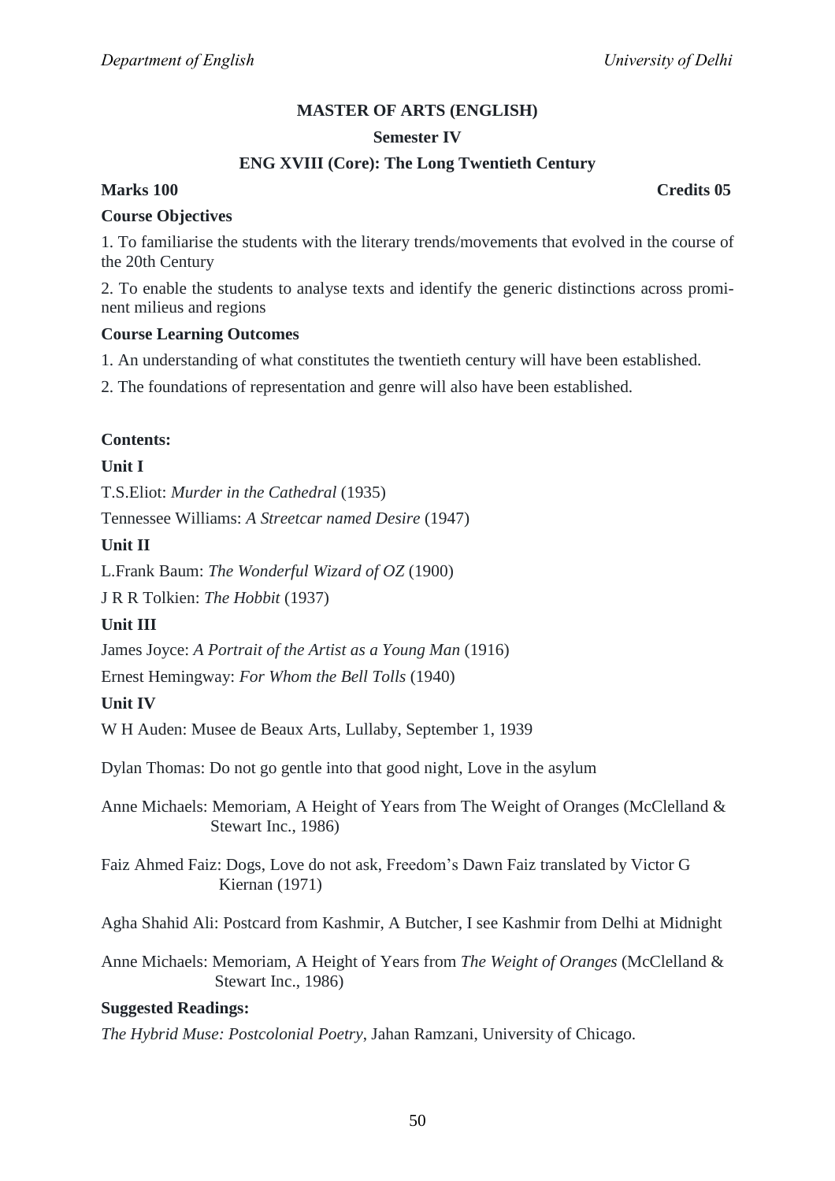**MASTER OF ARTS (ENGLISH)**

**Semester IV**

**ENG XVIII (Core): The Long Twentieth Century**

**Marks 100** **Credits 05**

**Course Objectives**

1. To familiarise the students with the literary trends/movements that evolved in the course of the 20th Century

2. To enable the students to analyse texts and identify the generic distinctions across prominent milieus and regions

**Course Learning Outcomes**

1. An understanding of what constitutes the twentieth century will have been established.

2. The foundations of representation and genre will also have been established.

**Contents:**

**Unit I**

T.S.Eliot: *Murder in the Cathedral* (1935)

Tennessee Williams: *A Streetcar named Desire* (1947)

**Unit II**

L.Frank Baum: *The Wonderful Wizard of OZ* (1900)

J R R Tolkien: *The Hobbit* (1937)

**Unit III**

James Joyce: *A Portrait of the Artist as a Young Man* (1916)

Ernest Hemingway: *For Whom the Bell Tolls* (1940)

**Unit IV**

W H Auden: Musee de Beaux Arts, Lullaby, September 1, 1939

Dylan Thomas: Do not go gentle into that good night, Love in the asylum

Anne Michaels: Memoriam, A Height of Years from The Weight of Oranges (McClelland & Stewart Inc., 1986)

Faiz Ahmed Faiz: Dogs, Love do not ask, Freedom's Dawn Faiz translated by Victor G Kiernan (1971)

Agha Shahid Ali: Postcard from Kashmir, A Butcher, I see Kashmir from Delhi at Midnight

Anne Michaels: Memoriam, A Height of Years from *The Weight of Oranges* (McClelland & Stewart Inc., 1986)

**Suggested Readings:**

*The Hybrid Muse: Postcolonial Poetry*, Jahan Ramzani, University of Chicago.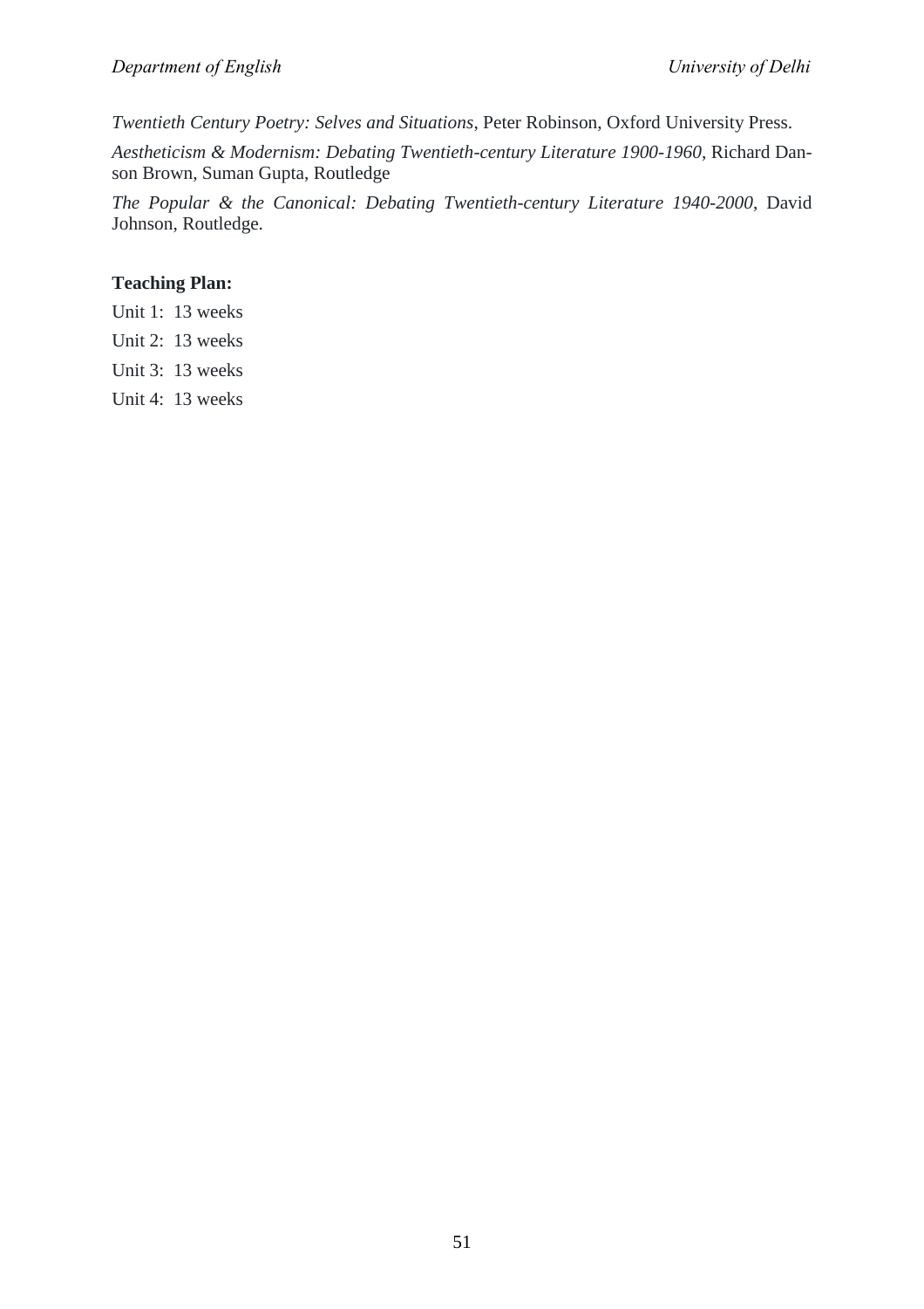*Twentieth Century Poetry: Selves and Situations*, Peter Robinson, Oxford University Press.

*Aestheticism & Modernism: Debating Twentieth-century Literature 1900-1960*, Richard Danson Brown, Suman Gupta, Routledge

*The Popular & the Canonical: Debating Twentieth-century Literature 1940-2000*, David Johnson, Routledge.

**Teaching Plan:**

Unit 1: 13 weeks

Unit 2: 13 weeks

Unit 3: 13 weeks

Unit 4: 13 weeks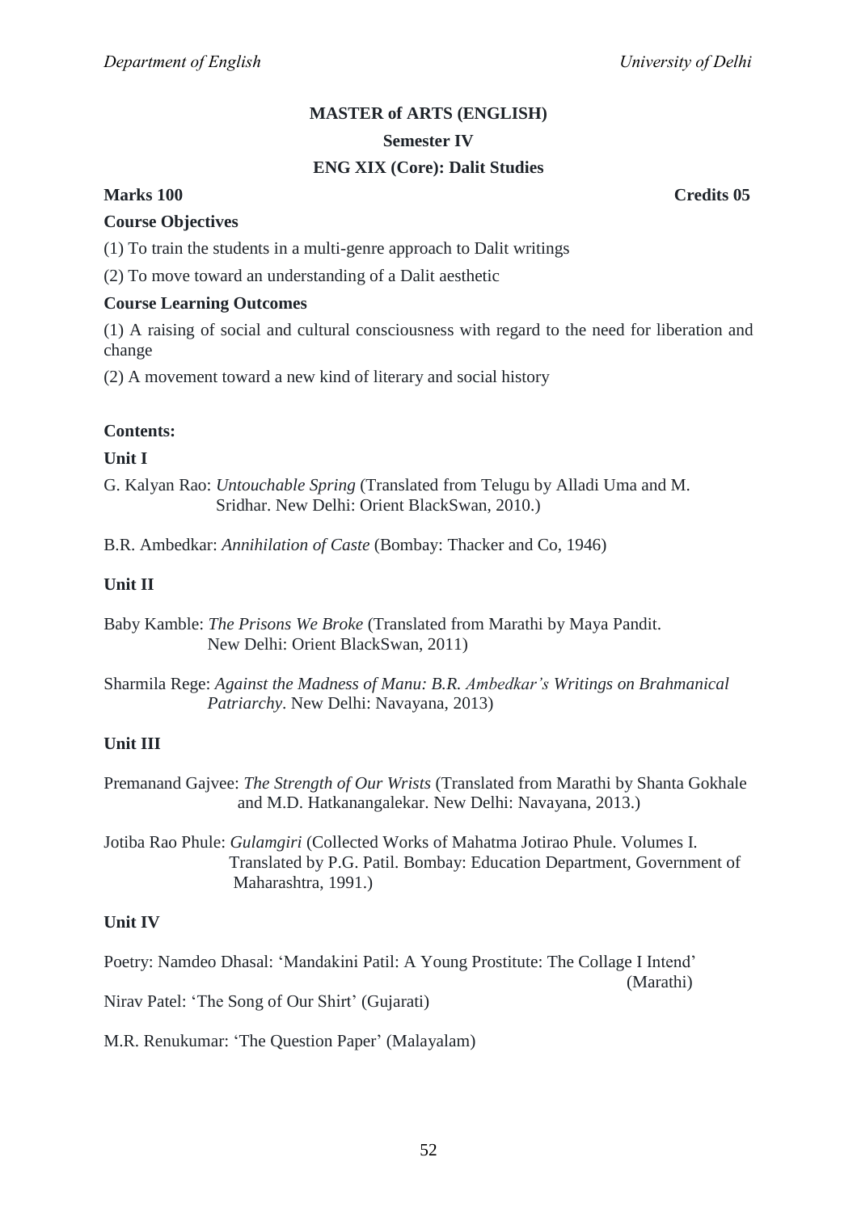**MASTER of ARTS (ENGLISH)**

**Semester IV**

**ENG XIX (Core): Dalit Studies**

**Marks 100** **Credits 05**

**Course Objectives**

(1) To train the students in a multi-genre approach to Dalit writings

(2) To move toward an understanding of a Dalit aesthetic

**Course Learning Outcomes**

(1) A raising of social and cultural consciousness with regard to the need for liberation and change

(2) A movement toward a new kind of literary and social history

**Contents:**

**Unit I**

G. Kalyan Rao: *Untouchable Spring* (Translated from Telugu by Alladi Uma and M. Sridhar. New Delhi: Orient BlackSwan, 2010.)

B.R. Ambedkar: *Annihilation of Caste* (Bombay: Thacker and Co, 1946)

**Unit II**

Baby Kamble: *The Prisons We Broke* (Translated from Marathi by Maya Pandit. New Delhi: Orient BlackSwan, 2011)

Sharmila Rege: *Against the Madness of Manu: B.R. Ambedkar's Writings on Brahmanical Patriarchy*. New Delhi: Navayana, 2013)

**Unit III**

Premanand Gajvee: *The Strength of Our Wrists* (Translated from Marathi by Shanta Gokhale and M.D. Hatkanangalekar. New Delhi: Navayana, 2013.)

Jotiba Rao Phule: *Gulamgiri* (Collected Works of Mahatma Jotirao Phule. Volumes I. Translated by P.G. Patil. Bombay: Education Department, Government of Maharashtra, 1991.)

**Unit IV**

Poetry: Namdeo Dhasal: 'Mandakini Patil: A Young Prostitute: The Collage I Intend' (Marathi)

Nirav Patel: 'The Song of Our Shirt' (Gujarati)

M.R. Renukumar: 'The Question Paper' (Malayalam)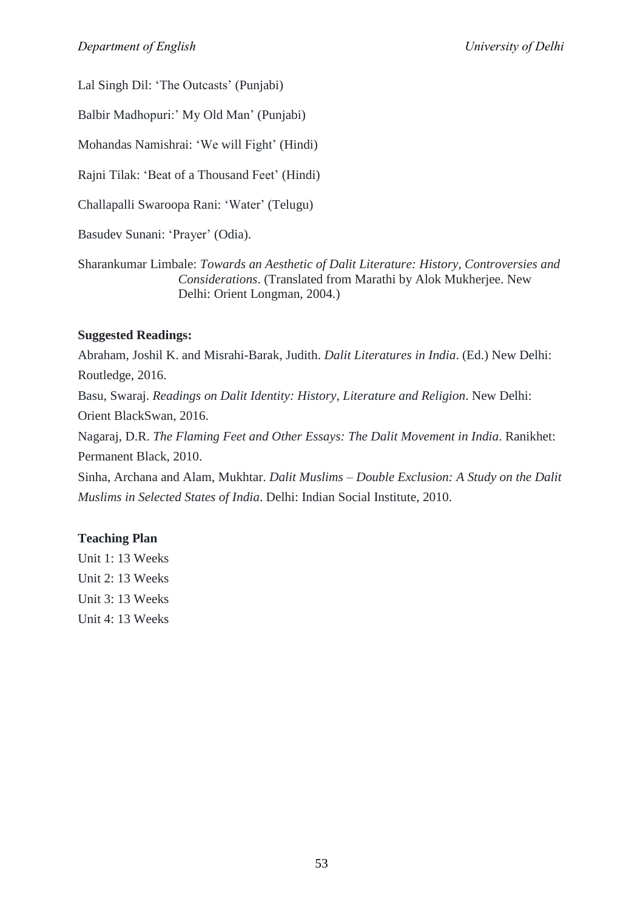Lal Singh Dil: 'The Outcasts' (Punjabi)

Balbir Madhopuri:' My Old Man' (Punjabi)

Mohandas Namishrai: 'We will Fight' (Hindi)

Rajni Tilak: 'Beat of a Thousand Feet' (Hindi)

Challapalli Swaroopa Rani: 'Water' (Telugu)

Basudev Sunani: 'Prayer' (Odia).

Sharankumar Limbale: *Towards an Aesthetic of Dalit Literature: History, Controversies and Considerations*. (Translated from Marathi by Alok Mukherjee. New Delhi: Orient Longman, 2004.)

**Suggested Readings:**

Abraham, Joshil K. and Misrahi-Barak, Judith. *Dalit Literatures in India*. (Ed.) New Delhi: Routledge, 2016.

Basu, Swaraj. *Readings on Dalit Identity: History, Literature and Religion*. New Delhi: Orient BlackSwan, 2016.

Nagaraj, D.R. *The Flaming Feet and Other Essays: The Dalit Movement in India*. Ranikhet: Permanent Black, 2010.

Sinha, Archana and Alam, Mukhtar. *Dalit Muslims – Double Exclusion: A Study on the Dalit Muslims in Selected States of India*. Delhi: Indian Social Institute, 2010.

**Teaching Plan**

Unit 1: 13 Weeks

Unit 2: 13 Weeks

Unit 3: 13 Weeks

Unit 4: 13 Weeks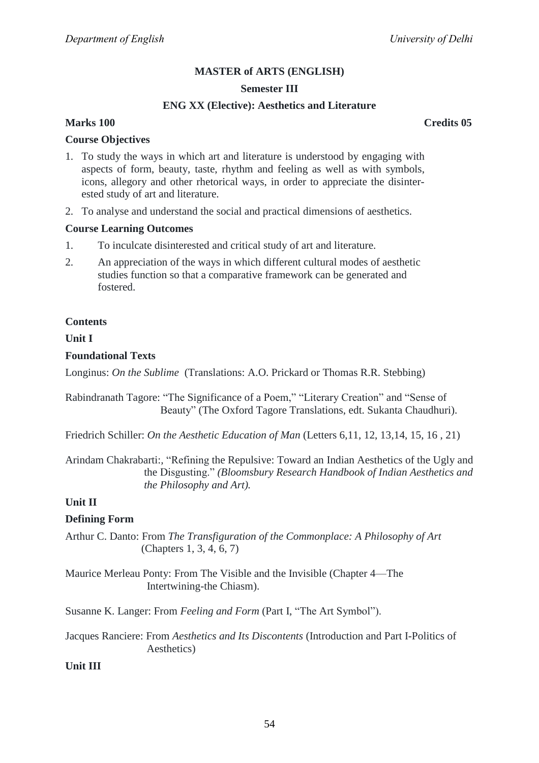**MASTER of ARTS (ENGLISH)**

**Semester III**

**ENG XX (Elective): Aesthetics and Literature**

**Marks 100** **Credits 05**

**Course Objectives**

1. To study the ways in which art and literature is understood by engaging with aspects of form, beauty, taste, rhythm and feeling as well as with symbols, icons, allegory and other rhetorical ways, in order to appreciate the disinterested study of art and literature.
2. To analyse and understand the social and practical dimensions of aesthetics.

**Course Learning Outcomes**

1. To inculcate disinterested and critical study of art and literature.
2. An appreciation of the ways in which different cultural modes of aesthetic studies function so that a comparative framework can be generated and fostered.

**Contents**

**Unit I**

**Foundational Texts**

Longinus: *On the Sublime* (Translations: A.O. Prickard or Thomas R.R. Stebbing)

Rabindranath Tagore: "The Significance of a Poem," "Literary Creation" and "Sense of Beauty" (The Oxford Tagore Translations, edt. Sukanta Chaudhuri).

Friedrich Schiller: *On the Aesthetic Education of Man* (Letters 6,11, 12, 13,14, 15, 16 , 21)

Arindam Chakrabarti:, "Refining the Repulsive: Toward an Indian Aesthetics of the Ugly and the Disgusting." *(Bloomsbury Research Handbook of Indian Aesthetics and the Philosophy and Art).*

**Unit II**

**Defining Form**

Arthur C. Danto: From *The Transfiguration of the Commonplace: A Philosophy of Art* (Chapters 1, 3, 4, 6, 7)

Maurice Merleau Ponty: From The Visible and the Invisible (Chapter 4—The Intertwining-the Chiasm).

Susanne K. Langer: From *Feeling and Form* (Part I, "The Art Symbol").

Jacques Ranciere: From *Aesthetics and Its Discontents* (Introduction and Part I-Politics of Aesthetics)

**Unit III**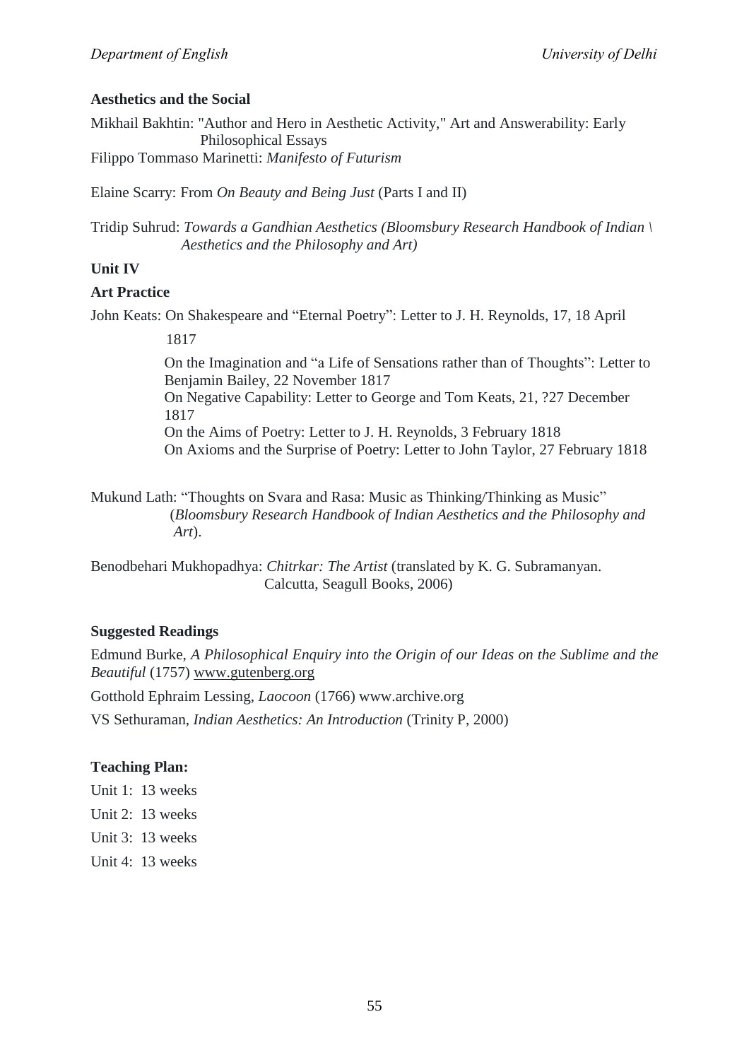**Aesthetics and the Social**

Mikhail Bakhtin: "Author and Hero in Aesthetic Activity," Art and Answerability: Early Philosophical Essays
Filippo Tommaso Marinetti: *Manifesto of Futurism*

Elaine Scarry: From *On Beauty and Being Just* (Parts I and II)

Tridip Suhrud: *Towards a Gandhian Aesthetics (Bloomsbury Research Handbook of Indian \ Aesthetics and the Philosophy and Art)*

**Unit IV**

**Art Practice**

John Keats: On Shakespeare and "Eternal Poetry": Letter to J. H. Reynolds, 17, 18 April 1817
On the Imagination and "a Life of Sensations rather than of Thoughts": Letter to Benjamin Bailey, 22 November 1817
On Negative Capability: Letter to George and Tom Keats, 21, ?27 December 1817
On the Aims of Poetry: Letter to J. H. Reynolds, 3 February 1818
On Axioms and the Surprise of Poetry: Letter to John Taylor, 27 February 1818

Mukund Lath: "Thoughts on Svara and Rasa: Music as Thinking/Thinking as Music" (*Bloomsbury Research Handbook of Indian Aesthetics and the Philosophy and Art*).

Benodbehari Mukhopadhya: *Chitrkar: The Artist* (translated by K. G. Subramanyan. Calcutta, Seagull Books, 2006)

**Suggested Readings**

Edmund Burke, *A Philosophical Enquiry into the Origin of our Ideas on the Sublime and the Beautiful* (1757) www.gutenberg.org

Gotthold Ephraim Lessing, *Laocoon* (1766) www.archive.org

VS Sethuraman, *Indian Aesthetics: An Introduction* (Trinity P, 2000)

**Teaching Plan:**

Unit 1: 13 weeks

Unit 2: 13 weeks

Unit 3: 13 weeks

Unit 4: 13 weeks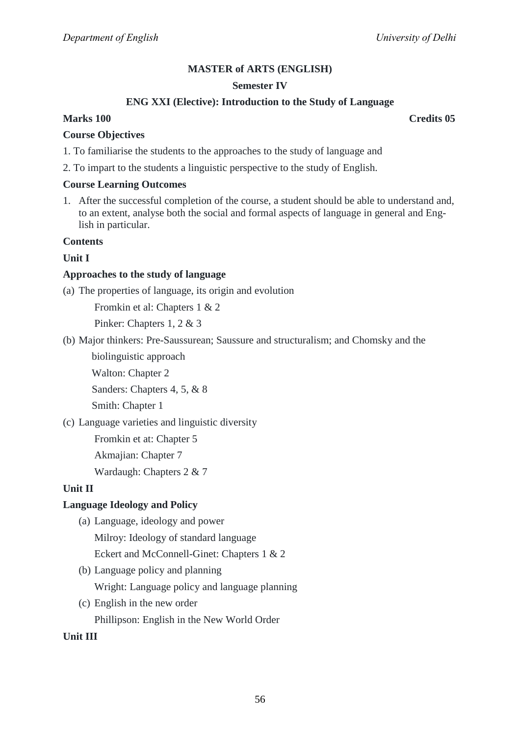## MASTER of ARTS (ENGLISH)

### Semester IV

### ENG XXI (Elective): Introduction to the Study of Language

**Marks 100** **Credits 05**

**Course Objectives**

1. To familiarise the students to the approaches to the study of language and

2. To impart to the students a linguistic perspective to the study of English.

**Course Learning Outcomes**

1. After the successful completion of the course, a student should be able to understand and, to an extent, analyse both the social and formal aspects of language in general and English in particular.

**Contents**

**Unit I**

**Approaches to the study of language**

(a) The properties of language, its origin and evolution

Fromkin et al: Chapters 1 & 2

Pinker: Chapters 1, 2 & 3

(b) Major thinkers: Pre-Saussurean; Saussure and structuralism; and Chomsky and the biolinguistic approach

Walton: Chapter 2

Sanders: Chapters 4, 5, & 8

Smith: Chapter 1

(c) Language varieties and linguistic diversity

Fromkin et at: Chapter 5

Akmajian: Chapter 7

Wardaugh: Chapters 2 & 7

**Unit II**

**Language Ideology and Policy**

(a) Language, ideology and power

Milroy: Ideology of standard language

Eckert and McConnell-Ginet: Chapters 1 & 2

(b) Language policy and planning

Wright: Language policy and language planning

(c) English in the new order

Phillipson: English in the New World Order

**Unit III**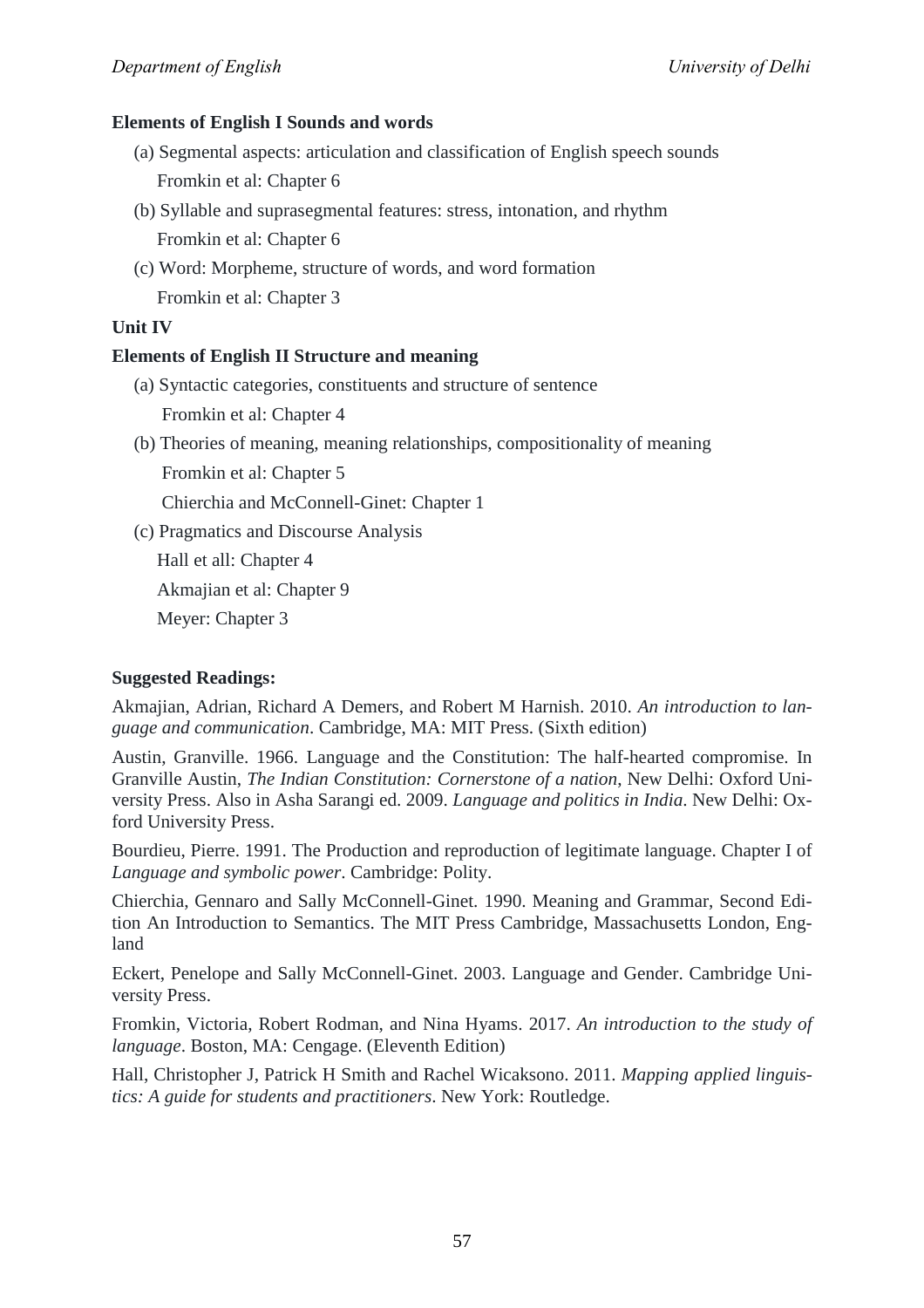**Elements of English I Sounds and words**

(a) Segmental aspects: articulation and classification of English speech sounds

Fromkin et al: Chapter 6

(b) Syllable and suprasegmental features: stress, intonation, and rhythm

Fromkin et al: Chapter 6

(c) Word: Morpheme, structure of words, and word formation

Fromkin et al: Chapter 3

**Unit IV**

**Elements of English II Structure and meaning**

(a) Syntactic categories, constituents and structure of sentence

Fromkin et al: Chapter 4

(b) Theories of meaning, meaning relationships, compositionality of meaning

Fromkin et al: Chapter 5

Chierchia and McConnell-Ginet: Chapter 1

(c) Pragmatics and Discourse Analysis

Hall et all: Chapter 4

Akmajian et al: Chapter 9

Meyer: Chapter 3

**Suggested Readings:**

Akmajian, Adrian, Richard A Demers, and Robert M Harnish. 2010. *An introduction to language and communication*. Cambridge, MA: MIT Press. (Sixth edition)

Austin, Granville. 1966. Language and the Constitution: The half-hearted compromise. In Granville Austin, *The Indian Constitution: Cornerstone of a nation*, New Delhi: Oxford University Press. Also in Asha Sarangi ed. 2009. *Language and politics in India*. New Delhi: Oxford University Press.

Bourdieu, Pierre. 1991. The Production and reproduction of legitimate language. Chapter I of *Language and symbolic power*. Cambridge: Polity.

Chierchia, Gennaro and Sally McConnell-Ginet. 1990. Meaning and Grammar, Second Edition An Introduction to Semantics. The MIT Press Cambridge, Massachusetts London, England

Eckert, Penelope and Sally McConnell-Ginet. 2003. Language and Gender. Cambridge University Press.

Fromkin, Victoria, Robert Rodman, and Nina Hyams. 2017. *An introduction to the study of language*. Boston, MA: Cengage. (Eleventh Edition)

Hall, Christopher J, Patrick H Smith and Rachel Wicaksono. 2011. *Mapping applied linguistics: A guide for students and practitioners*. New York: Routledge.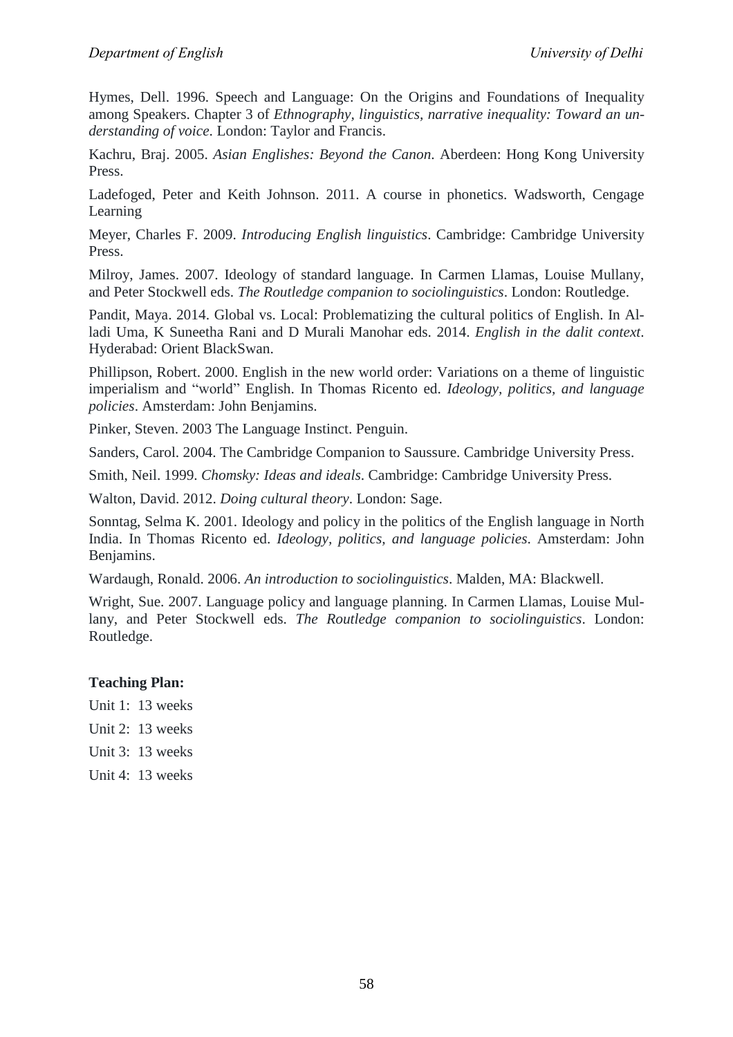Hymes, Dell. 1996. Speech and Language: On the Origins and Foundations of Inequality among Speakers. Chapter 3 of *Ethnography, linguistics, narrative inequality: Toward an understanding of voice*. London: Taylor and Francis.

Kachru, Braj. 2005. *Asian Englishes: Beyond the Canon*. Aberdeen: Hong Kong University Press.

Ladefoged, Peter and Keith Johnson. 2011. A course in phonetics. Wadsworth, Cengage Learning

Meyer, Charles F. 2009. *Introducing English linguistics*. Cambridge: Cambridge University Press.

Milroy, James. 2007. Ideology of standard language. In Carmen Llamas, Louise Mullany, and Peter Stockwell eds. *The Routledge companion to sociolinguistics*. London: Routledge.

Pandit, Maya. 2014. Global vs. Local: Problematizing the cultural politics of English. In Alladi Uma, K Suneetha Rani and D Murali Manohar eds. 2014. *English in the dalit context*. Hyderabad: Orient BlackSwan.

Phillipson, Robert. 2000. English in the new world order: Variations on a theme of linguistic imperialism and "world" English. In Thomas Ricento ed. *Ideology, politics, and language policies*. Amsterdam: John Benjamins.

Pinker, Steven. 2003 The Language Instinct. Penguin.

Sanders, Carol. 2004. The Cambridge Companion to Saussure. Cambridge University Press.

Smith, Neil. 1999. *Chomsky: Ideas and ideals*. Cambridge: Cambridge University Press.

Walton, David. 2012. *Doing cultural theory*. London: Sage.

Sonntag, Selma K. 2001. Ideology and policy in the politics of the English language in North India. In Thomas Ricento ed. *Ideology, politics, and language policies*. Amsterdam: John Benjamins.

Wardaugh, Ronald. 2006. *An introduction to sociolinguistics*. Malden, MA: Blackwell.

Wright, Sue. 2007. Language policy and language planning. In Carmen Llamas, Louise Mullany, and Peter Stockwell eds. *The Routledge companion to sociolinguistics*. London: Routledge.

**Teaching Plan:**

Unit 1: 13 weeks

Unit 2: 13 weeks

Unit 3: 13 weeks

Unit 4: 13 weeks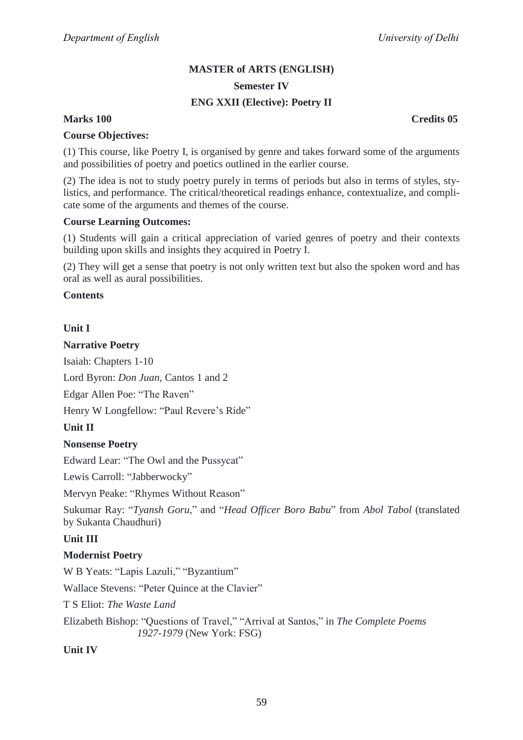**MASTER of ARTS (ENGLISH)**

**Semester IV**

**ENG XXII (Elective): Poetry II**

**Marks 100** **Credits 05**

**Course Objectives:**

(1) This course, like Poetry I, is organised by genre and takes forward some of the arguments and possibilities of poetry and poetics outlined in the earlier course.

(2) The idea is not to study poetry purely in terms of periods but also in terms of styles, stylistics, and performance. The critical/theoretical readings enhance, contextualize, and complicate some of the arguments and themes of the course.

**Course Learning Outcomes:**

(1) Students will gain a critical appreciation of varied genres of poetry and their contexts building upon skills and insights they acquired in Poetry I.

(2) They will get a sense that poetry is not only written text but also the spoken word and has oral as well as aural possibilities.

**Contents**

**Unit I**

**Narrative Poetry**

Isaiah: Chapters 1-10

Lord Byron: *Don Juan,* Cantos 1 and 2

Edgar Allen Poe: "The Raven"

Henry W Longfellow: "Paul Revere's Ride"

**Unit II**

**Nonsense Poetry**

Edward Lear: "The Owl and the Pussycat"

Lewis Carroll: "Jabberwocky"

Mervyn Peake: "Rhymes Without Reason"

Sukumar Ray: "*Tyansh Goru*," and "*Head Officer Boro Babu*" from *Abol Tabol* (translated by Sukanta Chaudhuri)

**Unit III**

**Modernist Poetry**

W B Yeats: "Lapis Lazuli," "Byzantium"

Wallace Stevens: "Peter Quince at the Clavier"

T S Eliot: *The Waste Land*

Elizabeth Bishop: "Questions of Travel," "Arrival at Santos," in *The Complete Poems 1927-1979* (New York: FSG)

**Unit IV**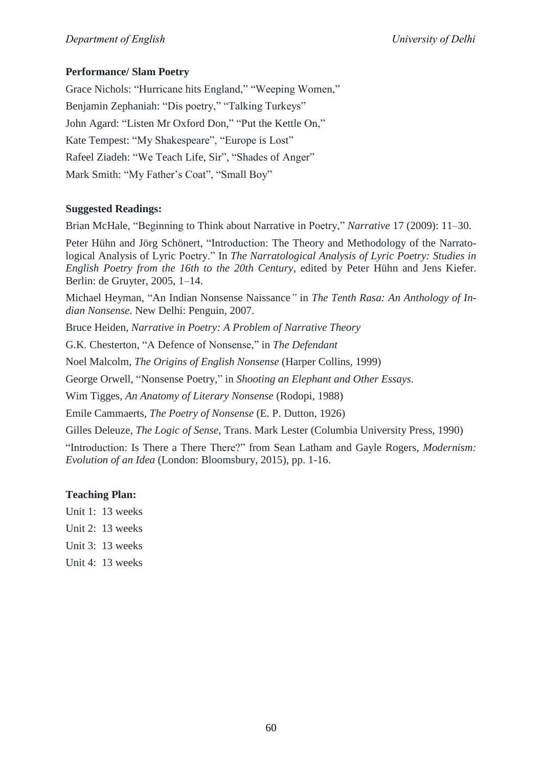**Performance/ Slam Poetry**

Grace Nichols: "Hurricane hits England," "Weeping Women,"

Benjamin Zephaniah: "Dis poetry," "Talking Turkeys"

John Agard: "Listen Mr Oxford Don," "Put the Kettle On,"

Kate Tempest: "My Shakespeare", "Europe is Lost"

Rafeel Ziadeh: "We Teach Life, Sir", "Shades of Anger"

Mark Smith: "My Father's Coat", "Small Boy"

**Suggested Readings:**

Brian McHale, "Beginning to Think about Narrative in Poetry," *Narrative* 17 (2009): 11–30.

Peter Hühn and Jörg Schönert, "Introduction: The Theory and Methodology of the Narratological Analysis of Lyric Poetry." In *The Narratological Analysis of Lyric Poetry: Studies in English Poetry from the 16th to the 20th Century*, edited by Peter Hühn and Jens Kiefer. Berlin: de Gruyter, 2005, 1–14.

Michael Heyman, "An Indian Nonsense Naissance*"* in *The Tenth Rasa: An Anthology of Indian Nonsense*. New Delhi: Penguin, 2007.

Bruce Heiden, *Narrative in Poetry: A Problem of Narrative Theory*

G.K. Chesterton, "A Defence of Nonsense," in *The Defendant*

Noel Malcolm, *The Origins of English Nonsense* (Harper Collins, 1999)

George Orwell, "Nonsense Poetry," in *Shooting an Elephant and Other Essays*.

Wim Tigges, *An Anatomy of Literary Nonsense* (Rodopi, 1988)

Emile Cammaerts, *The Poetry of Nonsense* (E. P. Dutton, 1926)

Gilles Deleuze, *The Logic of Sense*, Trans. Mark Lester (Columbia University Press, 1990)

"Introduction: Is There a There There?" from Sean Latham and Gayle Rogers, *Modernism: Evolution of an Idea* (London: Bloomsbury, 2015), pp. 1-16.

**Teaching Plan:**

Unit 1: 13 weeks

Unit 2: 13 weeks

Unit 3: 13 weeks

Unit 4: 13 weeks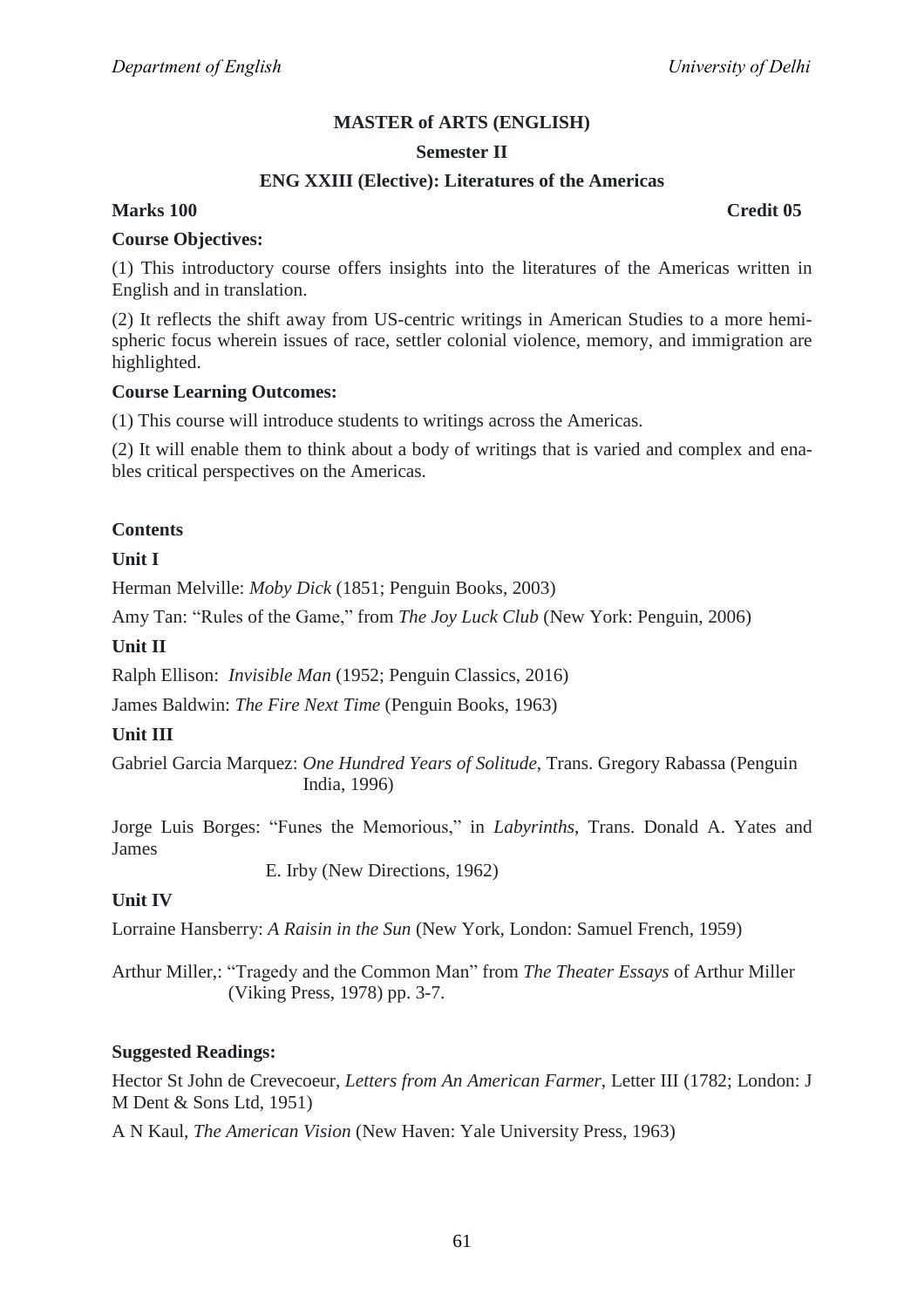**MASTER of ARTS (ENGLISH)**

**Semester II**

**ENG XXIII (Elective): Literatures of the Americas**

**Marks 100** **Credit 05**

**Course Objectives:**

(1) This introductory course offers insights into the literatures of the Americas written in English and in translation.

(2) It reflects the shift away from US-centric writings in American Studies to a more hemispheric focus wherein issues of race, settler colonial violence, memory, and immigration are highlighted.

**Course Learning Outcomes:**

(1) This course will introduce students to writings across the Americas.

(2) It will enable them to think about a body of writings that is varied and complex and enables critical perspectives on the Americas.

**Contents**

**Unit I**

Herman Melville: *Moby Dick* (1851; Penguin Books, 2003)

Amy Tan: "Rules of the Game," from *The Joy Luck Club* (New York: Penguin, 2006)

**Unit II**

Ralph Ellison: *Invisible Man* (1952; Penguin Classics, 2016)

James Baldwin: *The Fire Next Time* (Penguin Books, 1963)

**Unit III**

Gabriel Garcia Marquez: *One Hundred Years of Solitude*, Trans. Gregory Rabassa (Penguin India, 1996)

Jorge Luis Borges: "Funes the Memorious," in *Labyrinths*, Trans. Donald A. Yates and James E. Irby (New Directions, 1962)

**Unit IV**

Lorraine Hansberry: *A Raisin in the Sun* (New York, London: Samuel French, 1959)

Arthur Miller,: "Tragedy and the Common Man" from *The Theater Essays* of Arthur Miller (Viking Press, 1978) pp. 3-7.

**Suggested Readings:**

Hector St John de Crevecoeur, *Letters from An American Farmer*, Letter III (1782; London: J M Dent & Sons Ltd, 1951)

A N Kaul, *The American Vision* (New Haven: Yale University Press, 1963)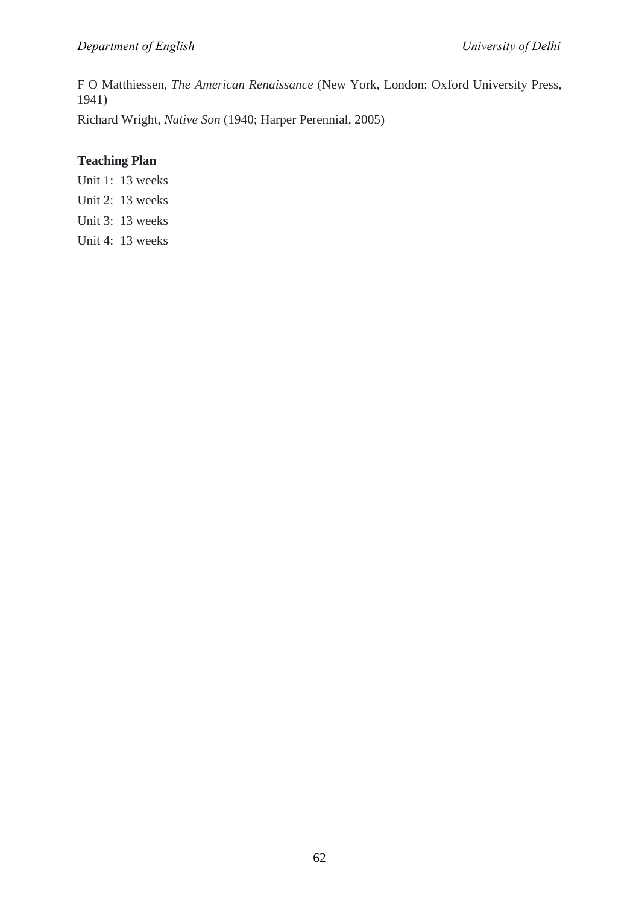F O Matthiessen, *The American Renaissance* (New York, London: Oxford University Press, 1941)

Richard Wright, *Native Son* (1940; Harper Perennial, 2005)

**Teaching Plan**

Unit 1: 13 weeks

Unit 2: 13 weeks

Unit 3: 13 weeks

Unit 4: 13 weeks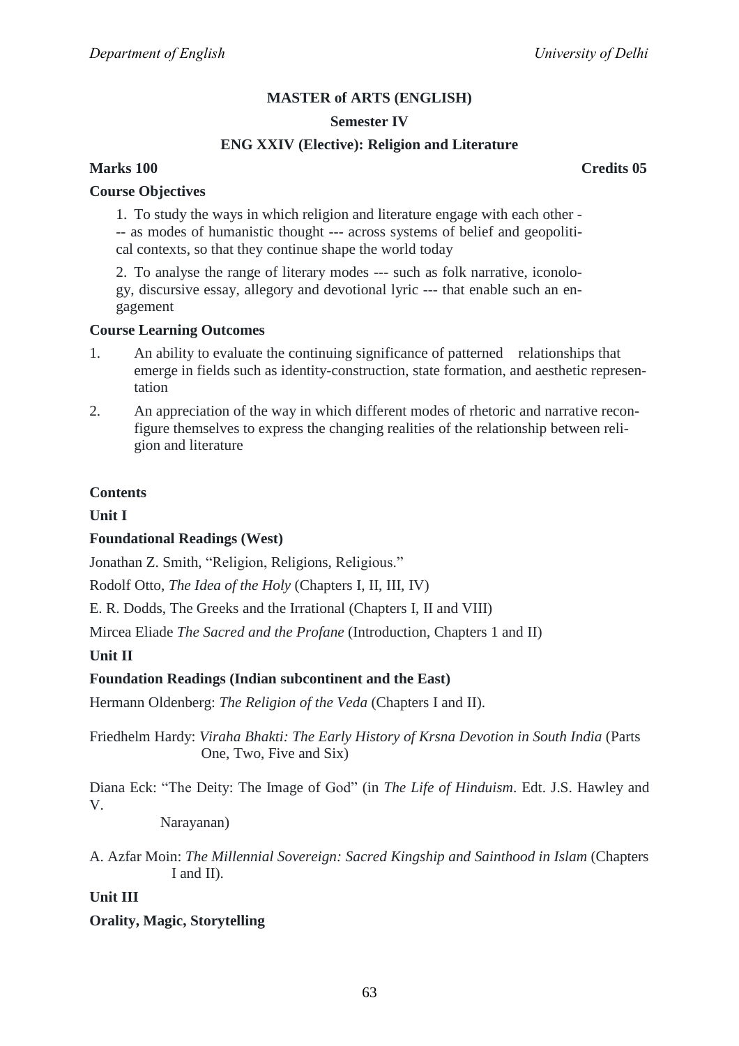**MASTER of ARTS (ENGLISH)**

**Semester IV**

**ENG XXIV (Elective): Religion and Literature**

**Marks 100** **Credits 05**

**Course Objectives**

1. To study the ways in which religion and literature engage with each other --- as modes of humanistic thought --- across systems of belief and geopolitical contexts, so that they continue shape the world today

2. To analyse the range of literary modes --- such as folk narrative, iconology, discursive essay, allegory and devotional lyric --- that enable such an engagement

**Course Learning Outcomes**

1. An ability to evaluate the continuing significance of patterned relationships that emerge in fields such as identity-construction, state formation, and aesthetic representation
2. An appreciation of the way in which different modes of rhetoric and narrative reconfigure themselves to express the changing realities of the relationship between religion and literature

**Contents**

**Unit I**

**Foundational Readings (West)**

Jonathan Z. Smith, "Religion, Religions, Religious."

Rodolf Otto, *The Idea of the Holy* (Chapters I, II, III, IV)

E. R. Dodds, The Greeks and the Irrational (Chapters I, II and VIII)

Mircea Eliade *The Sacred and the Profane* (Introduction, Chapters 1 and II)

**Unit II**

**Foundation Readings (Indian subcontinent and the East)**

Hermann Oldenberg: *The Religion of the Veda* (Chapters I and II).

Friedhelm Hardy: *Viraha Bhakti: The Early History of Krsna Devotion in South India* (Parts One, Two, Five and Six)

Diana Eck: "The Deity: The Image of God" (in *The Life of Hinduism*. Edt. J.S. Hawley and V. Narayanan)

A. Azfar Moin: *The Millennial Sovereign: Sacred Kingship and Sainthood in Islam* (Chapters I and II).

**Unit III**

**Orality, Magic, Storytelling**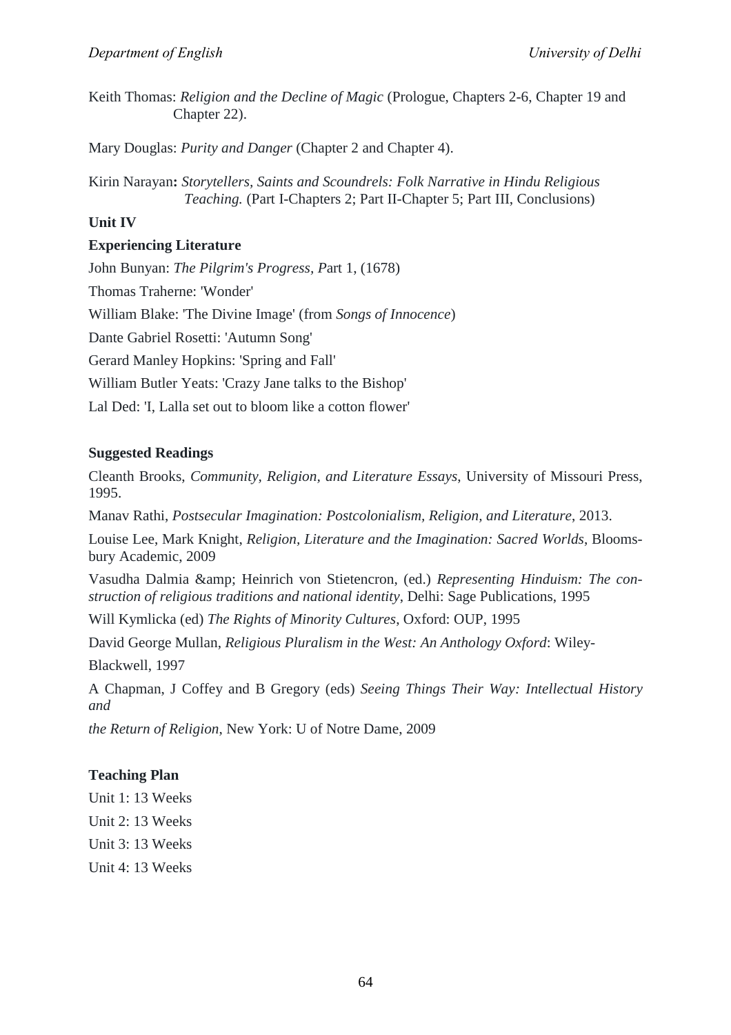Keith Thomas: *Religion and the Decline of Magic* (Prologue, Chapters 2-6, Chapter 19 and Chapter 22).

Mary Douglas: *Purity and Danger* (Chapter 2 and Chapter 4).

Kirin Narayan**:** *Storytellers, Saints and Scoundrels: Folk Narrative in Hindu Religious Teaching.* (Part I-Chapters 2; Part II-Chapter 5; Part III, Conclusions)

**Unit IV**

**Experiencing Literature**

John Bunyan: *The Pilgrim's Progress, P*art 1, (1678)

Thomas Traherne: 'Wonder'

William Blake: 'The Divine Image' (from *Songs of Innocence*)

Dante Gabriel Rosetti: 'Autumn Song'

Gerard Manley Hopkins: 'Spring and Fall'

William Butler Yeats: 'Crazy Jane talks to the Bishop'

Lal Ded: 'I, Lalla set out to bloom like a cotton flower'

**Suggested Readings**

Cleanth Brooks, *Community, Religion, and Literature Essays*, University of Missouri Press, 1995.

Manav Rathi, *Postsecular Imagination: Postcolonialism, Religion, and Literature*, 2013.

Louise Lee, Mark Knight, *Religion, Literature and the Imagination: Sacred Worlds*, Bloomsbury Academic, 2009

Vasudha Dalmia &amp; Heinrich von Stietencron, (ed.) *Representing Hinduism: The construction of religious traditions and national identity*, Delhi: Sage Publications, 1995

Will Kymlicka (ed) *The Rights of Minority Cultures*, Oxford: OUP, 1995

David George Mullan, *Religious Pluralism in the West: An Anthology Oxford*: Wiley-Blackwell, 1997

A Chapman, J Coffey and B Gregory (eds) *Seeing Things Their Way: Intellectual History and the Return of Religion*, New York: U of Notre Dame, 2009

**Teaching Plan**

Unit 1: 13 Weeks

Unit 2: 13 Weeks

Unit 3: 13 Weeks

Unit 4: 13 Weeks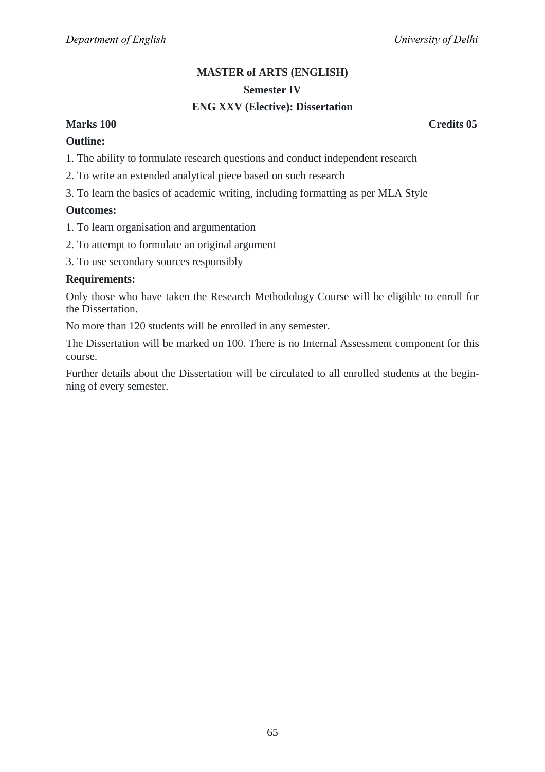**MASTER of ARTS (ENGLISH)**

**Semester IV**

**ENG XXV (Elective): Dissertation**

**Marks 100** **Credits 05**

**Outline:**

1. The ability to formulate research questions and conduct independent research
2. To write an extended analytical piece based on such research
3. To learn the basics of academic writing, including formatting as per MLA Style

**Outcomes:**

1. To learn organisation and argumentation
2. To attempt to formulate an original argument
3. To use secondary sources responsibly

**Requirements:**

Only those who have taken the Research Methodology Course will be eligible to enroll for the Dissertation.

No more than 120 students will be enrolled in any semester.

The Dissertation will be marked on 100. There is no Internal Assessment component for this course.

Further details about the Dissertation will be circulated to all enrolled students at the beginning of every semester.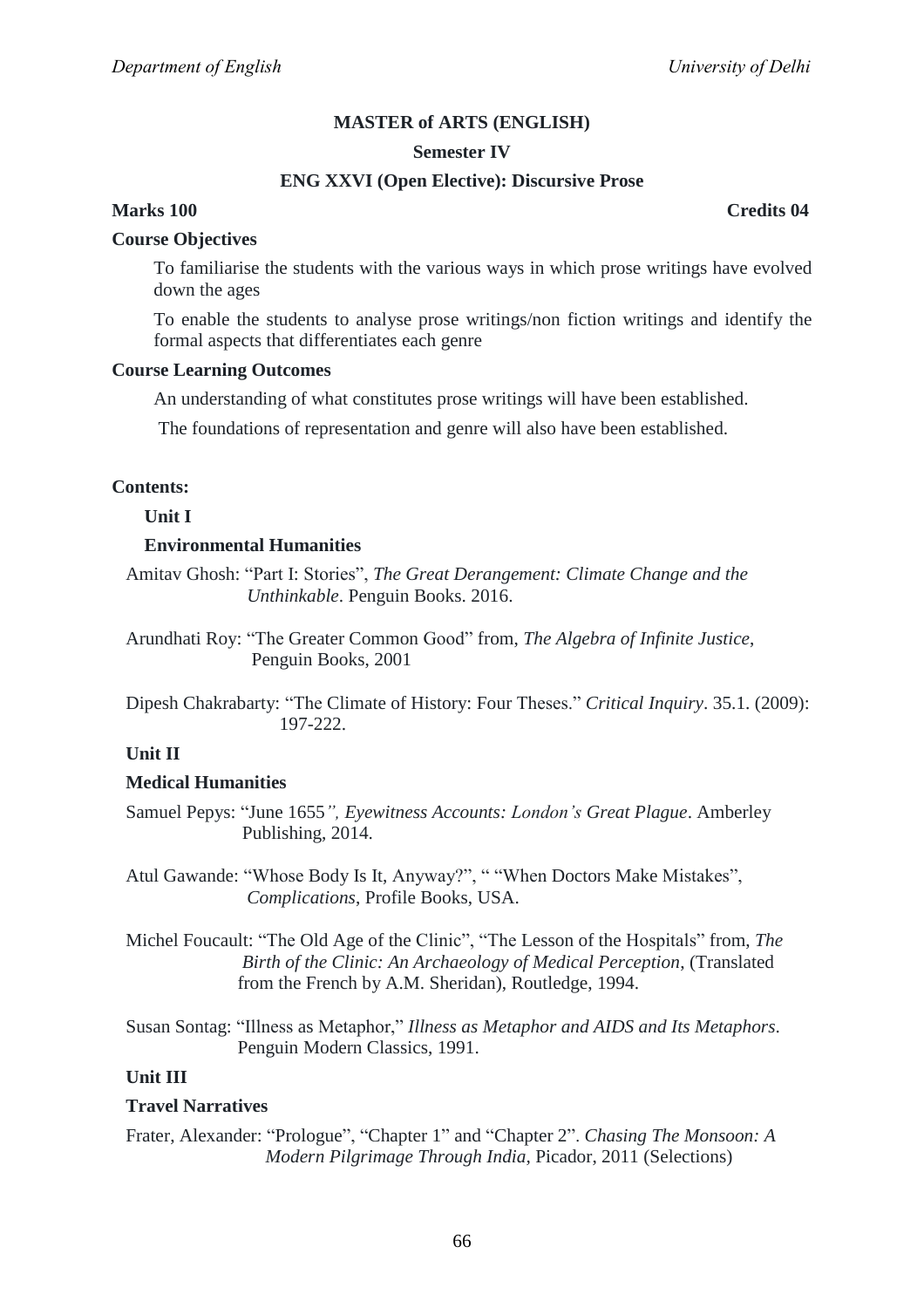**MASTER of ARTS (ENGLISH)**

**Semester IV**

**ENG XXVI (Open Elective): Discursive Prose**

**Marks 100** **Credits 04**

**Course Objectives**

To familiarise the students with the various ways in which prose writings have evolved down the ages

To enable the students to analyse prose writings/non fiction writings and identify the formal aspects that differentiates each genre

**Course Learning Outcomes**

An understanding of what constitutes prose writings will have been established.

The foundations of representation and genre will also have been established.

**Contents:**

**Unit I**

**Environmental Humanities**

Amitav Ghosh: "Part I: Stories", *The Great Derangement: Climate Change and the Unthinkable*. Penguin Books. 2016.

Arundhati Roy: "The Greater Common Good" from, *The Algebra of Infinite Justice*, Penguin Books, 2001

Dipesh Chakrabarty: "The Climate of History: Four Theses." *Critical Inquiry*. 35.1. (2009): 197-222.

**Unit II**

**Medical Humanities**

Samuel Pepys: "June 1655*", Eyewitness Accounts: London's Great Plague*. Amberley Publishing, 2014.

Atul Gawande: "Whose Body Is It, Anyway?", " "When Doctors Make Mistakes", *Complications*, Profile Books, USA.

Michel Foucault: "The Old Age of the Clinic", "The Lesson of the Hospitals" from, *The Birth of the Clinic: An Archaeology of Medical Perception*, (Translated from the French by A.M. Sheridan), Routledge, 1994.

Susan Sontag: "Illness as Metaphor," *Illness as Metaphor and AIDS and Its Metaphors*. Penguin Modern Classics, 1991.

**Unit III**

**Travel Narratives**

Frater, Alexander: "Prologue", "Chapter 1" and "Chapter 2". *Chasing The Monsoon: A Modern Pilgrimage Through India,* Picador, 2011 (Selections)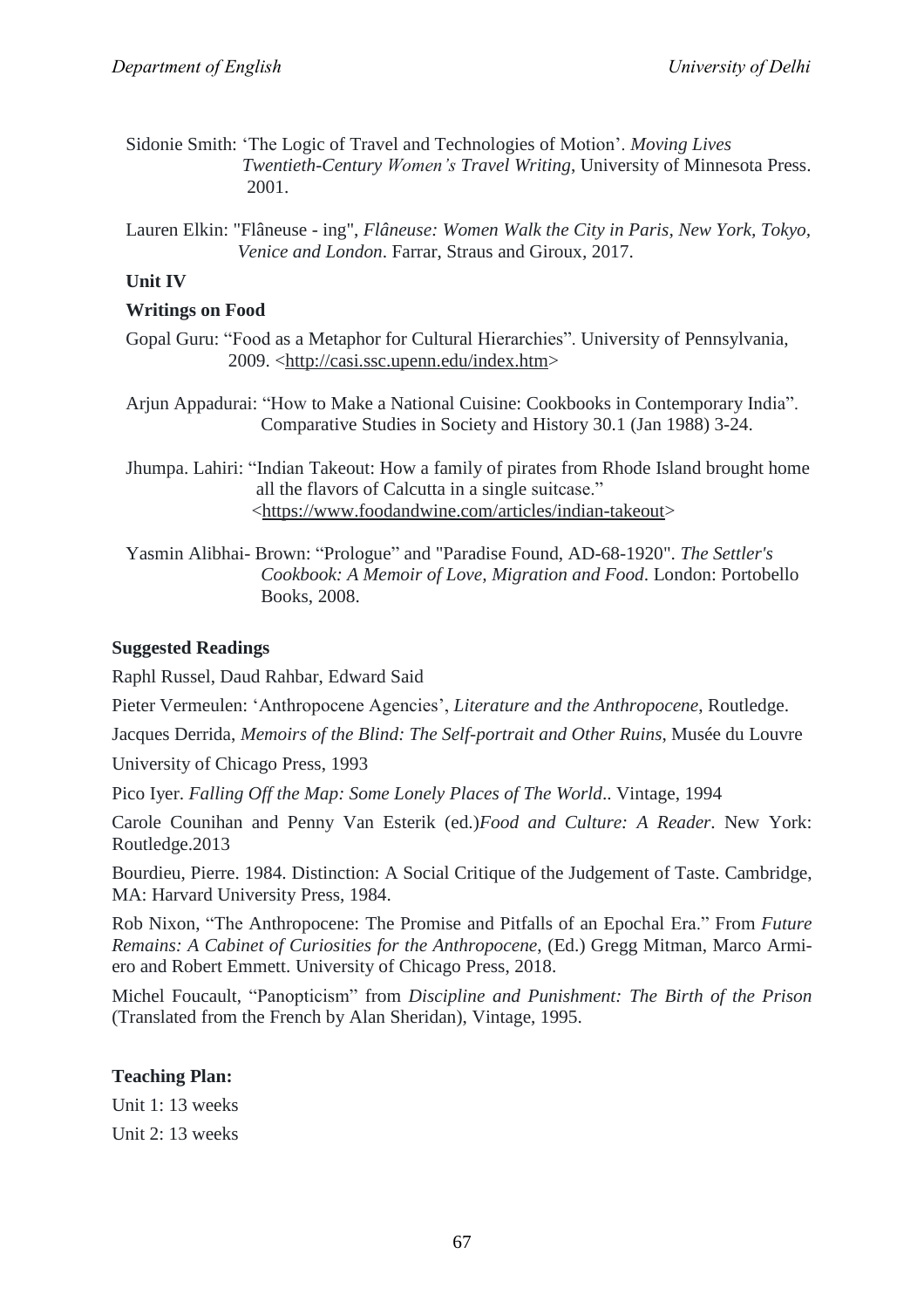Sidonie Smith: 'The Logic of Travel and Technologies of Motion'. *Moving Lives Twentieth-Century Women's Travel Writing*, University of Minnesota Press. 2001.

Lauren Elkin: "Flâneuse - ing", *Flâneuse: Women Walk the City in Paris, New York, Tokyo, Venice and London*. Farrar, Straus and Giroux, 2017.

**Unit IV**

**Writings on Food**

Gopal Guru: "Food as a Metaphor for Cultural Hierarchies". University of Pennsylvania, 2009. <http://casi.ssc.upenn.edu/index.htm>

Arjun Appadurai: "How to Make a National Cuisine: Cookbooks in Contemporary India". Comparative Studies in Society and History 30.1 (Jan 1988) 3-24.

Jhumpa. Lahiri: "Indian Takeout: How a family of pirates from Rhode Island brought home all the flavors of Calcutta in a single suitcase." <https://www.foodandwine.com/articles/indian-takeout>

Yasmin Alibhai- Brown: "Prologue" and "Paradise Found, AD-68-1920". *The Settler's Cookbook: A Memoir of Love, Migration and Food*. London: Portobello Books, 2008.

**Suggested Readings**

Raphl Russel, Daud Rahbar, Edward Said

Pieter Vermeulen: 'Anthropocene Agencies', *Literature and the Anthropocene*, Routledge.

Jacques Derrida, *Memoirs of the Blind: The Self-portrait and Other Ruins*, Musée du Louvre

University of Chicago Press, 1993

Pico Iyer. *Falling Off the Map: Some Lonely Places of The World*.. Vintage, 1994

Carole Counihan and Penny Van Esterik (ed.)*Food and Culture: A Reader*. New York: Routledge.2013

Bourdieu, Pierre. 1984. Distinction: A Social Critique of the Judgement of Taste. Cambridge, MA: Harvard University Press, 1984.

Rob Nixon, "The Anthropocene: The Promise and Pitfalls of an Epochal Era." From *Future Remains: A Cabinet of Curiosities for the Anthropocene*, (Ed.) Gregg Mitman, Marco Armiero and Robert Emmett. University of Chicago Press, 2018.

Michel Foucault, "Panopticism" from *Discipline and Punishment: The Birth of the Prison* (Translated from the French by Alan Sheridan), Vintage, 1995.

**Teaching Plan:**

Unit 1: 13 weeks

Unit 2: 13 weeks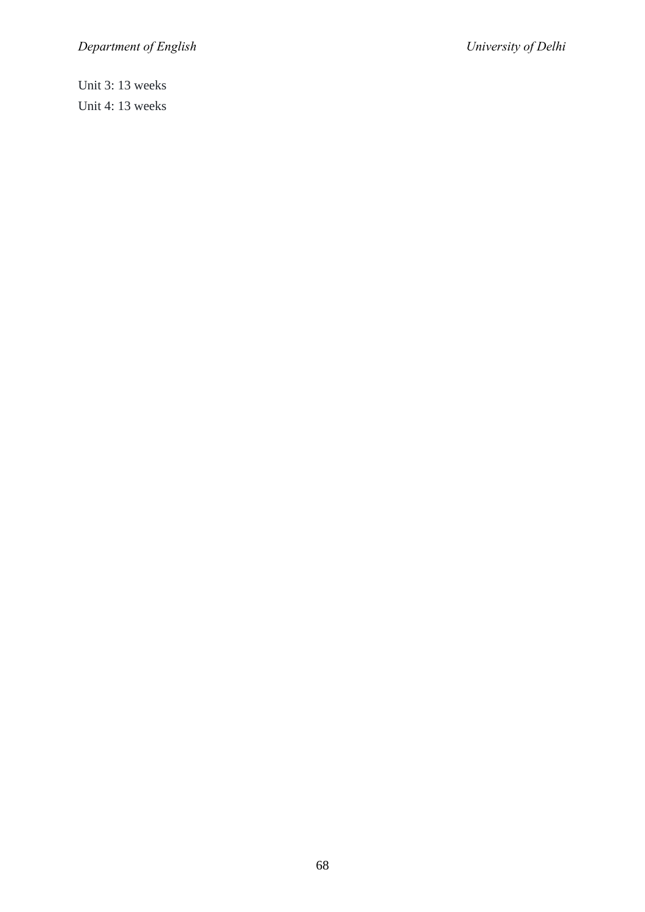Unit 3: 13 weeks

Unit 4: 13 weeks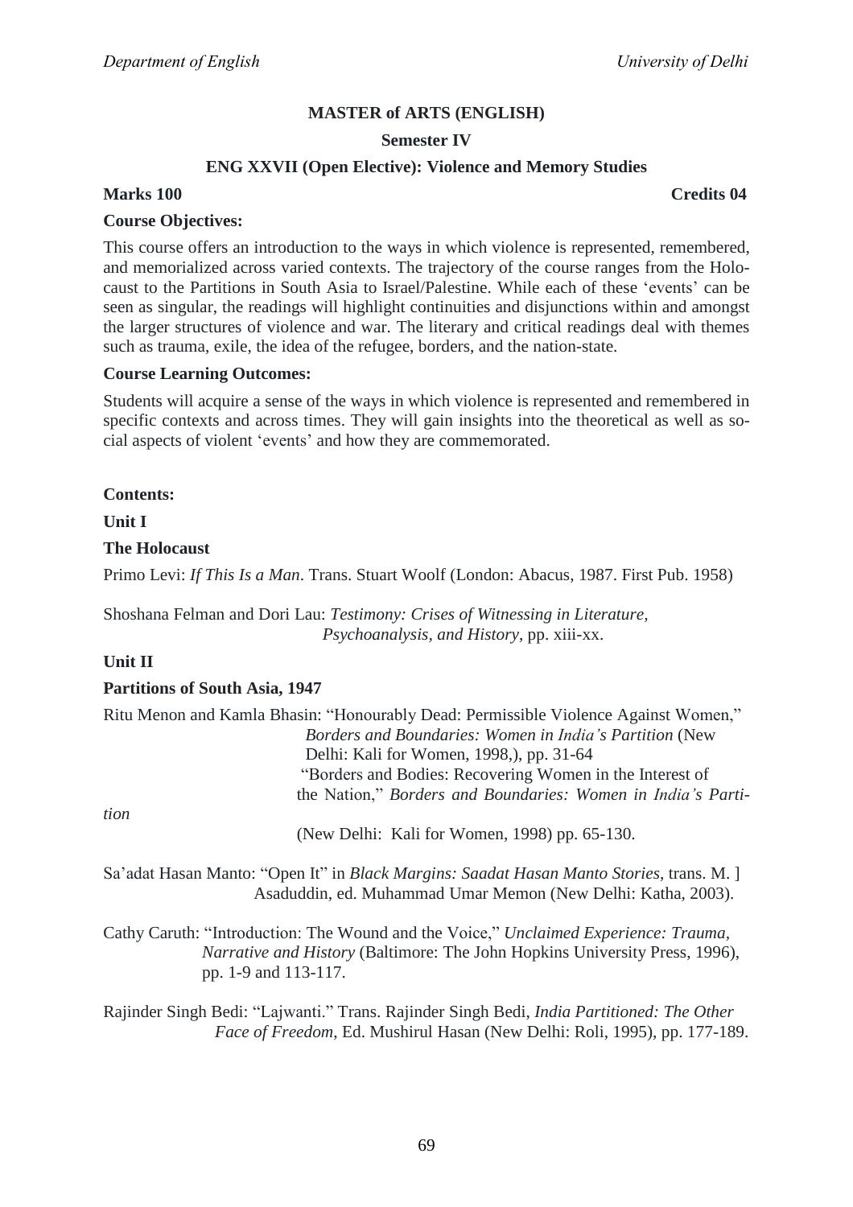**MASTER of ARTS (ENGLISH)**

**Semester IV**

**ENG XXVII (Open Elective): Violence and Memory Studies**

**Marks 100** **Credits 04**

**Course Objectives:**

This course offers an introduction to the ways in which violence is represented, remembered, and memorialized across varied contexts. The trajectory of the course ranges from the Holocaust to the Partitions in South Asia to Israel/Palestine. While each of these 'events' can be seen as singular, the readings will highlight continuities and disjunctions within and amongst the larger structures of violence and war. The literary and critical readings deal with themes such as trauma, exile, the idea of the refugee, borders, and the nation-state.

**Course Learning Outcomes:**

Students will acquire a sense of the ways in which violence is represented and remembered in specific contexts and across times. They will gain insights into the theoretical as well as social aspects of violent 'events' and how they are commemorated.

**Contents:**

**Unit I**

**The Holocaust**

Primo Levi: *If This Is a Man*. Trans. Stuart Woolf (London: Abacus, 1987. First Pub. 1958)

Shoshana Felman and Dori Lau: *Testimony: Crises of Witnessing in Literature, Psychoanalysis, and History*, pp. xiii-xx.

**Unit II**

**Partitions of South Asia, 1947**

Ritu Menon and Kamla Bhasin: "Honourably Dead: Permissible Violence Against Women," *Borders and Boundaries: Women in India's Partition* (New Delhi: Kali for Women, 1998,), pp. 31-64

"Borders and Bodies: Recovering Women in the Interest of the Nation," *Borders and Boundaries: Women in India's Partition* (New Delhi: Kali for Women, 1998) pp. 65-130.

Sa'adat Hasan Manto: "Open It" in *Black Margins: Saadat Hasan Manto Stories*, trans. M. ] Asaduddin, ed. Muhammad Umar Memon (New Delhi: Katha, 2003).

Cathy Caruth: "Introduction: The Wound and the Voice," *Unclaimed Experience: Trauma, Narrative and History* (Baltimore: The John Hopkins University Press, 1996), pp. 1-9 and 113-117.

Rajinder Singh Bedi: "Lajwanti." Trans. Rajinder Singh Bedi, *India Partitioned: The Other Face of Freedom*, Ed. Mushirul Hasan (New Delhi: Roli, 1995), pp. 177-189.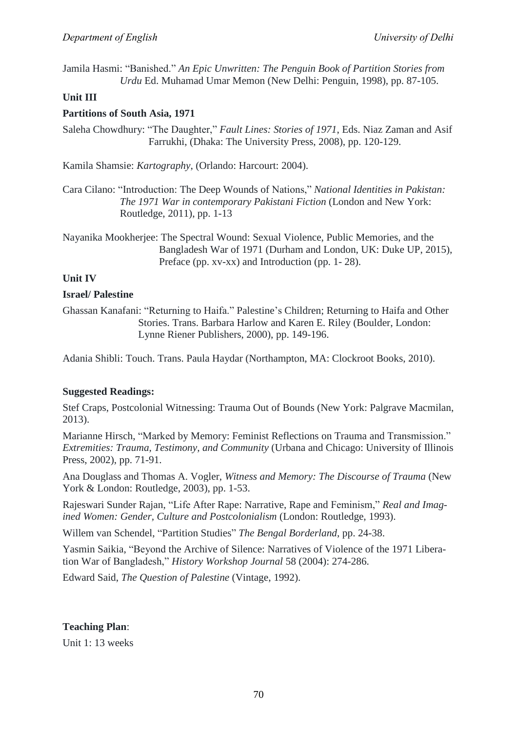Jamila Hasmi: "Banished." *An Epic Unwritten: The Penguin Book of Partition Stories from Urdu* Ed. Muhamad Umar Memon (New Delhi: Penguin, 1998), pp. 87-105.

**Unit III**

**Partitions of South Asia, 1971**

Saleha Chowdhury: "The Daughter," *Fault Lines: Stories of 1971*, Eds. Niaz Zaman and Asif Farrukhi, (Dhaka: The University Press, 2008), pp. 120-129.

Kamila Shamsie: *Kartography*, (Orlando: Harcourt: 2004).

Cara Cilano: "Introduction: The Deep Wounds of Nations," *National Identities in Pakistan: The 1971 War in contemporary Pakistani Fiction* (London and New York: Routledge, 2011), pp. 1-13

Nayanika Mookherjee: The Spectral Wound: Sexual Violence, Public Memories, and the Bangladesh War of 1971 (Durham and London, UK: Duke UP, 2015), Preface (pp. xv-xx) and Introduction (pp. 1- 28).

**Unit IV**

**Israel/ Palestine**

Ghassan Kanafani: "Returning to Haifa." Palestine's Children; Returning to Haifa and Other Stories. Trans. Barbara Harlow and Karen E. Riley (Boulder, London: Lynne Riener Publishers, 2000), pp. 149-196.

Adania Shibli: Touch. Trans. Paula Haydar (Northampton, MA: Clockroot Books, 2010).

**Suggested Readings:**

Stef Craps, Postcolonial Witnessing: Trauma Out of Bounds (New York: Palgrave Macmilan, 2013).

Marianne Hirsch, "Marked by Memory: Feminist Reflections on Trauma and Transmission." *Extremities: Trauma, Testimony, and Community* (Urbana and Chicago: University of Illinois Press, 2002), pp. 71-91.

Ana Douglass and Thomas A. Vogler, *Witness and Memory: The Discourse of Trauma* (New York & London: Routledge, 2003), pp. 1-53.

Rajeswari Sunder Rajan, "Life After Rape: Narrative, Rape and Feminism," *Real and Imagined Women: Gender, Culture and Postcolonialism* (London: Routledge, 1993).

Willem van Schendel, "Partition Studies" *The Bengal Borderland*, pp. 24-38.

Yasmin Saikia, "Beyond the Archive of Silence: Narratives of Violence of the 1971 Liberation War of Bangladesh," *History Workshop Journal* 58 (2004): 274-286.

Edward Said, *The Question of Palestine* (Vintage, 1992).

**Teaching Plan**:

Unit 1: 13 weeks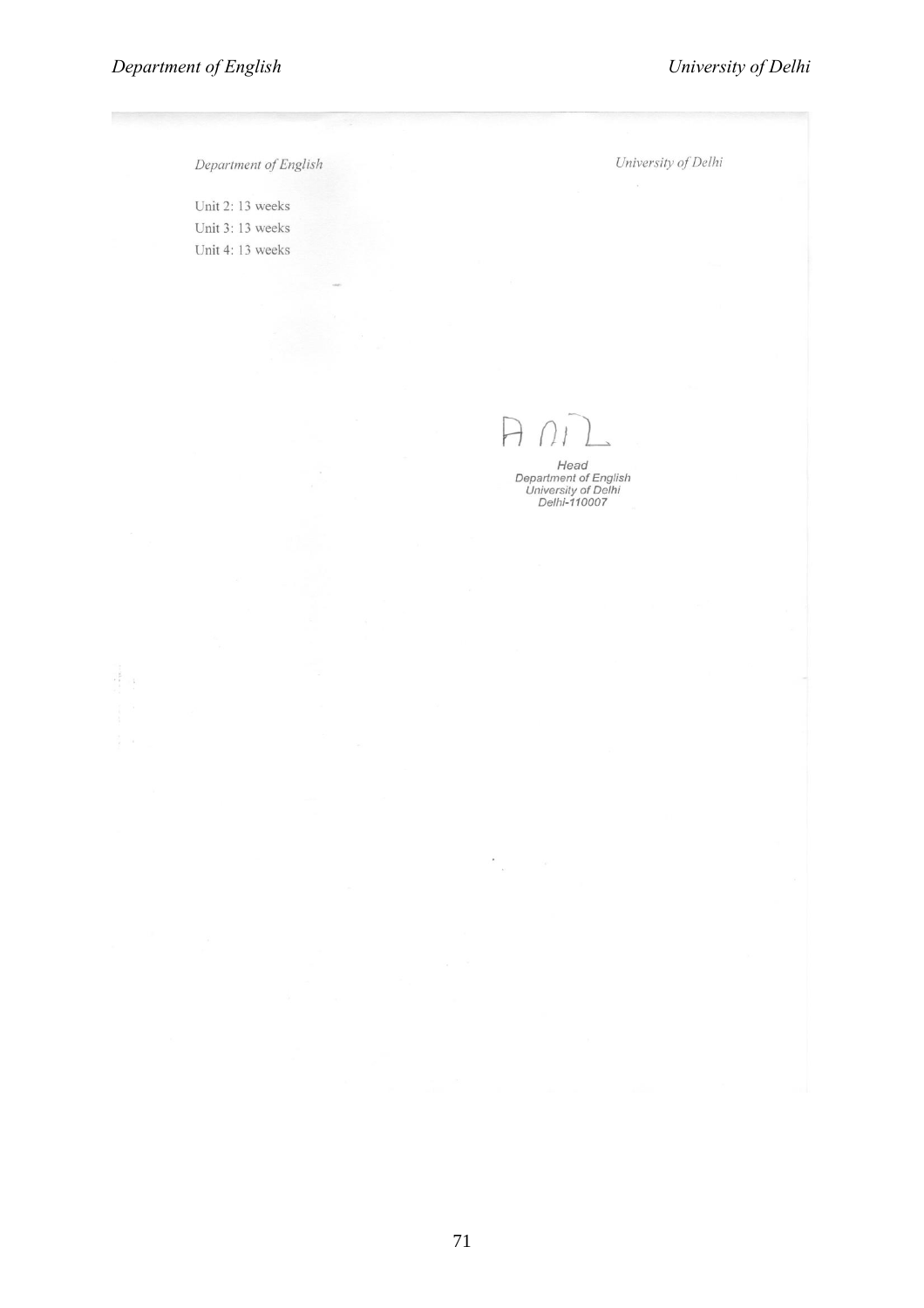Unit 2: 13 weeks

Unit 3: 13 weeks

Unit 4: 13 weeks

Anil

Head
Department of English
University of Delhi
Delhi-110007